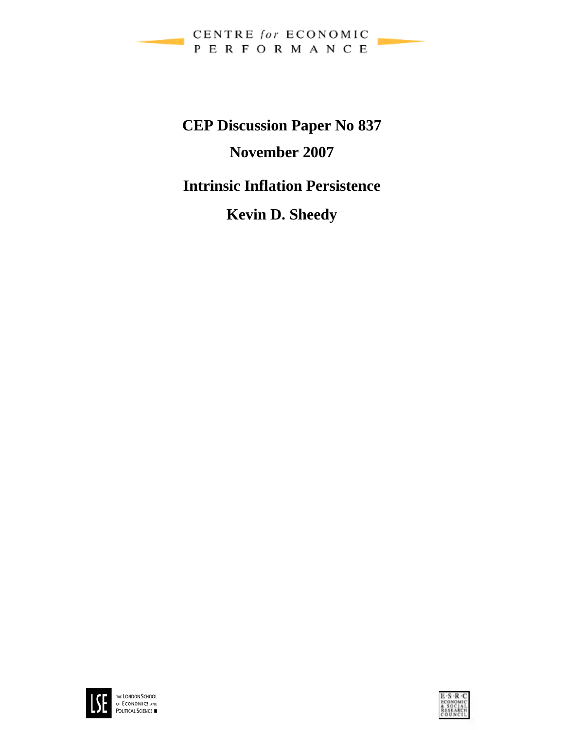CENTRE *for* ECONOMIC PERFORMANCE

# CEP Discussion Paper No 837

## November 2007

# Intrinsic Inflation Persistence

## Kevin D. Sheedy

THE LONDON SCHOOL OF ECONOMICS AND POLITICAL SCIENCE

E·S·R·C ECONOMIC & SOCIAL RESEARCH COUNCIL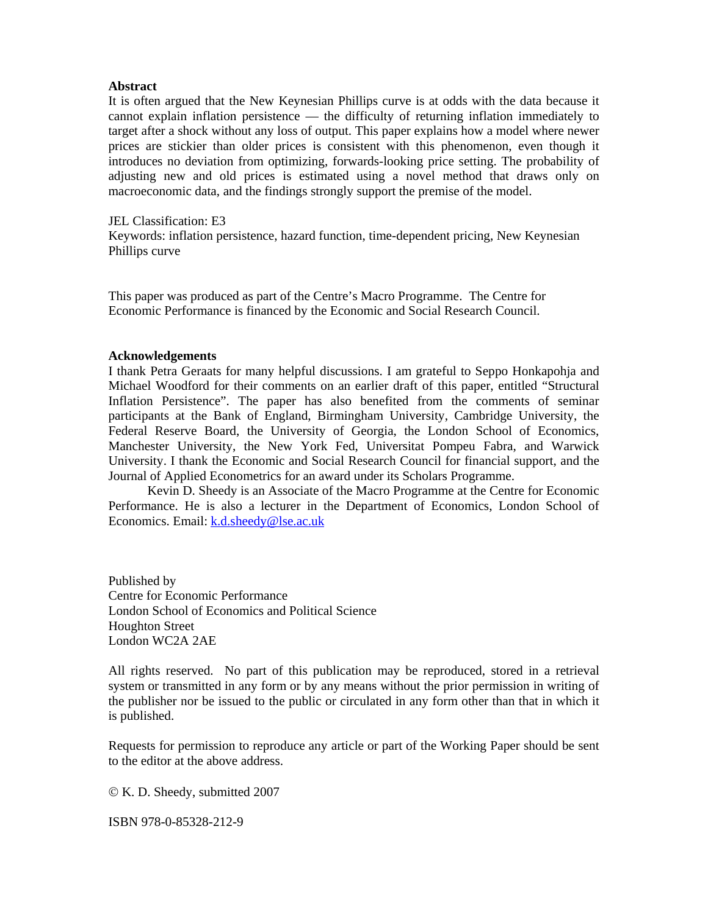**Abstract**

It is often argued that the New Keynesian Phillips curve is at odds with the data because it cannot explain inflation persistence — the difficulty of returning inflation immediately to target after a shock without any loss of output. This paper explains how a model where newer prices are stickier than older prices is consistent with this phenomenon, even though it introduces no deviation from optimizing, forwards-looking price setting. The probability of adjusting new and old prices is estimated using a novel method that draws only on macroeconomic data, and the findings strongly support the premise of the model.

JEL Classification: E3

Keywords: inflation persistence, hazard function, time-dependent pricing, New Keynesian Phillips curve

This paper was produced as part of the Centre's Macro Programme. The Centre for Economic Performance is financed by the Economic and Social Research Council.

**Acknowledgements**

I thank Petra Geraats for many helpful discussions. I am grateful to Seppo Honkapohja and Michael Woodford for their comments on an earlier draft of this paper, entitled "Structural Inflation Persistence". The paper has also benefited from the comments of seminar participants at the Bank of England, Birmingham University, Cambridge University, the Federal Reserve Board, the University of Georgia, the London School of Economics, Manchester University, the New York Fed, Universitat Pompeu Fabra, and Warwick University. I thank the Economic and Social Research Council for financial support, and the Journal of Applied Econometrics for an award under its Scholars Programme.

Kevin D. Sheedy is an Associate of the Macro Programme at the Centre for Economic Performance. He is also a lecturer in the Department of Economics, London School of Economics. Email: k.d.sheedy@lse.ac.uk

Published by
Centre for Economic Performance
London School of Economics and Political Science
Houghton Street
London WC2A 2AE

All rights reserved. No part of this publication may be reproduced, stored in a retrieval system or transmitted in any form or by any means without the prior permission in writing of the publisher nor be issued to the public or circulated in any form other than that in which it is published.

Requests for permission to reproduce any article or part of the Working Paper should be sent to the editor at the above address.

© K. D. Sheedy, submitted 2007

ISBN 978-0-85328-212-9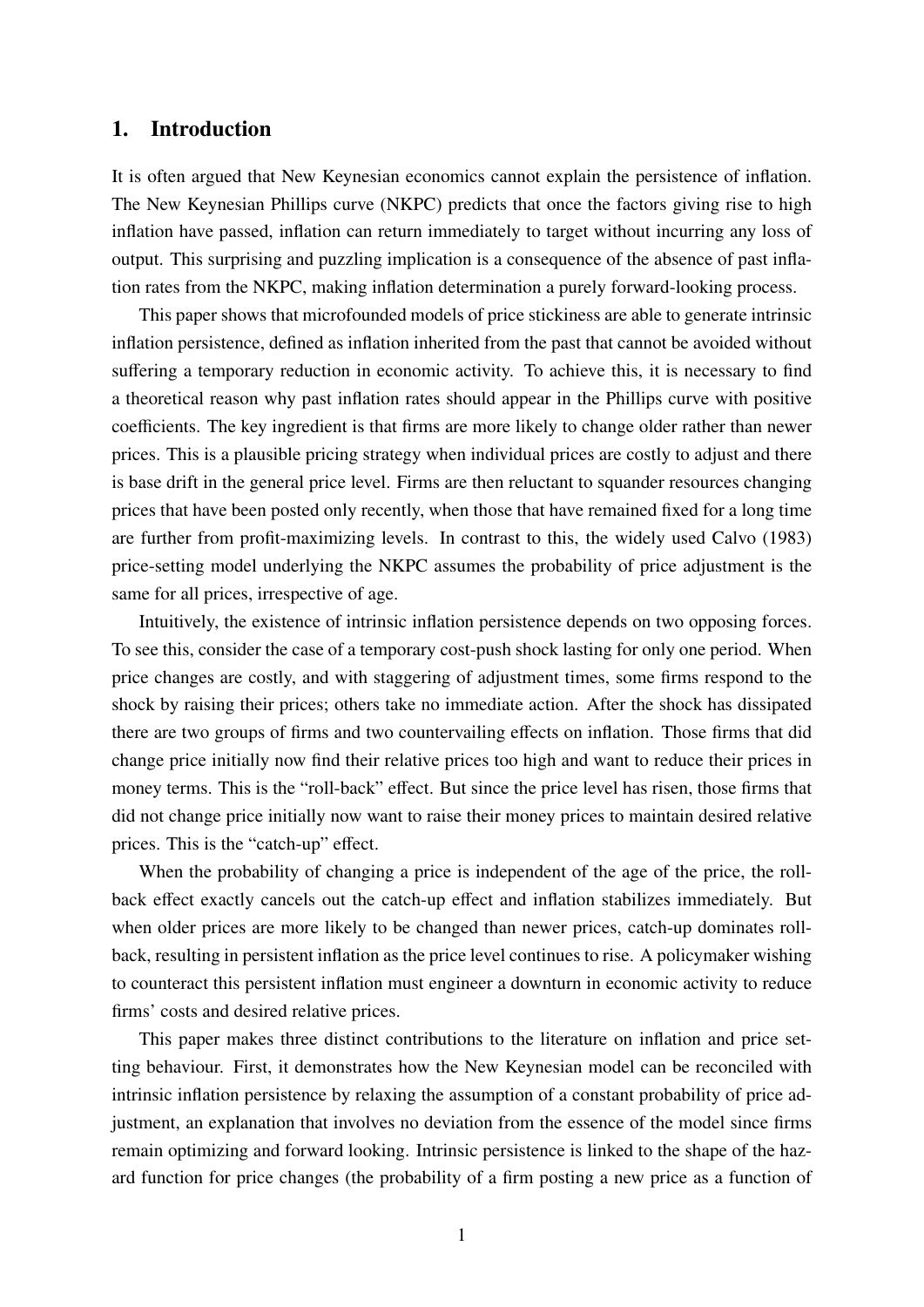## 1. Introduction

It is often argued that New Keynesian economics cannot explain the persistence of inflation. The New Keynesian Phillips curve (NKPC) predicts that once the factors giving rise to high inflation have passed, inflation can return immediately to target without incurring any loss of output. This surprising and puzzling implication is a consequence of the absence of past inflation rates from the NKPC, making inflation determination a purely forward-looking process.

This paper shows that microfounded models of price stickiness are able to generate intrinsic inflation persistence, defined as inflation inherited from the past that cannot be avoided without suffering a temporary reduction in economic activity. To achieve this, it is necessary to find a theoretical reason why past inflation rates should appear in the Phillips curve with positive coefficients. The key ingredient is that firms are more likely to change older rather than newer prices. This is a plausible pricing strategy when individual prices are costly to adjust and there is base drift in the general price level. Firms are then reluctant to squander resources changing prices that have been posted only recently, when those that have remained fixed for a long time are further from profit-maximizing levels. In contrast to this, the widely used Calvo (1983) price-setting model underlying the NKPC assumes the probability of price adjustment is the same for all prices, irrespective of age.

Intuitively, the existence of intrinsic inflation persistence depends on two opposing forces. To see this, consider the case of a temporary cost-push shock lasting for only one period. When price changes are costly, and with staggering of adjustment times, some firms respond to the shock by raising their prices; others take no immediate action. After the shock has dissipated there are two groups of firms and two countervailing effects on inflation. Those firms that did change price initially now find their relative prices too high and want to reduce their prices in money terms. This is the "roll-back" effect. But since the price level has risen, those firms that did not change price initially now want to raise their money prices to maintain desired relative prices. This is the "catch-up" effect.

When the probability of changing a price is independent of the age of the price, the roll-back effect exactly cancels out the catch-up effect and inflation stabilizes immediately. But when older prices are more likely to be changed than newer prices, catch-up dominates roll-back, resulting in persistent inflation as the price level continues to rise. A policymaker wishing to counteract this persistent inflation must engineer a downturn in economic activity to reduce firms' costs and desired relative prices.

This paper makes three distinct contributions to the literature on inflation and price setting behaviour. First, it demonstrates how the New Keynesian model can be reconciled with intrinsic inflation persistence by relaxing the assumption of a constant probability of price adjustment, an explanation that involves no deviation from the essence of the model since firms remain optimizing and forward looking. Intrinsic persistence is linked to the shape of the hazard function for price changes (the probability of a firm posting a new price as a function of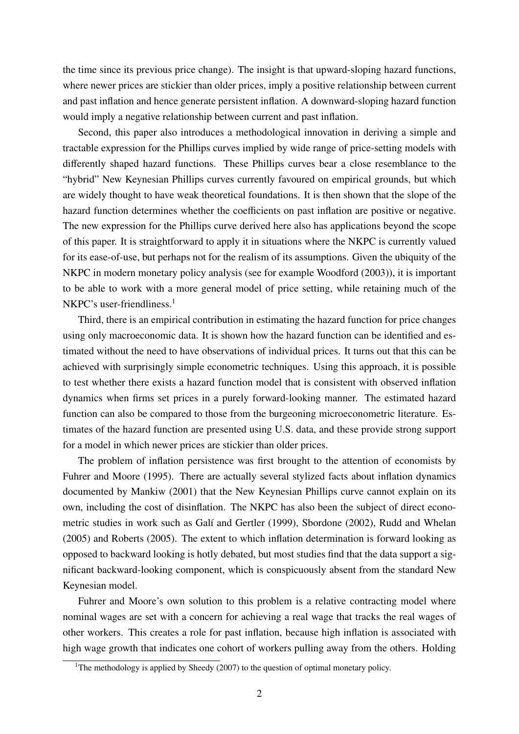the time since its previous price change). The insight is that upward-sloping hazard functions, where newer prices are stickier than older prices, imply a positive relationship between current and past inflation and hence generate persistent inflation. A downward-sloping hazard function would imply a negative relationship between current and past inflation.

Second, this paper also introduces a methodological innovation in deriving a simple and tractable expression for the Phillips curves implied by wide range of price-setting models with differently shaped hazard functions. These Phillips curves bear a close resemblance to the "hybrid" New Keynesian Phillips curves currently favoured on empirical grounds, but which are widely thought to have weak theoretical foundations. It is then shown that the slope of the hazard function determines whether the coefficients on past inflation are positive or negative. The new expression for the Phillips curve derived here also has applications beyond the scope of this paper. It is straightforward to apply it in situations where the NKPC is currently valued for its ease-of-use, but perhaps not for the realism of its assumptions. Given the ubiquity of the NKPC in modern monetary policy analysis (see for example Woodford (2003)), it is important to be able to work with a more general model of price setting, while retaining much of the NKPC's user-friendliness.[1]

Third, there is an empirical contribution in estimating the hazard function for price changes using only macroeconomic data. It is shown how the hazard function can be identified and estimated without the need to have observations of individual prices. It turns out that this can be achieved with surprisingly simple econometric techniques. Using this approach, it is possible to test whether there exists a hazard function model that is consistent with observed inflation dynamics when firms set prices in a purely forward-looking manner. The estimated hazard function can also be compared to those from the burgeoning microeconometric literature. Estimates of the hazard function are presented using U.S. data, and these provide strong support for a model in which newer prices are stickier than older prices.

The problem of inflation persistence was first brought to the attention of economists by Fuhrer and Moore (1995). There are actually several stylized facts about inflation dynamics documented by Mankiw (2001) that the New Keynesian Phillips curve cannot explain on its own, including the cost of disinflation. The NKPC has also been the subject of direct econometric studies in work such as Galí and Gertler (1999), Sbordone (2002), Rudd and Whelan (2005) and Roberts (2005). The extent to which inflation determination is forward looking as opposed to backward looking is hotly debated, but most studies find that the data support a significant backward-looking component, which is conspicuously absent from the standard New Keynesian model.

Fuhrer and Moore's own solution to this problem is a relative contracting model where nominal wages are set with a concern for achieving a real wage that tracks the real wages of other workers. This creates a role for past inflation, because high inflation is associated with high wage growth that indicates one cohort of workers pulling away from the others. Holding

[1] The methodology is applied by Sheedy (2007) to the question of optimal monetary policy.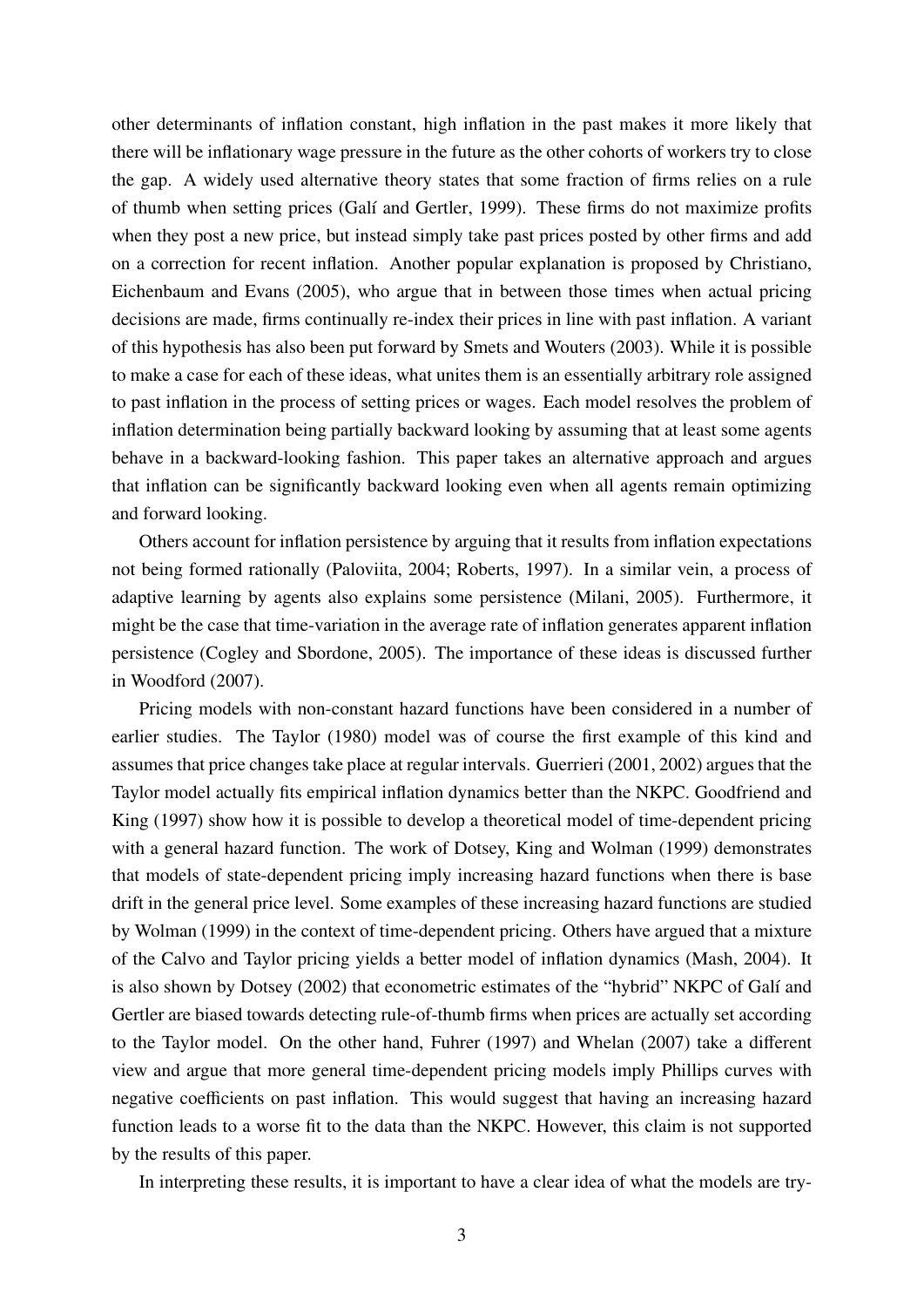other determinants of inflation constant, high inflation in the past makes it more likely that there will be inflationary wage pressure in the future as the other cohorts of workers try to close the gap. A widely used alternative theory states that some fraction of firms relies on a rule of thumb when setting prices (Galí and Gertler, 1999). These firms do not maximize profits when they post a new price, but instead simply take past prices posted by other firms and add on a correction for recent inflation. Another popular explanation is proposed by Christiano, Eichenbaum and Evans (2005), who argue that in between those times when actual pricing decisions are made, firms continually re-index their prices in line with past inflation. A variant of this hypothesis has also been put forward by Smets and Wouters (2003). While it is possible to make a case for each of these ideas, what unites them is an essentially arbitrary role assigned to past inflation in the process of setting prices or wages. Each model resolves the problem of inflation determination being partially backward looking by assuming that at least some agents behave in a backward-looking fashion. This paper takes an alternative approach and argues that inflation can be significantly backward looking even when all agents remain optimizing and forward looking.

Others account for inflation persistence by arguing that it results from inflation expectations not being formed rationally (Paloviita, 2004; Roberts, 1997). In a similar vein, a process of adaptive learning by agents also explains some persistence (Milani, 2005). Furthermore, it might be the case that time-variation in the average rate of inflation generates apparent inflation persistence (Cogley and Sbordone, 2005). The importance of these ideas is discussed further in Woodford (2007).

Pricing models with non-constant hazard functions have been considered in a number of earlier studies. The Taylor (1980) model was of course the first example of this kind and assumes that price changes take place at regular intervals. Guerrieri (2001, 2002) argues that the Taylor model actually fits empirical inflation dynamics better than the NKPC. Goodfriend and King (1997) show how it is possible to develop a theoretical model of time-dependent pricing with a general hazard function. The work of Dotsey, King and Wolman (1999) demonstrates that models of state-dependent pricing imply increasing hazard functions when there is base drift in the general price level. Some examples of these increasing hazard functions are studied by Wolman (1999) in the context of time-dependent pricing. Others have argued that a mixture of the Calvo and Taylor pricing yields a better model of inflation dynamics (Mash, 2004). It is also shown by Dotsey (2002) that econometric estimates of the "hybrid" NKPC of Galí and Gertler are biased towards detecting rule-of-thumb firms when prices are actually set according to the Taylor model. On the other hand, Fuhrer (1997) and Whelan (2007) take a different view and argue that more general time-dependent pricing models imply Phillips curves with negative coefficients on past inflation. This would suggest that having an increasing hazard function leads to a worse fit to the data than the NKPC. However, this claim is not supported by the results of this paper.

In interpreting these results, it is important to have a clear idea of what the models are try-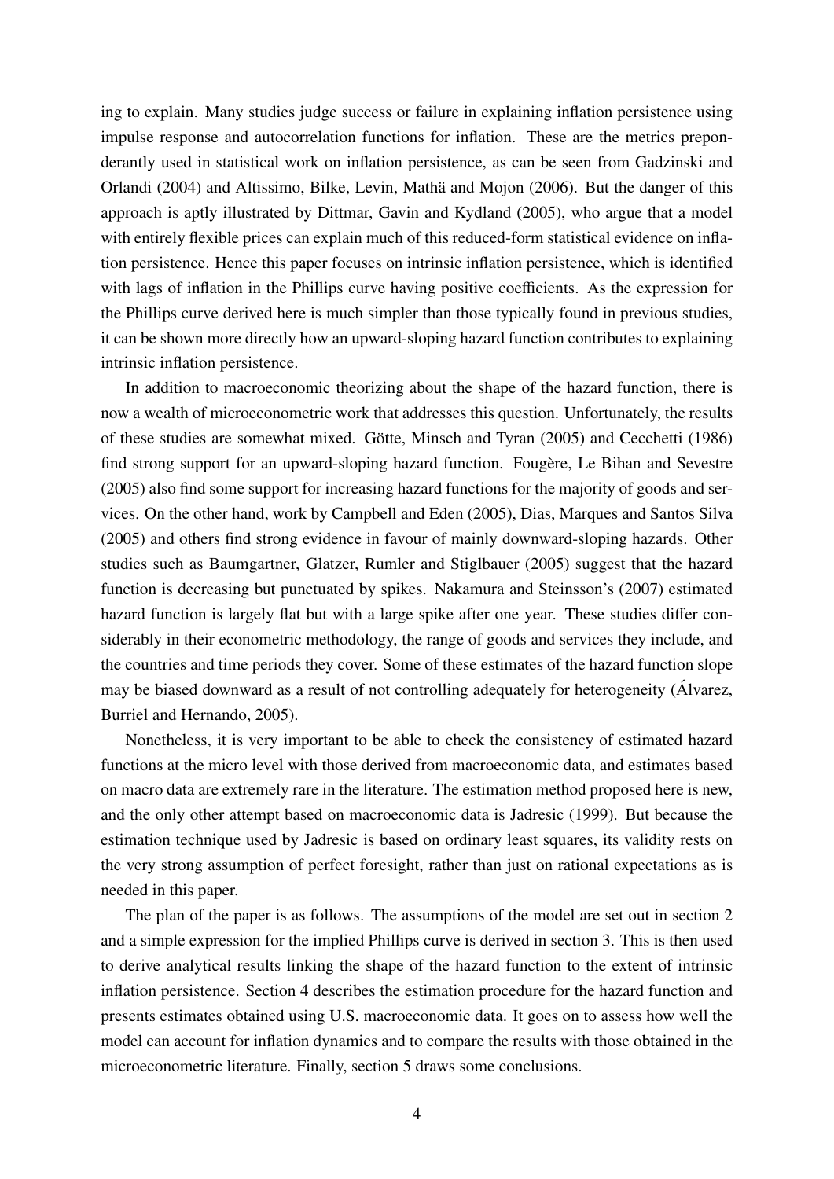ing to explain. Many studies judge success or failure in explaining inflation persistence using impulse response and autocorrelation functions for inflation. These are the metrics preponderantly used in statistical work on inflation persistence, as can be seen from Gadzinski and Orlandi (2004) and Altissimo, Bilke, Levin, Mathä and Mojon (2006). But the danger of this approach is aptly illustrated by Dittmar, Gavin and Kydland (2005), who argue that a model with entirely flexible prices can explain much of this reduced-form statistical evidence on inflation persistence. Hence this paper focuses on intrinsic inflation persistence, which is identified with lags of inflation in the Phillips curve having positive coefficients. As the expression for the Phillips curve derived here is much simpler than those typically found in previous studies, it can be shown more directly how an upward-sloping hazard function contributes to explaining intrinsic inflation persistence.

In addition to macroeconomic theorizing about the shape of the hazard function, there is now a wealth of microeconometric work that addresses this question. Unfortunately, the results of these studies are somewhat mixed. Götte, Minsch and Tyran (2005) and Cecchetti (1986) find strong support for an upward-sloping hazard function. Fougère, Le Bihan and Sevestre (2005) also find some support for increasing hazard functions for the majority of goods and services. On the other hand, work by Campbell and Eden (2005), Dias, Marques and Santos Silva (2005) and others find strong evidence in favour of mainly downward-sloping hazards. Other studies such as Baumgartner, Glatzer, Rumler and Stiglbauer (2005) suggest that the hazard function is decreasing but punctuated by spikes. Nakamura and Steinsson's (2007) estimated hazard function is largely flat but with a large spike after one year. These studies differ considerably in their econometric methodology, the range of goods and services they include, and the countries and time periods they cover. Some of these estimates of the hazard function slope may be biased downward as a result of not controlling adequately for heterogeneity (Álvarez, Burriel and Hernando, 2005).

Nonetheless, it is very important to be able to check the consistency of estimated hazard functions at the micro level with those derived from macroeconomic data, and estimates based on macro data are extremely rare in the literature. The estimation method proposed here is new, and the only other attempt based on macroeconomic data is Jadresic (1999). But because the estimation technique used by Jadresic is based on ordinary least squares, its validity rests on the very strong assumption of perfect foresight, rather than just on rational expectations as is needed in this paper.

The plan of the paper is as follows. The assumptions of the model are set out in section 2 and a simple expression for the implied Phillips curve is derived in section 3. This is then used to derive analytical results linking the shape of the hazard function to the extent of intrinsic inflation persistence. Section 4 describes the estimation procedure for the hazard function and presents estimates obtained using U.S. macroeconomic data. It goes on to assess how well the model can account for inflation dynamics and to compare the results with those obtained in the microeconometric literature. Finally, section 5 draws some conclusions.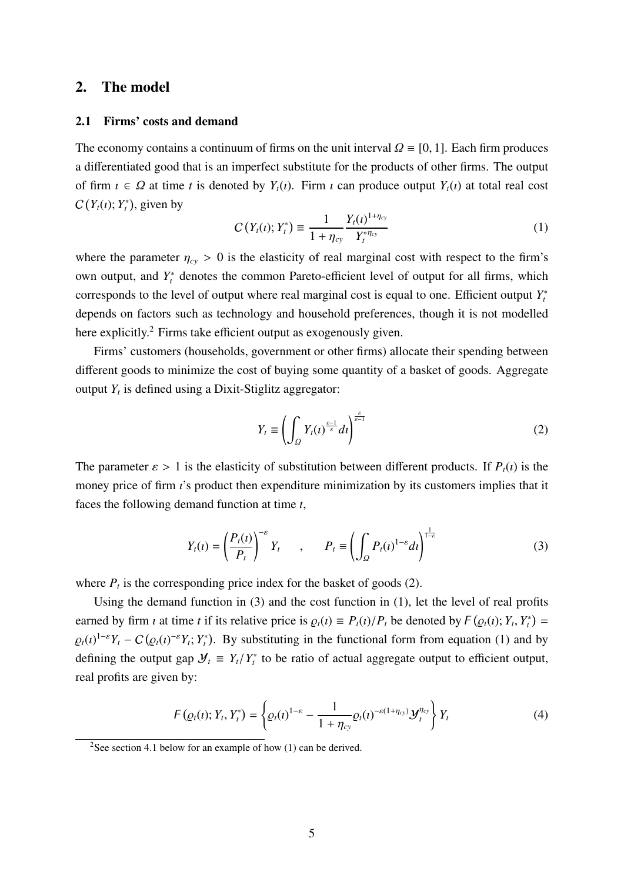## 2. The model

### 2.1 Firms' costs and demand

The economy contains a continuum of firms on the unit interval $\Omega \equiv [0, 1]$. Each firm produces a differentiated good that is an imperfect substitute for the products of other firms. The output of firm $\imath \in \Omega$ at time $t$ is denoted by $Y_t(\imath)$. Firm $\imath$ can produce output $Y_t(\imath)$ at total real cost $C(Y_t(\imath); Y_t^*)$, given by

$$C(Y_t(\imath); Y_t^*) \equiv \frac{1}{1+\eta_{cy}} \frac{Y_t(\imath)^{1+\eta_{cy}}}{Y_t^{*\eta_{cy}}} \tag{1}$$

where the parameter $\eta_{cy} > 0$ is the elasticity of real marginal cost with respect to the firm's own output, and $Y_t^*$ denotes the common Pareto-efficient level of output for all firms, which corresponds to the level of output where real marginal cost is equal to one. Efficient output $Y_t^*$ depends on factors such as technology and household preferences, though it is not modelled here explicitly.[2] Firms take efficient output as exogenously given.

Firms' customers (households, government or other firms) allocate their spending between different goods to minimize the cost of buying some quantity of a basket of goods. Aggregate output $Y_t$ is defined using a Dixit-Stiglitz aggregator:

$$Y_t \equiv \left( \int_\Omega Y_t(\imath)^{\frac{\varepsilon-1}{\varepsilon}} d\imath \right)^{\frac{\varepsilon}{\varepsilon-1}} \tag{2}$$

The parameter $\varepsilon > 1$ is the elasticity of substitution between different products. If $P_t(\imath)$ is the money price of firm $\imath$'s product then expenditure minimization by its customers implies that it faces the following demand function at time $t$,

$$Y_t(\imath) = \left( \frac{P_t(\imath)}{P_t} \right)^{-\varepsilon} Y_t \quad , \quad P_t \equiv \left( \int_\Omega P_t(\imath)^{1-\varepsilon} d\imath \right)^{\frac{1}{1-\varepsilon}} \tag{3}$$

where $P_t$ is the corresponding price index for the basket of goods (2).

Using the demand function in (3) and the cost function in (1), let the level of real profits earned by firm $\imath$ at time $t$ if its relative price is $\varrho_t(\imath) \equiv P_t(\imath)/P_t$ be denoted by $F(\varrho_t(\imath); Y_t, Y_t^*) = \varrho_t(\imath)^{1-\varepsilon} Y_t - C(\varrho_t(\imath)^{-\varepsilon} Y_t; Y_t^*)$. By substituting in the functional form from equation (1) and by defining the output gap $\mathcal{Y}_t \equiv Y_t / Y_t^*$ to be ratio of actual aggregate output to efficient output, real profits are given by:

$$F(\varrho_t(\imath); Y_t, Y_t^*) = \left\{ \varrho_t(\imath)^{1-\varepsilon} - \frac{1}{1+\eta_{cy}} \varrho_t(\imath)^{-\varepsilon(1+\eta_{cy})} \mathcal{Y}_t^{\eta_{cy}} \right\} Y_t \tag{4}$$

[2] See section 4.1 below for an example of how (1) can be derived.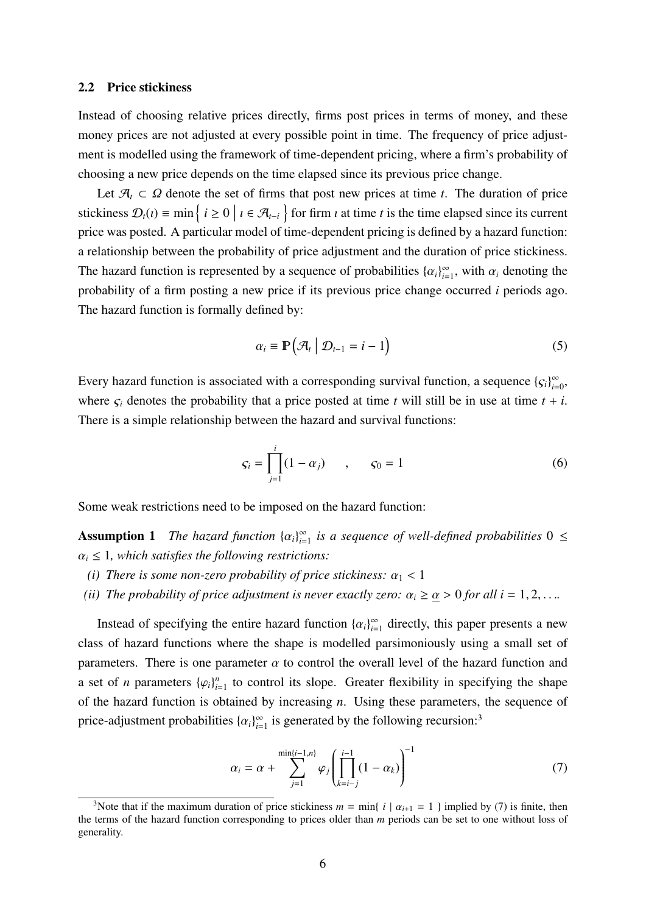### 2.2 Price stickiness

Instead of choosing relative prices directly, firms post prices in terms of money, and these money prices are not adjusted at every possible point in time. The frequency of price adjustment is modelled using the framework of time-dependent pricing, where a firm's probability of choosing a new price depends on the time elapsed since its previous price change.

Let $\mathcal{A}_t \subset \Omega$ denote the set of firms that post new prices at time $t$. The duration of price stickiness $\mathcal{D}_t(\imath) \equiv \min\left\{ i \geq 0 \;\middle|\; \imath \in \mathcal{A}_{t-i} \right\}$ for firm $\imath$ at time $t$ is the time elapsed since its current price was posted. A particular model of time-dependent pricing is defined by a hazard function: a relationship between the probability of price adjustment and the duration of price stickiness. The hazard function is represented by a sequence of probabilities $\{\alpha_i\}_{i=1}^{\infty}$, with $\alpha_i$ denoting the probability of a firm posting a new price if its previous price change occurred $i$ periods ago. The hazard function is formally defined by:

$$\alpha_i \equiv \mathbb{P}\left(\mathcal{A}_t \;\middle|\; \mathcal{D}_{t-1} = i - 1\right) \tag{5}$$

Every hazard function is associated with a corresponding survival function, a sequence $\{\varsigma_i\}_{i=0}^{\infty}$, where $\varsigma_i$ denotes the probability that a price posted at time $t$ will still be in use at time $t + i$. There is a simple relationship between the hazard and survival functions:

$$\varsigma_i = \prod_{j=1}^{i}(1 - \alpha_j) \quad , \quad \varsigma_0 = 1 \tag{6}$$

Some weak restrictions need to be imposed on the hazard function:

**Assumption 1** *The hazard function $\{\alpha_i\}_{i=1}^{\infty}$ is a sequence of well-defined probabilities $0 \leq \alpha_i \leq 1$, which satisfies the following restrictions:*

*(i) There is some non-zero probability of price stickiness: $\alpha_1 < 1$*

*(ii) The probability of price adjustment is never exactly zero: $\alpha_i \geq \underline{\alpha} > 0$ for all $i = 1, 2, \ldots$.*

Instead of specifying the entire hazard function $\{\alpha_i\}_{i=1}^{\infty}$ directly, this paper presents a new class of hazard functions where the shape is modelled parsimoniously using a small set of parameters. There is one parameter $\alpha$ to control the overall level of the hazard function and a set of $n$ parameters $\{\varphi_i\}_{i=1}^{n}$ to control its slope. Greater flexibility in specifying the shape of the hazard function is obtained by increasing $n$. Using these parameters, the sequence of price-adjustment probabilities $\{\alpha_i\}_{i=1}^{\infty}$ is generated by the following recursion:[3]

$$\alpha_i = \alpha + \sum_{j=1}^{\min\{i-1,n\}} \varphi_j \left( \prod_{k=i-j}^{i-1} (1 - \alpha_k) \right)^{-1} \tag{7}$$

[3] Note that if the maximum duration of price stickiness $m \equiv \min\{\ i \mid \alpha_{i+1} = 1\ \}$ implied by (7) is finite, then the terms of the hazard function corresponding to prices older than $m$ periods can be set to one without loss of generality.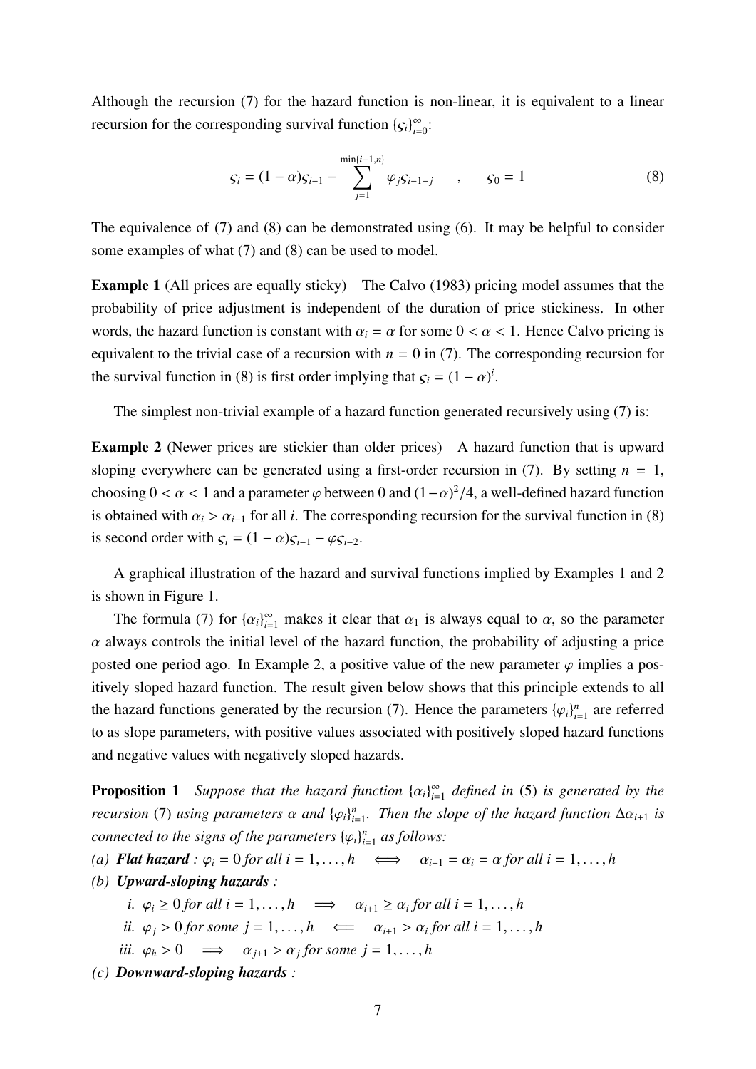Although the recursion (7) for the hazard function is non-linear, it is equivalent to a linear recursion for the corresponding survival function $\{\varsigma_i\}_{i=0}^{\infty}$:

$$\varsigma_i = (1-\alpha)\varsigma_{i-1} - \sum_{j=1}^{\min\{i-1,n\}} \varphi_j \varsigma_{i-1-j} \quad , \quad \varsigma_0 = 1 \tag{8}$$

The equivalence of (7) and (8) can be demonstrated using (6). It may be helpful to consider some examples of what (7) and (8) can be used to model.

**Example 1** (All prices are equally sticky) The Calvo (1983) pricing model assumes that the probability of price adjustment is independent of the duration of price stickiness. In other words, the hazard function is constant with $\alpha_i = \alpha$ for some $0 < \alpha < 1$. Hence Calvo pricing is equivalent to the trivial case of a recursion with $n = 0$ in (7). The corresponding recursion for the survival function in (8) is first order implying that $\varsigma_i = (1-\alpha)^i$.

The simplest non-trivial example of a hazard function generated recursively using (7) is:

**Example 2** (Newer prices are stickier than older prices) A hazard function that is upward sloping everywhere can be generated using a first-order recursion in (7). By setting $n = 1$, choosing $0 < \alpha < 1$ and a parameter $\varphi$ between 0 and $(1-\alpha)^2/4$, a well-defined hazard function is obtained with $\alpha_i > \alpha_{i-1}$ for all $i$. The corresponding recursion for the survival function in (8) is second order with $\varsigma_i = (1-\alpha)\varsigma_{i-1} - \varphi\varsigma_{i-2}$.

A graphical illustration of the hazard and survival functions implied by Examples 1 and 2 is shown in Figure 1.

The formula (7) for $\{\alpha_i\}_{i=1}^{\infty}$ makes it clear that $\alpha_1$ is always equal to $\alpha$, so the parameter $\alpha$ always controls the initial level of the hazard function, the probability of adjusting a price posted one period ago. In Example 2, a positive value of the new parameter $\varphi$ implies a positively sloped hazard function. The result given below shows that this principle extends to all the hazard functions generated by the recursion (7). Hence the parameters $\{\varphi_i\}_{i=1}^{n}$ are referred to as slope parameters, with positive values associated with positively sloped hazard functions and negative values with negatively sloped hazards.

**Proposition 1** *Suppose that the hazard function $\{\alpha_i\}_{i=1}^{\infty}$ defined in (5) is generated by the recursion (7) using parameters $\alpha$ and $\{\varphi_i\}_{i=1}^{n}$. Then the slope of the hazard function $\Delta\alpha_{i+1}$ is connected to the signs of the parameters $\{\varphi_i\}_{i=1}^{n}$ as follows:*

*(a)* ***Flat hazard*** *: $\varphi_i = 0$ for all $i = 1, \ldots, h \iff \alpha_{i+1} = \alpha_i = \alpha$ for all $i = 1, \ldots, h$*

*(b)* ***Upward-sloping hazards*** *:*

*i. $\varphi_i \geq 0$ for all $i = 1, \ldots, h \implies \alpha_{i+1} \geq \alpha_i$ for all $i = 1, \ldots, h$*

*ii. $\varphi_j > 0$ for some $j = 1, \ldots, h \impliedby \alpha_{i+1} > \alpha_i$ for all $i = 1, \ldots, h$*

*iii. $\varphi_h > 0 \implies \alpha_{j+1} > \alpha_j$ for some $j = 1, \ldots, h$*

*(c)* ***Downward-sloping hazards*** *:*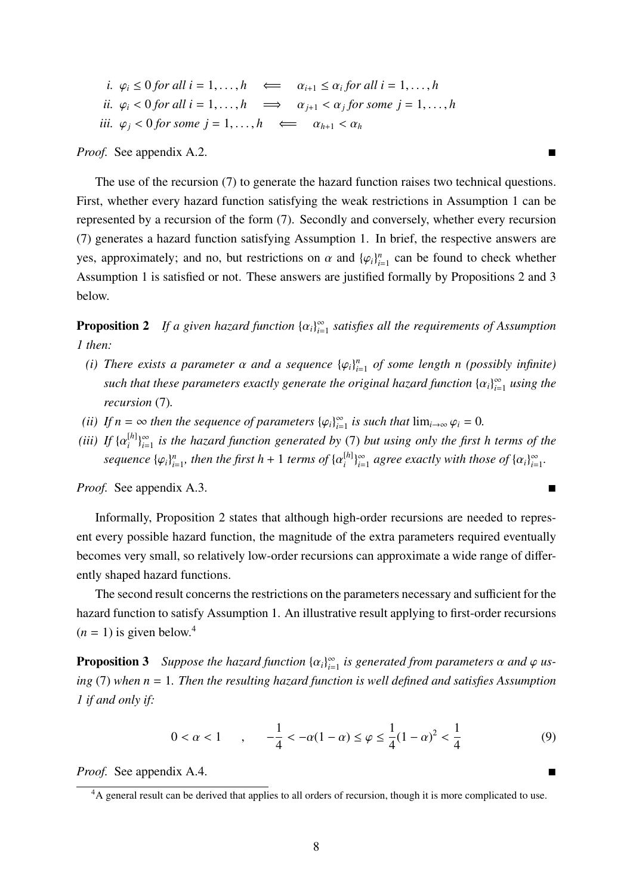*i.* $\varphi_i \leq 0$ *for all* $i = 1, \ldots, h \quad \Longleftarrow \quad \alpha_{i+1} \leq \alpha_i$ *for all* $i = 1, \ldots, h$

*ii.* $\varphi_i < 0$ *for all* $i = 1, \ldots, h \quad \Longrightarrow \quad \alpha_{j+1} < \alpha_j$ *for some* $j = 1, \ldots, h$

*iii.* $\varphi_j < 0$ *for some* $j = 1, \ldots, h \quad \Longleftarrow \quad \alpha_{h+1} < \alpha_h$

*Proof.* See appendix A.2. ∎

The use of the recursion (7) to generate the hazard function raises two technical questions. First, whether every hazard function satisfying the weak restrictions in Assumption 1 can be represented by a recursion of the form (7). Secondly and conversely, whether every recursion (7) generates a hazard function satisfying Assumption 1. In brief, the respective answers are yes, approximately; and no, but restrictions on $\alpha$ and $\{\varphi_i\}_{i=1}^{n}$ can be found to check whether Assumption 1 is satisfied or not. These answers are justified formally by Propositions 2 and 3 below.

**Proposition 2** *If a given hazard function* $\{\alpha_i\}_{i=1}^{\infty}$ *satisfies all the requirements of Assumption 1 then:*

*(i) There exists a parameter* $\alpha$ *and a sequence* $\{\varphi_i\}_{i=1}^{n}$ *of some length n (possibly infinite) such that these parameters exactly generate the original hazard function* $\{\alpha_i\}_{i=1}^{\infty}$ *using the recursion* (7)*.*

*(ii) If* $n = \infty$ *then the sequence of parameters* $\{\varphi_i\}_{i=1}^{\infty}$ *is such that* $\lim_{i\to\infty} \varphi_i = 0$*.*

*(iii) If* $\{\alpha_i^{[h]}\}_{i=1}^{\infty}$ *is the hazard function generated by* (7) *but using only the first h terms of the sequence* $\{\varphi_i\}_{i=1}^{n}$*, then the first* $h+1$ *terms of* $\{\alpha_i^{[h]}\}_{i=1}^{\infty}$ *agree exactly with those of* $\{\alpha_i\}_{i=1}^{\infty}$*.*

*Proof.* See appendix A.3. ∎

Informally, Proposition 2 states that although high-order recursions are needed to represent every possible hazard function, the magnitude of the extra parameters required eventually becomes very small, so relatively low-order recursions can approximate a wide range of differently shaped hazard functions.

The second result concerns the restrictions on the parameters necessary and sufficient for the hazard function to satisfy Assumption 1. An illustrative result applying to first-order recursions ($n = 1$) is given below.[4]

**Proposition 3** *Suppose the hazard function* $\{\alpha_i\}_{i=1}^{\infty}$ *is generated from parameters* $\alpha$ *and* $\varphi$ *using* (7) *when* $n = 1$*. Then the resulting hazard function is well defined and satisfies Assumption 1 if and only if:*

$$0 < \alpha < 1 \quad , \quad -\frac{1}{4} < -\alpha(1-\alpha) \leq \varphi \leq \frac{1}{4}(1-\alpha)^2 < \frac{1}{4} \tag{9}$$

*Proof.* See appendix A.4. ∎

[4] A general result can be derived that applies to all orders of recursion, though it is more complicated to use.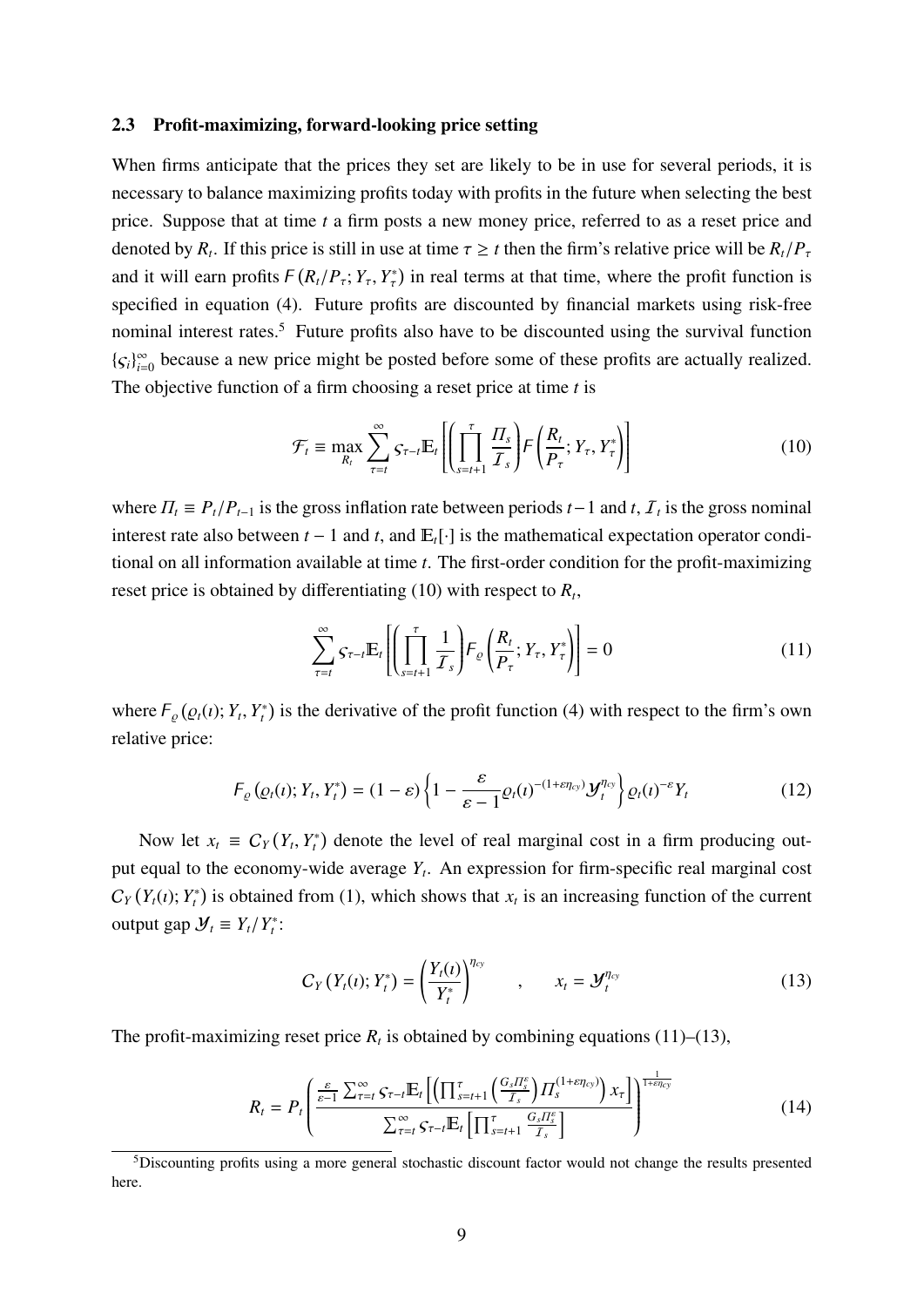### 2.3 Profit-maximizing, forward-looking price setting

When firms anticipate that the prices they set are likely to be in use for several periods, it is necessary to balance maximizing profits today with profits in the future when selecting the best price. Suppose that at time $t$ a firm posts a new money price, referred to as a reset price and denoted by $R_t$. If this price is still in use at time $\tau \geq t$ then the firm's relative price will be $R_t/P_\tau$ and it will earn profits $F(R_t/P_\tau; Y_\tau, Y_\tau^*)$ in real terms at that time, where the profit function is specified in equation (4). Future profits are discounted by financial markets using risk-free nominal interest rates.[5] Future profits also have to be discounted using the survival function $\{\varsigma_i\}_{i=0}^{\infty}$ because a new price might be posted before some of these profits are actually realized. The objective function of a firm choosing a reset price at time $t$ is

$$\mathcal{F}_t \equiv \max_{R_t} \sum_{\tau=t}^{\infty} \varsigma_{\tau-t} \mathbb{E}_t \left[ \left( \prod_{s=t+1}^{\tau} \frac{\Pi_s}{\mathcal{I}_s} \right) F\left( \frac{R_t}{P_\tau}; Y_\tau, Y_\tau^* \right) \right] \tag{10}$$

where $\Pi_t \equiv P_t/P_{t-1}$ is the gross inflation rate between periods $t-1$ and $t$, $\mathcal{I}_t$ is the gross nominal interest rate also between $t-1$ and $t$, and $\mathbb{E}_t[\cdot]$ is the mathematical expectation operator conditional on all information available at time $t$. The first-order condition for the profit-maximizing reset price is obtained by differentiating (10) with respect to $R_t$,

$$\sum_{\tau=t}^{\infty} \varsigma_{\tau-t} \mathbb{E}_t \left[ \left( \prod_{s=t+1}^{\tau} \frac{1}{\mathcal{I}_s} \right) F_\varrho \left( \frac{R_t}{P_\tau}; Y_\tau, Y_\tau^* \right) \right] = 0 \tag{11}$$

where $F_\varrho(\varrho_t(\imath); Y_t, Y_t^*)$ is the derivative of the profit function (4) with respect to the firm's own relative price:

$$F_\varrho(\varrho_t(\imath); Y_t, Y_t^*) = (1-\varepsilon)\left\{ 1 - \frac{\varepsilon}{\varepsilon - 1} \varrho_t(\imath)^{-(1+\varepsilon\eta_{cy})} \mathcal{Y}_t^{\eta_{cy}} \right\} \varrho_t(\imath)^{-\varepsilon} Y_t \tag{12}$$

Now let $x_t \equiv C_Y(Y_t, Y_t^*)$ denote the level of real marginal cost in a firm producing output equal to the economy-wide average $Y_t$. An expression for firm-specific real marginal cost $C_Y(Y_t(\imath); Y_t^*)$ is obtained from (1), which shows that $x_t$ is an increasing function of the current output gap $\mathcal{Y}_t \equiv Y_t/Y_t^*$:

$$C_Y(Y_t(\imath); Y_t^*) = \left( \frac{Y_t(\imath)}{Y_t^*} \right)^{\eta_{cy}} \quad , \quad x_t = \mathcal{Y}_t^{\eta_{cy}} \tag{13}$$

The profit-maximizing reset price $R_t$ is obtained by combining equations (11)–(13),

$$R_t = P_t \left( \frac{\frac{\varepsilon}{\varepsilon-1} \sum_{\tau=t}^{\infty} \varsigma_{\tau-t} \mathbb{E}_t \left[ \left( \prod_{s=t+1}^{\tau} \left( \frac{G_s \Pi_s^{\varepsilon}}{\mathcal{I}_s} \right) \Pi_s^{(1+\varepsilon\eta_{cy})} \right) x_\tau \right]}{\sum_{\tau=t}^{\infty} \varsigma_{\tau-t} \mathbb{E}_t \left[ \prod_{s=t+1}^{\tau} \frac{G_s \Pi_s^{\varepsilon}}{\mathcal{I}_s} \right]} \right)^{\frac{1}{1+\varepsilon\eta_{cy}}} \tag{14}$$

[5] Discounting profits using a more general stochastic discount factor would not change the results presented here.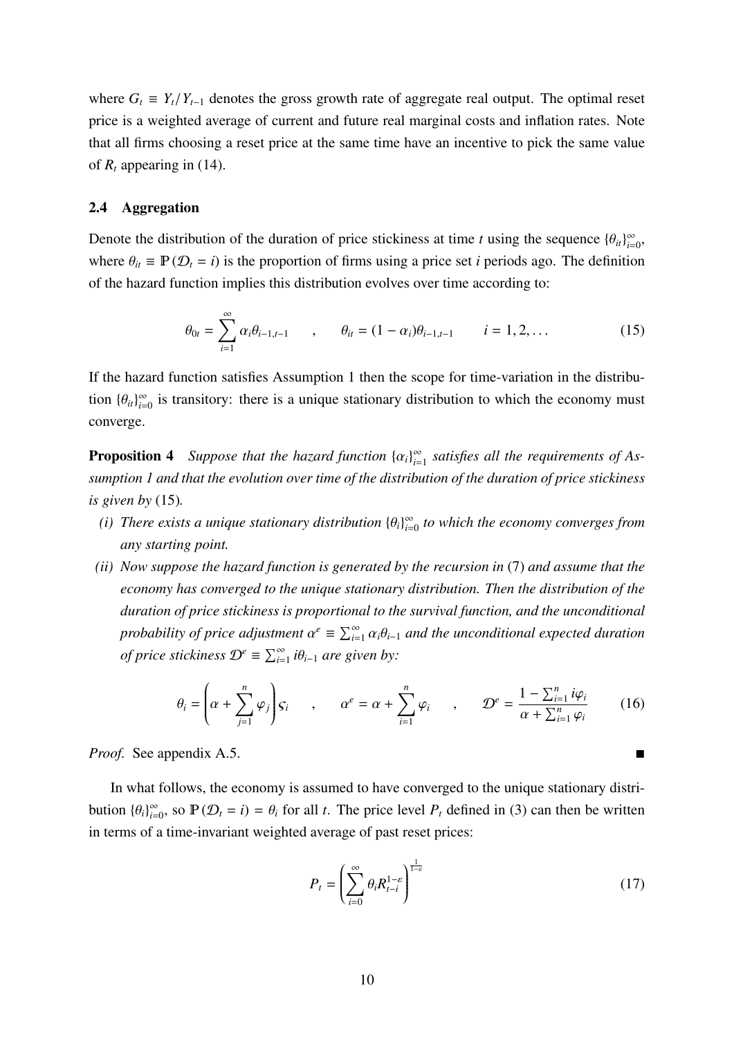where $G_t \equiv Y_t/Y_{t-1}$ denotes the gross growth rate of aggregate real output. The optimal reset price is a weighted average of current and future real marginal costs and inflation rates. Note that all firms choosing a reset price at the same time have an incentive to pick the same value of $R_t$ appearing in (14).

### 2.4 Aggregation

Denote the distribution of the duration of price stickiness at time $t$ using the sequence $\{\theta_{it}\}_{i=0}^{\infty}$, where $\theta_{it} \equiv \mathbb{P}(\mathcal{D}_t = i)$ is the proportion of firms using a price set $i$ periods ago. The definition of the hazard function implies this distribution evolves over time according to:

$$\theta_{0t} = \sum_{i=1}^{\infty} \alpha_i \theta_{i-1,t-1} \quad , \quad \theta_{it} = (1-\alpha_i)\theta_{i-1,t-1} \quad i = 1, 2, \ldots \tag{15}$$

If the hazard function satisfies Assumption 1 then the scope for time-variation in the distribution $\{\theta_{it}\}_{i=0}^{\infty}$ is transitory: there is a unique stationary distribution to which the economy must converge.

**Proposition 4** *Suppose that the hazard function $\{\alpha_i\}_{i=1}^{\infty}$ satisfies all the requirements of Assumption 1 and that the evolution over time of the distribution of the duration of price stickiness is given by* (15)*.*

*(i) There exists a unique stationary distribution $\{\theta_i\}_{i=0}^{\infty}$ to which the economy converges from any starting point.*

*(ii) Now suppose the hazard function is generated by the recursion in* (7) *and assume that the economy has converged to the unique stationary distribution. Then the distribution of the duration of price stickiness is proportional to the survival function, and the unconditional probability of price adjustment $\alpha^e \equiv \sum_{i=1}^{\infty} \alpha_i \theta_{i-1}$ and the unconditional expected duration of price stickiness $\mathcal{D}^e \equiv \sum_{i=1}^{\infty} i\theta_{i-1}$ are given by:*

$$\theta_i = \left(\alpha + \sum_{j=1}^{n} \varphi_j\right) \varsigma_i \quad , \quad \alpha^e = \alpha + \sum_{i=1}^{n} \varphi_i \quad , \quad \mathcal{D}^e = \frac{1 - \sum_{i=1}^{n} i\varphi_i}{\alpha + \sum_{i=1}^{n} \varphi_i} \tag{16}$$

*Proof.* See appendix A.5. ∎

In what follows, the economy is assumed to have converged to the unique stationary distribution $\{\theta_i\}_{i=0}^{\infty}$, so $\mathbb{P}(\mathcal{D}_t = i) = \theta_i$ for all $t$. The price level $P_t$ defined in (3) can then be written in terms of a time-invariant weighted average of past reset prices:

$$P_t = \left(\sum_{i=0}^{\infty} \theta_i R_{t-i}^{1-\varepsilon}\right)^{\frac{1}{1-\varepsilon}} \tag{17}$$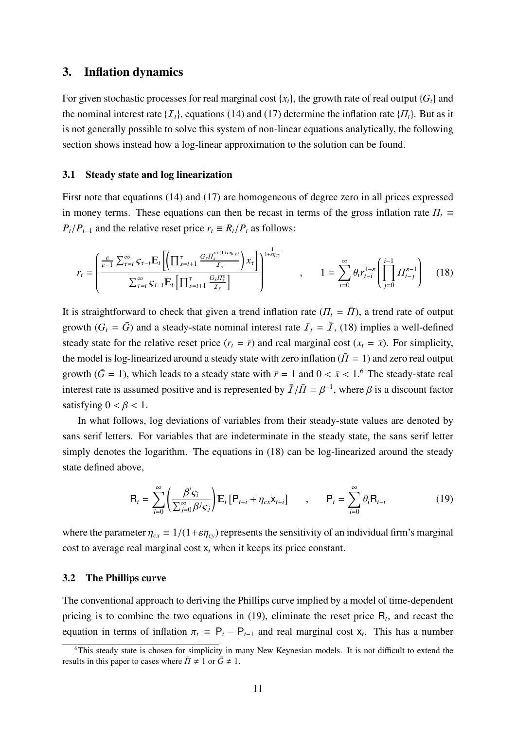## 3. Inflation dynamics

For given stochastic processes for real marginal cost $\{x_t\}$, the growth rate of real output $\{G_t\}$ and the nominal interest rate $\{\mathcal{I}_t\}$, equations (14) and (17) determine the inflation rate $\{\Pi_t\}$. But as it is not generally possible to solve this system of non-linear equations analytically, the following section shows instead how a log-linear approximation to the solution can be found.

### 3.1 Steady state and log linearization

First note that equations (14) and (17) are homogeneous of degree zero in all prices expressed in money terms. These equations can then be recast in terms of the gross inflation rate $\Pi_t \equiv P_t/P_{t-1}$ and the relative reset price $r_t \equiv R_t/P_t$ as follows:

$$r_t = \left( \frac{\frac{\varepsilon}{\varepsilon-1} \sum_{\tau=t}^{\infty} \varsigma_{\tau-t} \mathbb{E}_t \left[ \left( \prod_{s=t+1}^{\tau} \frac{G_s \Pi_s^{\varepsilon+(1+\varepsilon\eta_{cy})}}{\mathcal{I}_s} \right) x_\tau \right]}{\sum_{\tau=t}^{\infty} \varsigma_{\tau-t} \mathbb{E}_t \left[ \prod_{s=t+1}^{\tau} \frac{G_s \Pi_s^{\varepsilon}}{\mathcal{I}_s} \right]} \right)^{\frac{1}{1+\varepsilon\eta_{cy}}} \quad , \quad 1 = \sum_{i=0}^{\infty} \theta_i r_{t-i}^{1-\varepsilon} \left( \prod_{j=0}^{i-1} \Pi_{t-j}^{\varepsilon-1} \right) \tag{18}$$

It is straightforward to check that given a trend inflation rate ($\Pi_t = \bar{\Pi}$), a trend rate of output growth ($G_t = \bar{G}$) and a steady-state nominal interest rate $\mathcal{I}_t = \bar{\mathcal{I}}$, (18) implies a well-defined steady state for the relative reset price ($r_t = \bar{r}$) and real marginal cost ($x_t = \bar{x}$). For simplicity, the model is log-linearized around a steady state with zero inflation ($\bar{\Pi} = 1$) and zero real output growth ($\bar{G} = 1$), which leads to a steady state with $\bar{r} = 1$ and $0 < \bar{x} < 1$.[6] The steady-state real interest rate is assumed positive and is represented by $\bar{\mathcal{I}}/\bar{\Pi} = \beta^{-1}$, where $\beta$ is a discount factor satisfying $0 < \beta < 1$.

In what follows, log deviations of variables from their steady-state values are denoted by sans serif letters. For variables that are indeterminate in the steady state, the sans serif letter simply denotes the logarithm. The equations in (18) can be log-linearized around the steady state defined above,

$$\mathsf{R}_t = \sum_{i=0}^{\infty} \left( \frac{\beta^i \varsigma_i}{\sum_{j=0}^{\infty} \beta^j \varsigma_j} \right) \mathbb{E}_t \left[ \mathsf{P}_{t+i} + \eta_{cx} \mathsf{x}_{t+i} \right] \quad , \quad \mathsf{P}_t = \sum_{i=0}^{\infty} \theta_i \mathsf{R}_{t-i} \tag{19}$$

where the parameter $\eta_{cx} \equiv 1/(1+\varepsilon\eta_{cy})$ represents the sensitivity of an individual firm's marginal cost to average real marginal cost $\mathsf{x}_t$ when it keeps its price constant.

### 3.2 The Phillips curve

The conventional approach to deriving the Phillips curve implied by a model of time-dependent pricing is to combine the two equations in (19), eliminate the reset price $\mathsf{R}_t$, and recast the equation in terms of inflation $\pi_t \equiv \mathsf{P}_t - \mathsf{P}_{t-1}$ and real marginal cost $\mathsf{x}_t$. This has a number

[6] This steady state is chosen for simplicity in many New Keynesian models. It is not difficult to extend the results in this paper to cases where $\bar{\Pi} \neq 1$ or $\bar{G} \neq 1$.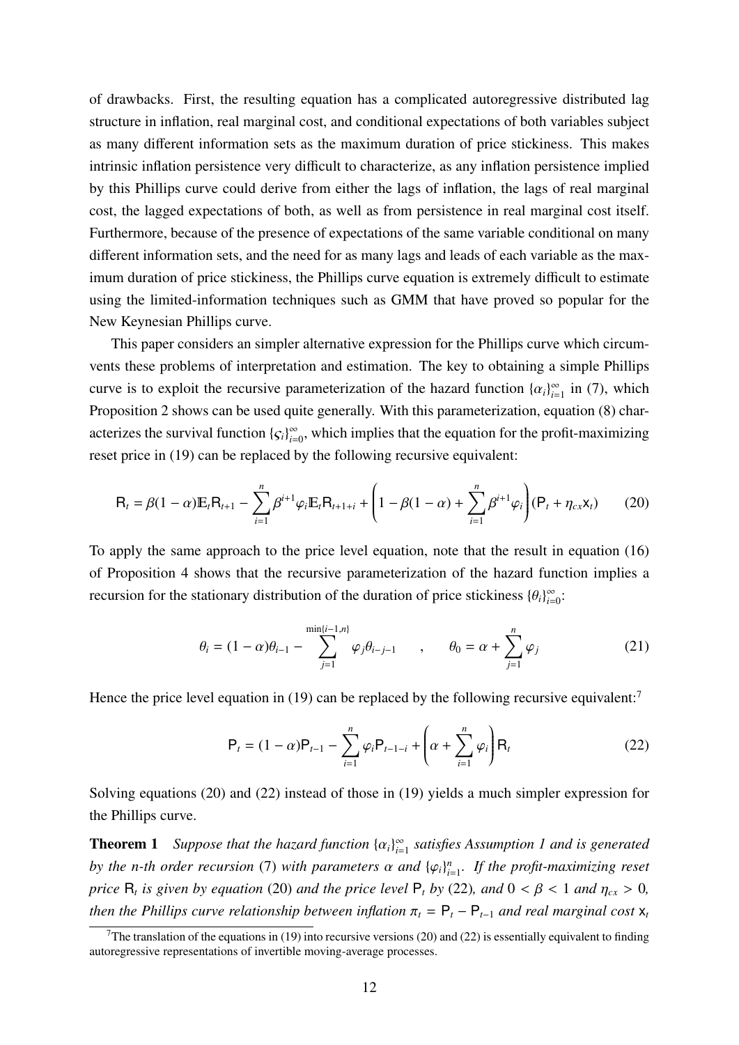of drawbacks. First, the resulting equation has a complicated autoregressive distributed lag structure in inflation, real marginal cost, and conditional expectations of both variables subject as many different information sets as the maximum duration of price stickiness. This makes intrinsic inflation persistence very difficult to characterize, as any inflation persistence implied by this Phillips curve could derive from either the lags of inflation, the lags of real marginal cost, the lagged expectations of both, as well as from persistence in real marginal cost itself. Furthermore, because of the presence of expectations of the same variable conditional on many different information sets, and the need for as many lags and leads of each variable as the maximum duration of price stickiness, the Phillips curve equation is extremely difficult to estimate using the limited-information techniques such as GMM that have proved so popular for the New Keynesian Phillips curve.

This paper considers an simpler alternative expression for the Phillips curve which circumvents these problems of interpretation and estimation. The key to obtaining a simple Phillips curve is to exploit the recursive parameterization of the hazard function $\{\alpha_i\}_{i=1}^{\infty}$ in (7), which Proposition 2 shows can be used quite generally. With this parameterization, equation (8) characterizes the survival function $\{\varsigma_i\}_{i=0}^{\infty}$, which implies that the equation for the profit-maximizing reset price in (19) can be replaced by the following recursive equivalent:

$$\mathsf{R}_t = \beta(1-\alpha)\mathbb{E}_t\mathsf{R}_{t+1} - \sum_{i=1}^{n}\beta^{i+1}\varphi_i\mathbb{E}_t\mathsf{R}_{t+1+i} + \left(1 - \beta(1-\alpha) + \sum_{i=1}^{n}\beta^{i+1}\varphi_i\right)(\mathsf{P}_t + \eta_{cx}\mathsf{x}_t) \tag{20}$$

To apply the same approach to the price level equation, note that the result in equation (16) of Proposition 4 shows that the recursive parameterization of the hazard function implies a recursion for the stationary distribution of the duration of price stickiness $\{\theta_i\}_{i=0}^{\infty}$:

$$\theta_i = (1-\alpha)\theta_{i-1} - \sum_{j=1}^{\min\{i-1,n\}}\varphi_j\theta_{i-j-1} \quad , \quad \theta_0 = \alpha + \sum_{j=1}^{n}\varphi_j \tag{21}$$

Hence the price level equation in (19) can be replaced by the following recursive equivalent:[7]

$$\mathsf{P}_t = (1-\alpha)\mathsf{P}_{t-1} - \sum_{i=1}^{n}\varphi_i\mathsf{P}_{t-1-i} + \left(\alpha + \sum_{i=1}^{n}\varphi_i\right)\mathsf{R}_t \tag{22}$$

Solving equations (20) and (22) instead of those in (19) yields a much simpler expression for the Phillips curve.

**Theorem 1** *Suppose that the hazard function $\{\alpha_i\}_{i=1}^{\infty}$ satisfies Assumption 1 and is generated by the n-th order recursion* (7) *with parameters $\alpha$ and $\{\varphi_i\}_{i=1}^{n}$. If the profit-maximizing reset price $\mathsf{R}_t$ is given by equation* (20) *and the price level $\mathsf{P}_t$ by* (22)*, and $0 < \beta < 1$ and $\eta_{cx} > 0$, then the Phillips curve relationship between inflation $\pi_t = \mathsf{P}_t - \mathsf{P}_{t-1}$ and real marginal cost $\mathsf{x}_t$*

[7] The translation of the equations in (19) into recursive versions (20) and (22) is essentially equivalent to finding autoregressive representations of invertible moving-average processes.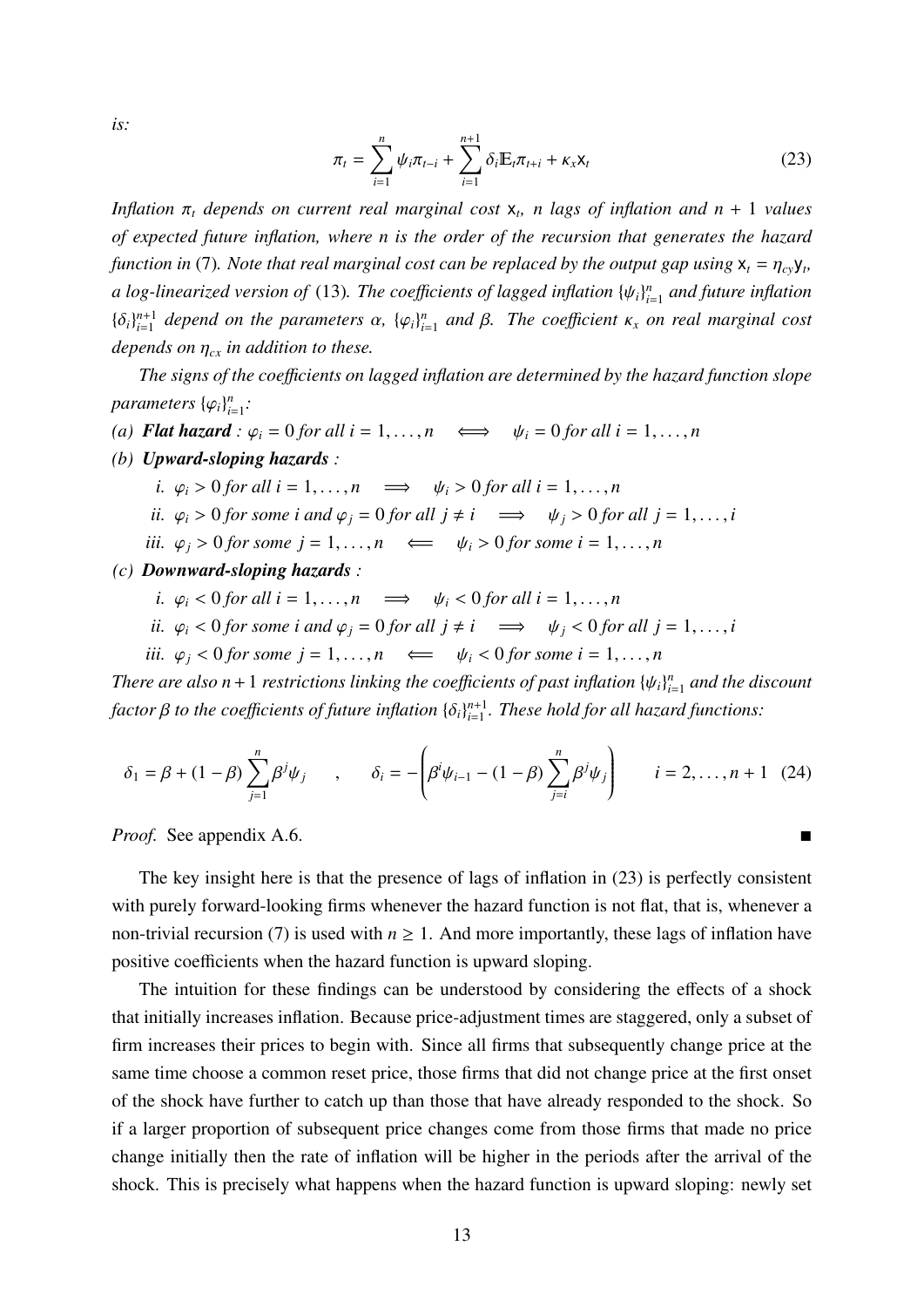*is:*

$$\pi_t = \sum_{i=1}^{n} \psi_i \pi_{t-i} + \sum_{i=1}^{n+1} \delta_i \mathbb{E}_t \pi_{t+i} + \kappa_x \mathsf{x}_t \tag{23}$$

*Inflation $\pi_t$ depends on current real marginal cost $\mathsf{x}_t$, $n$ lags of inflation and $n+1$ values of expected future inflation, where $n$ is the order of the recursion that generates the hazard function in* (7)*. Note that real marginal cost can be replaced by the output gap using $\mathsf{x}_t = \eta_{cy}\mathsf{y}_t$, a log-linearized version of* (13)*. The coefficients of lagged inflation $\{\psi_i\}_{i=1}^n$ and future inflation $\{\delta_i\}_{i=1}^{n+1}$ depend on the parameters $\alpha$, $\{\varphi_i\}_{i=1}^n$ and $\beta$. The coefficient $\kappa_x$ on real marginal cost depends on $\eta_{cx}$ in addition to these.*

*The signs of the coefficients on lagged inflation are determined by the hazard function slope parameters $\{\varphi_i\}_{i=1}^n$:*

*(a)* ***Flat hazard*** *: $\varphi_i = 0$ for all $i = 1, \ldots, n \iff \psi_i = 0$ for all $i = 1, \ldots, n$*

*(b)* ***Upward-sloping hazards*** *:*

*i. $\varphi_i > 0$ for all $i = 1, \ldots, n \implies \psi_i > 0$ for all $i = 1, \ldots, n$*

*ii. $\varphi_i > 0$ for some $i$ and $\varphi_j = 0$ for all $j \neq i \implies \psi_j > 0$ for all $j = 1, \ldots, i$*

*iii. $\varphi_j > 0$ for some $j = 1, \ldots, n \impliedby \psi_i > 0$ for some $i = 1, \ldots, n$*

*(c)* ***Downward-sloping hazards*** *:*

*i. $\varphi_i < 0$ for all $i = 1, \ldots, n \implies \psi_i < 0$ for all $i = 1, \ldots, n$*

*ii. $\varphi_i < 0$ for some $i$ and $\varphi_j = 0$ for all $j \neq i \implies \psi_j < 0$ for all $j = 1, \ldots, i$*

*iii. $\varphi_j < 0$ for some $j = 1, \ldots, n \impliedby \psi_i < 0$ for some $i = 1, \ldots, n$*

*There are also $n+1$ restrictions linking the coefficients of past inflation $\{\psi_i\}_{i=1}^n$ and the discount factor $\beta$ to the coefficients of future inflation $\{\delta_i\}_{i=1}^{n+1}$. These hold for all hazard functions:*

$$\delta_1 = \beta + (1-\beta)\sum_{j=1}^{n} \beta^j \psi_j \quad , \quad \delta_i = -\left(\beta^i \psi_{i-1} - (1-\beta)\sum_{j=i}^{n} \beta^j \psi_j\right) \qquad i = 2, \ldots, n+1 \tag{24}$$

*Proof.* See appendix A.6. ∎

The key insight here is that the presence of lags of inflation in (23) is perfectly consistent with purely forward-looking firms whenever the hazard function is not flat, that is, whenever a non-trivial recursion (7) is used with $n \geq 1$. And more importantly, these lags of inflation have positive coefficients when the hazard function is upward sloping.

The intuition for these findings can be understood by considering the effects of a shock that initially increases inflation. Because price-adjustment times are staggered, only a subset of firm increases their prices to begin with. Since all firms that subsequently change price at the same time choose a common reset price, those firms that did not change price at the first onset of the shock have further to catch up than those that have already responded to the shock. So if a larger proportion of subsequent price changes come from those firms that made no price change initially then the rate of inflation will be higher in the periods after the arrival of the shock. This is precisely what happens when the hazard function is upward sloping: newly set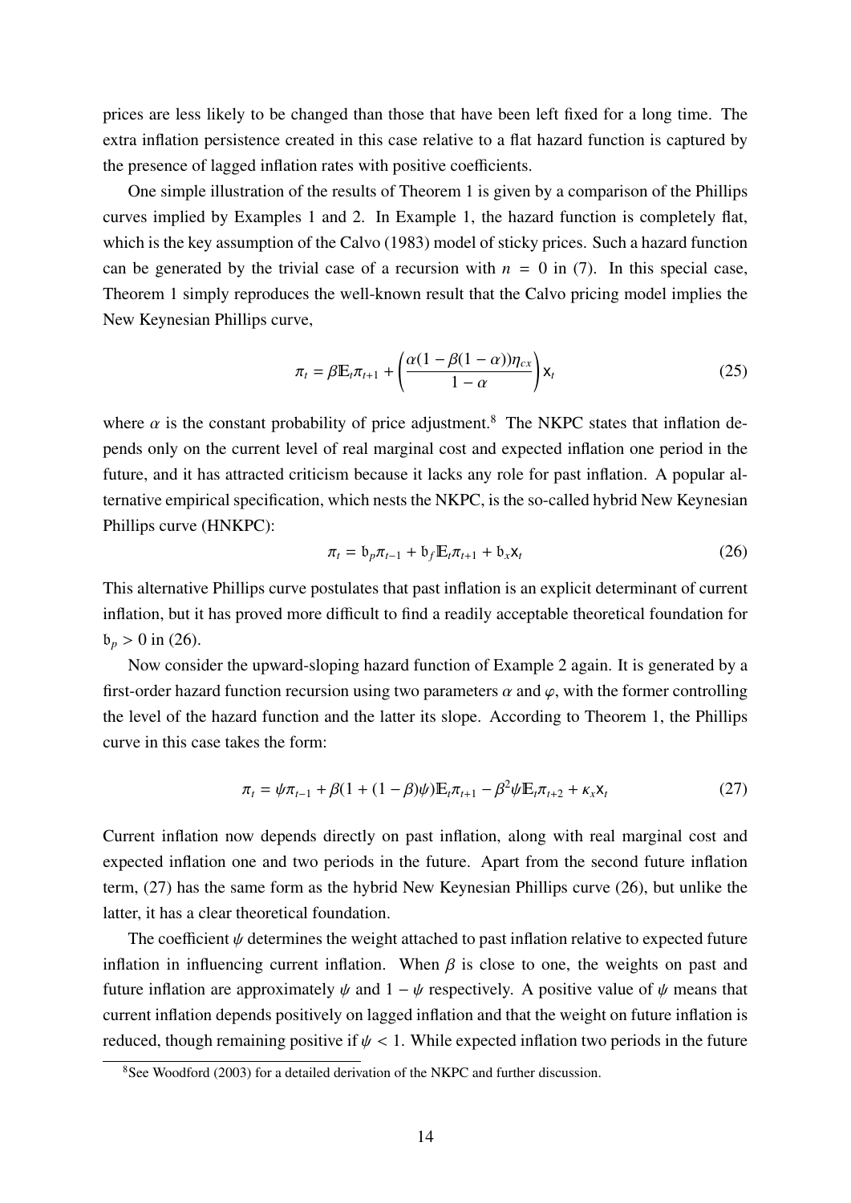prices are less likely to be changed than those that have been left fixed for a long time. The extra inflation persistence created in this case relative to a flat hazard function is captured by the presence of lagged inflation rates with positive coefficients.

One simple illustration of the results of Theorem 1 is given by a comparison of the Phillips curves implied by Examples 1 and 2. In Example 1, the hazard function is completely flat, which is the key assumption of the Calvo (1983) model of sticky prices. Such a hazard function can be generated by the trivial case of a recursion with $n = 0$ in (7). In this special case, Theorem 1 simply reproduces the well-known result that the Calvo pricing model implies the New Keynesian Phillips curve,

$$\pi_t = \beta \mathbb{E}_t \pi_{t+1} + \left( \frac{\alpha(1 - \beta(1 - \alpha))\eta_{cx}}{1 - \alpha} \right) \mathsf{x}_t \tag{25}$$

where $\alpha$ is the constant probability of price adjustment.[8] The NKPC states that inflation depends only on the current level of real marginal cost and expected inflation one period in the future, and it has attracted criticism because it lacks any role for past inflation. A popular alternative empirical specification, which nests the NKPC, is the so-called hybrid New Keynesian Phillips curve (HNKPC):

$$\pi_t = \mathfrak{b}_p \pi_{t-1} + \mathfrak{b}_f \mathbb{E}_t \pi_{t+1} + \mathfrak{b}_x \mathsf{x}_t \tag{26}$$

This alternative Phillips curve postulates that past inflation is an explicit determinant of current inflation, but it has proved more difficult to find a readily acceptable theoretical foundation for $\mathfrak{b}_p > 0$ in (26).

Now consider the upward-sloping hazard function of Example 2 again. It is generated by a first-order hazard function recursion using two parameters $\alpha$ and $\varphi$, with the former controlling the level of the hazard function and the latter its slope. According to Theorem 1, the Phillips curve in this case takes the form:

$$\pi_t = \psi \pi_{t-1} + \beta(1 + (1 - \beta)\psi) \mathbb{E}_t \pi_{t+1} - \beta^2 \psi \mathbb{E}_t \pi_{t+2} + \kappa_x \mathsf{x}_t \tag{27}$$

Current inflation now depends directly on past inflation, along with real marginal cost and expected inflation one and two periods in the future. Apart from the second future inflation term, (27) has the same form as the hybrid New Keynesian Phillips curve (26), but unlike the latter, it has a clear theoretical foundation.

The coefficient $\psi$ determines the weight attached to past inflation relative to expected future inflation in influencing current inflation. When $\beta$ is close to one, the weights on past and future inflation are approximately $\psi$ and $1 - \psi$ respectively. A positive value of $\psi$ means that current inflation depends positively on lagged inflation and that the weight on future inflation is reduced, though remaining positive if $\psi < 1$. While expected inflation two periods in the future

[8] See Woodford (2003) for a detailed derivation of the NKPC and further discussion.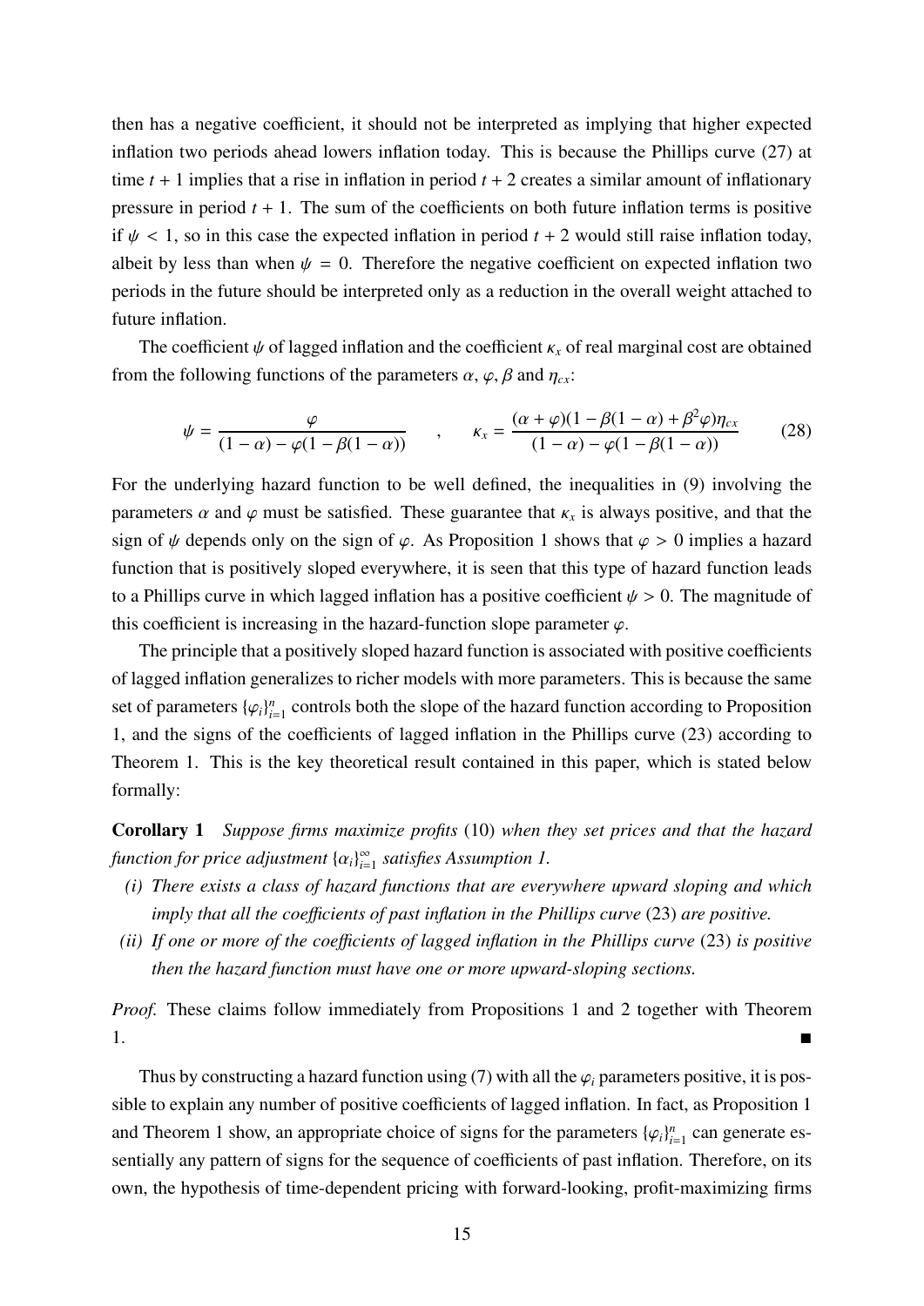then has a negative coefficient, it should not be interpreted as implying that higher expected inflation two periods ahead lowers inflation today. This is because the Phillips curve (27) at time $t+1$ implies that a rise in inflation in period $t+2$ creates a similar amount of inflationary pressure in period $t+1$. The sum of the coefficients on both future inflation terms is positive if $\psi < 1$, so in this case the expected inflation in period $t+2$ would still raise inflation today, albeit by less than when $\psi = 0$. Therefore the negative coefficient on expected inflation two periods in the future should be interpreted only as a reduction in the overall weight attached to future inflation.

The coefficient $\psi$ of lagged inflation and the coefficient $\kappa_x$ of real marginal cost are obtained from the following functions of the parameters $\alpha$, $\varphi$, $\beta$ and $\eta_{cx}$:

$$\psi = \frac{\varphi}{(1-\alpha) - \varphi(1-\beta(1-\alpha))} \quad , \quad \kappa_x = \frac{(\alpha+\varphi)(1-\beta(1-\alpha)+\beta^2\varphi)\eta_{cx}}{(1-\alpha) - \varphi(1-\beta(1-\alpha))} \tag{28}$$

For the underlying hazard function to be well defined, the inequalities in (9) involving the parameters $\alpha$ and $\varphi$ must be satisfied. These guarantee that $\kappa_x$ is always positive, and that the sign of $\psi$ depends only on the sign of $\varphi$. As Proposition 1 shows that $\varphi > 0$ implies a hazard function that is positively sloped everywhere, it is seen that this type of hazard function leads to a Phillips curve in which lagged inflation has a positive coefficient $\psi > 0$. The magnitude of this coefficient is increasing in the hazard-function slope parameter $\varphi$.

The principle that a positively sloped hazard function is associated with positive coefficients of lagged inflation generalizes to richer models with more parameters. This is because the same set of parameters $\{\varphi_i\}_{i=1}^n$ controls both the slope of the hazard function according to Proposition 1, and the signs of the coefficients of lagged inflation in the Phillips curve (23) according to Theorem 1. This is the key theoretical result contained in this paper, which is stated below formally:

**Corollary 1** *Suppose firms maximize profits* (10) *when they set prices and that the hazard function for price adjustment* $\{\alpha_i\}_{i=1}^\infty$ *satisfies Assumption 1.*

- *(i) There exists a class of hazard functions that are everywhere upward sloping and which imply that all the coefficients of past inflation in the Phillips curve* (23) *are positive.*
- *(ii) If one or more of the coefficients of lagged inflation in the Phillips curve* (23) *is positive then the hazard function must have one or more upward-sloping sections.*

*Proof.* These claims follow immediately from Propositions 1 and 2 together with Theorem 1. ∎

Thus by constructing a hazard function using (7) with all the $\varphi_i$ parameters positive, it is possible to explain any number of positive coefficients of lagged inflation. In fact, as Proposition 1 and Theorem 1 show, an appropriate choice of signs for the parameters $\{\varphi_i\}_{i=1}^n$ can generate essentially any pattern of signs for the sequence of coefficients of past inflation. Therefore, on its own, the hypothesis of time-dependent pricing with forward-looking, profit-maximizing firms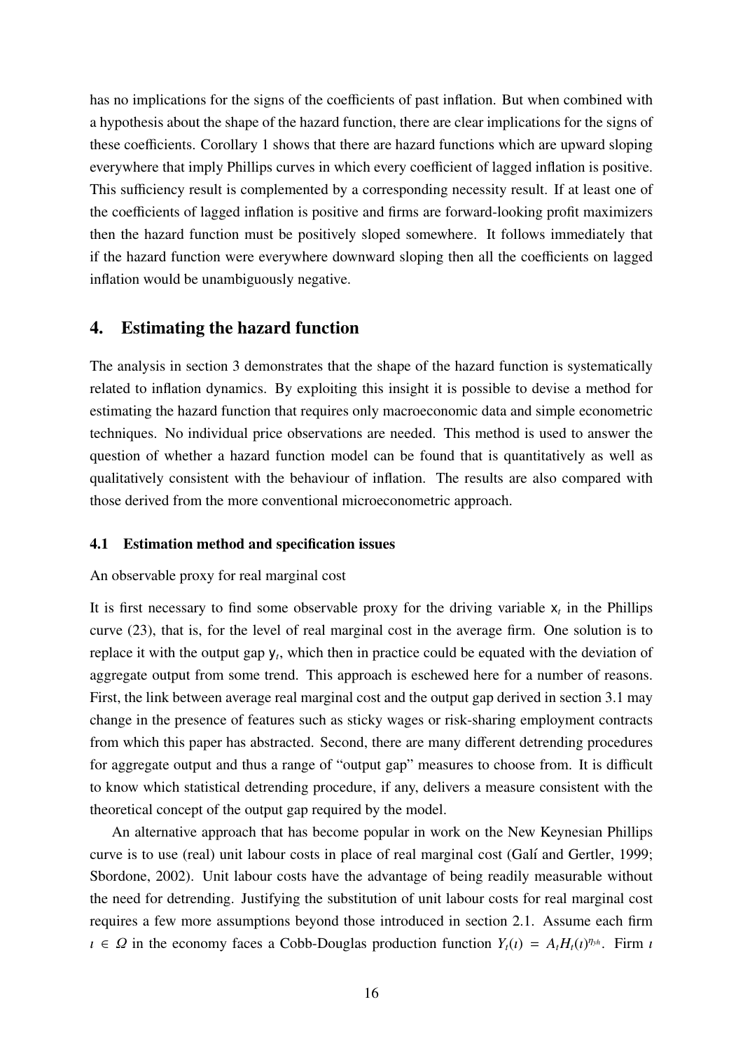has no implications for the signs of the coefficients of past inflation. But when combined with a hypothesis about the shape of the hazard function, there are clear implications for the signs of these coefficients. Corollary 1 shows that there are hazard functions which are upward sloping everywhere that imply Phillips curves in which every coefficient of lagged inflation is positive. This sufficiency result is complemented by a corresponding necessity result. If at least one of the coefficients of lagged inflation is positive and firms are forward-looking profit maximizers then the hazard function must be positively sloped somewhere. It follows immediately that if the hazard function were everywhere downward sloping then all the coefficients on lagged inflation would be unambiguously negative.

## 4. Estimating the hazard function

The analysis in section 3 demonstrates that the shape of the hazard function is systematically related to inflation dynamics. By exploiting this insight it is possible to devise a method for estimating the hazard function that requires only macroeconomic data and simple econometric techniques. No individual price observations are needed. This method is used to answer the question of whether a hazard function model can be found that is quantitatively as well as qualitatively consistent with the behaviour of inflation. The results are also compared with those derived from the more conventional microeconometric approach.

### 4.1 Estimation method and specification issues

An observable proxy for real marginal cost

It is first necessary to find some observable proxy for the driving variable $\mathsf{x}_t$ in the Phillips curve (23), that is, for the level of real marginal cost in the average firm. One solution is to replace it with the output gap $\mathsf{y}_t$, which then in practice could be equated with the deviation of aggregate output from some trend. This approach is eschewed here for a number of reasons. First, the link between average real marginal cost and the output gap derived in section 3.1 may change in the presence of features such as sticky wages or risk-sharing employment contracts from which this paper has abstracted. Second, there are many different detrending procedures for aggregate output and thus a range of "output gap" measures to choose from. It is difficult to know which statistical detrending procedure, if any, delivers a measure consistent with the theoretical concept of the output gap required by the model.

An alternative approach that has become popular in work on the New Keynesian Phillips curve is to use (real) unit labour costs in place of real marginal cost (Galí and Gertler, 1999; Sbordone, 2002). Unit labour costs have the advantage of being readily measurable without the need for detrending. Justifying the substitution of unit labour costs for real marginal cost requires a few more assumptions beyond those introduced in section 2.1. Assume each firm $\imath \in \Omega$ in the economy faces a Cobb-Douglas production function $Y_t(\imath) = A_t H_t(\imath)^{\eta_{yh}}$. Firm $\imath$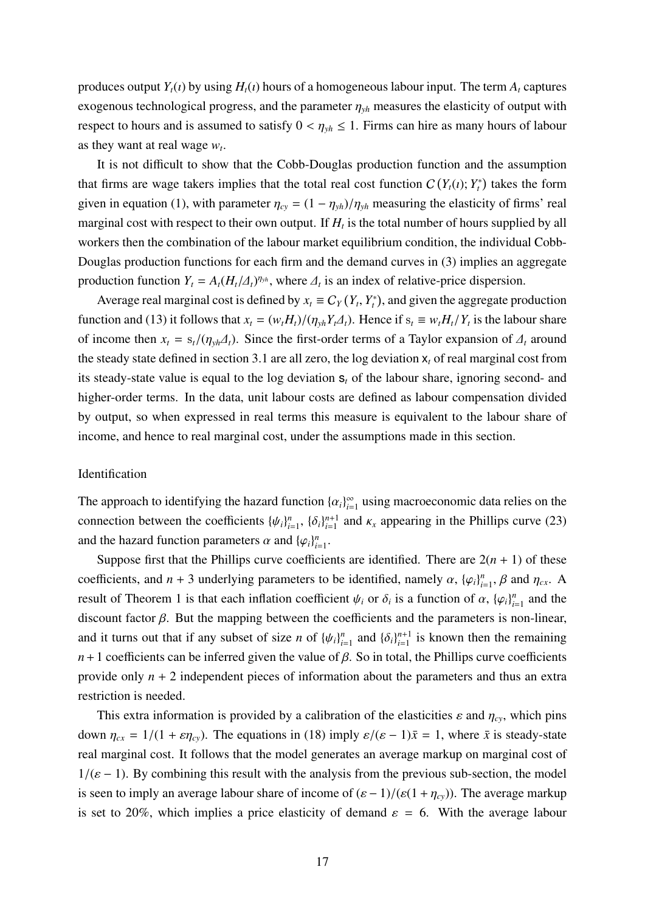produces output $Y_t(\imath)$ by using $H_t(\imath)$ hours of a homogeneous labour input. The term $A_t$ captures exogenous technological progress, and the parameter $\eta_{yh}$ measures the elasticity of output with respect to hours and is assumed to satisfy $0 < \eta_{yh} \leq 1$. Firms can hire as many hours of labour as they want at real wage $w_t$.

It is not difficult to show that the Cobb-Douglas production function and the assumption that firms are wage takers implies that the total real cost function $C\left(Y_t(\imath); Y_t^*\right)$ takes the form given in equation (1), with parameter $\eta_{cy} = (1 - \eta_{yh})/\eta_{yh}$ measuring the elasticity of firms' real marginal cost with respect to their own output. If $H_t$ is the total number of hours supplied by all workers then the combination of the labour market equilibrium condition, the individual Cobb-Douglas production functions for each firm and the demand curves in (3) implies an aggregate production function $Y_t = A_t(H_t/\varDelta_t)^{\eta_{yh}}$, where $\varDelta_t$ is an index of relative-price dispersion.

Average real marginal cost is defined by $x_t \equiv C_Y\left(Y_t, Y_t^*\right)$, and given the aggregate production function and (13) it follows that $x_t = (w_t H_t)/(\eta_{yh} Y_t \varDelta_t)$. Hence if $\mathrm{s}_t \equiv w_t H_t / Y_t$ is the labour share of income then $x_t = \mathrm{s}_t/(\eta_{yh}\varDelta_t)$. Since the first-order terms of a Taylor expansion of $\varDelta_t$ around the steady state defined in section 3.1 are all zero, the log deviation $\mathsf{x}_t$ of real marginal cost from its steady-state value is equal to the log deviation $\mathsf{s}_t$ of the labour share, ignoring second- and higher-order terms. In the data, unit labour costs are defined as labour compensation divided by output, so when expressed in real terms this measure is equivalent to the labour share of income, and hence to real marginal cost, under the assumptions made in this section.

### Identification

The approach to identifying the hazard function $\{\alpha_i\}_{i=1}^{\infty}$ using macroeconomic data relies on the connection between the coefficients $\{\psi_i\}_{i=1}^{n}$, $\{\delta_i\}_{i=1}^{n+1}$ and $\kappa_x$ appearing in the Phillips curve (23) and the hazard function parameters $\alpha$ and $\{\varphi_i\}_{i=1}^{n}$.

Suppose first that the Phillips curve coefficients are identified. There are $2(n+1)$ of these coefficients, and $n+3$ underlying parameters to be identified, namely $\alpha$, $\{\varphi_i\}_{i=1}^{n}$, $\beta$ and $\eta_{cx}$. A result of Theorem 1 is that each inflation coefficient $\psi_i$ or $\delta_i$ is a function of $\alpha$, $\{\varphi_i\}_{i=1}^{n}$ and the discount factor $\beta$. But the mapping between the coefficients and the parameters is non-linear, and it turns out that if any subset of size $n$ of $\{\psi_i\}_{i=1}^{n}$ and $\{\delta_i\}_{i=1}^{n+1}$ is known then the remaining $n+1$ coefficients can be inferred given the value of $\beta$. So in total, the Phillips curve coefficients provide only $n+2$ independent pieces of information about the parameters and thus an extra restriction is needed.

This extra information is provided by a calibration of the elasticities $\varepsilon$ and $\eta_{cy}$, which pins down $\eta_{cx} = 1/(1 + \varepsilon\eta_{cy})$. The equations in (18) imply $\varepsilon/(\varepsilon - 1)\bar{x} = 1$, where $\bar{x}$ is steady-state real marginal cost. It follows that the model generates an average markup on marginal cost of $1/(\varepsilon - 1)$. By combining this result with the analysis from the previous sub-section, the model is seen to imply an average labour share of income of $(\varepsilon - 1)/(\varepsilon(1 + \eta_{cy}))$. The average markup is set to 20%, which implies a price elasticity of demand $\varepsilon = 6$. With the average labour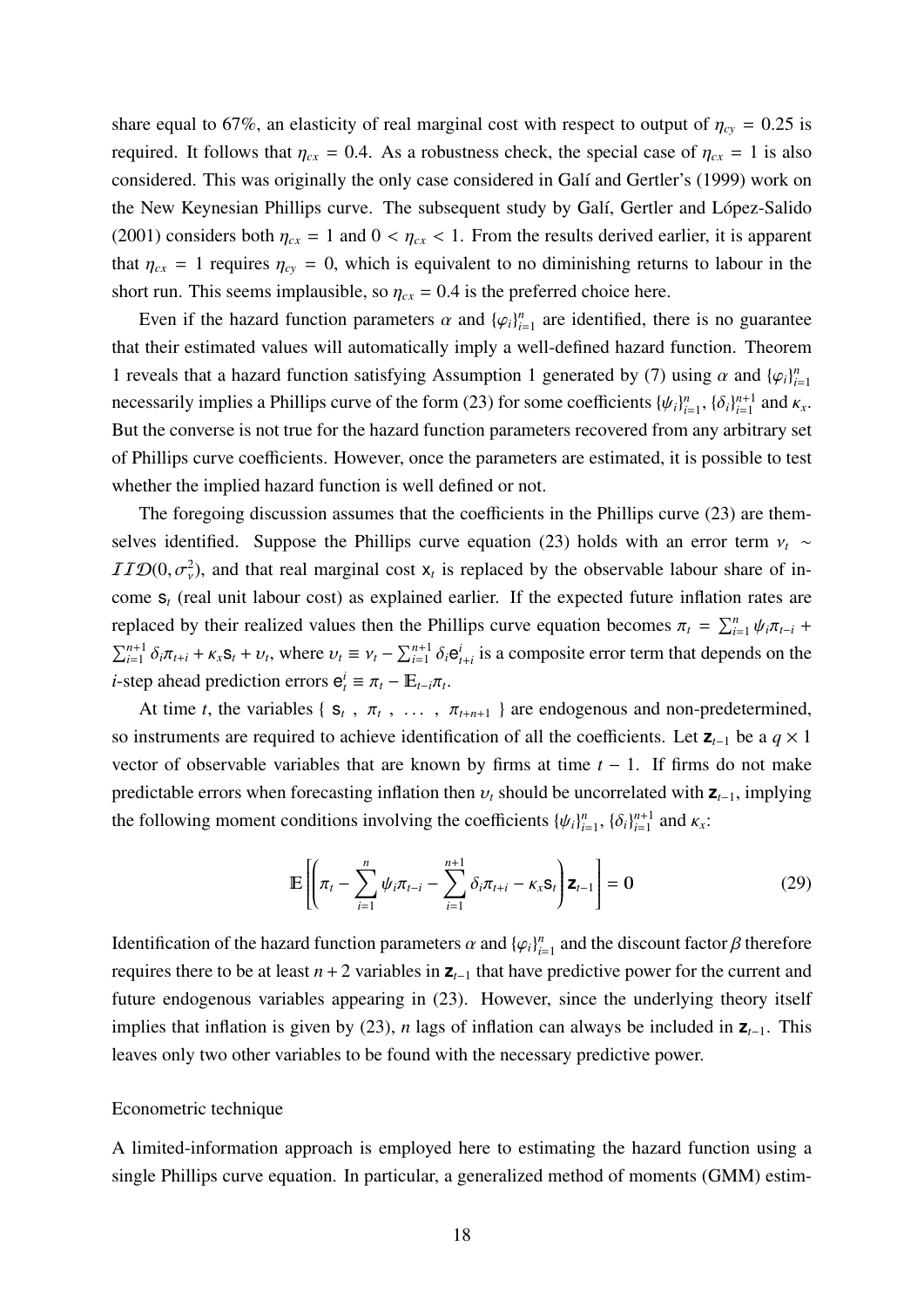share equal to 67%, an elasticity of real marginal cost with respect to output of $\eta_{cy} = 0.25$ is required. It follows that $\eta_{cx} = 0.4$. As a robustness check, the special case of $\eta_{cx} = 1$ is also considered. This was originally the only case considered in Galí and Gertler's (1999) work on the New Keynesian Phillips curve. The subsequent study by Galí, Gertler and López-Salido (2001) considers both $\eta_{cx} = 1$ and $0 < \eta_{cx} < 1$. From the results derived earlier, it is apparent that $\eta_{cx} = 1$ requires $\eta_{cy} = 0$, which is equivalent to no diminishing returns to labour in the short run. This seems implausible, so $\eta_{cx} = 0.4$ is the preferred choice here.

Even if the hazard function parameters $\alpha$ and $\{\varphi_i\}_{i=1}^n$ are identified, there is no guarantee that their estimated values will automatically imply a well-defined hazard function. Theorem 1 reveals that a hazard function satisfying Assumption 1 generated by (7) using $\alpha$ and $\{\varphi_i\}_{i=1}^n$ necessarily implies a Phillips curve of the form (23) for some coefficients $\{\psi_i\}_{i=1}^n$, $\{\delta_i\}_{i=1}^{n+1}$ and $\kappa_x$. But the converse is not true for the hazard function parameters recovered from any arbitrary set of Phillips curve coefficients. However, once the parameters are estimated, it is possible to test whether the implied hazard function is well defined or not.

The foregoing discussion assumes that the coefficients in the Phillips curve (23) are themselves identified. Suppose the Phillips curve equation (23) holds with an error term $\nu_t \sim \mathcal{IID}(0, \sigma_\nu^2)$, and that real marginal cost $\mathsf{x}_t$ is replaced by the observable labour share of income $\mathsf{s}_t$ (real unit labour cost) as explained earlier. If the expected future inflation rates are replaced by their realized values then the Phillips curve equation becomes $\pi_t = \sum_{i=1}^n \psi_i \pi_{t-i} + \sum_{i=1}^{n+1} \delta_i \pi_{t+i} + \kappa_x \mathsf{s}_t + \upsilon_t$, where $\upsilon_t \equiv \nu_t - \sum_{i=1}^{n+1} \delta_i \mathsf{e}_{t+i}^i$ is a composite error term that depends on the $i$-step ahead prediction errors $\mathsf{e}_t^i \equiv \pi_t - \mathbb{E}_{t-i}\pi_t$.

At time $t$, the variables $\{ \mathsf{s}_t , \pi_t , \ldots , \pi_{t+n+1} \}$ are endogenous and non-predetermined, so instruments are required to achieve identification of all the coefficients. Let $\mathbf{z}_{t-1}$ be a $q \times 1$ vector of observable variables that are known by firms at time $t-1$. If firms do not make predictable errors when forecasting inflation then $\upsilon_t$ should be uncorrelated with $\mathbf{z}_{t-1}$, implying the following moment conditions involving the coefficients $\{\psi_i\}_{i=1}^n$, $\{\delta_i\}_{i=1}^{n+1}$ and $\kappa_x$:

$$\mathbb{E}\left[\left(\pi_t - \sum_{i=1}^{n} \psi_i \pi_{t-i} - \sum_{i=1}^{n+1} \delta_i \pi_{t+i} - \kappa_x \mathsf{s}_t\right) \mathbf{z}_{t-1}\right] = \mathbf{0} \tag{29}$$

Identification of the hazard function parameters $\alpha$ and $\{\varphi_i\}_{i=1}^n$ and the discount factor $\beta$ therefore requires there to be at least $n+2$ variables in $\mathbf{z}_{t-1}$ that have predictive power for the current and future endogenous variables appearing in (23). However, since the underlying theory itself implies that inflation is given by (23), $n$ lags of inflation can always be included in $\mathbf{z}_{t-1}$. This leaves only two other variables to be found with the necessary predictive power.

Econometric technique

A limited-information approach is employed here to estimating the hazard function using a single Phillips curve equation. In particular, a generalized method of moments (GMM) estim-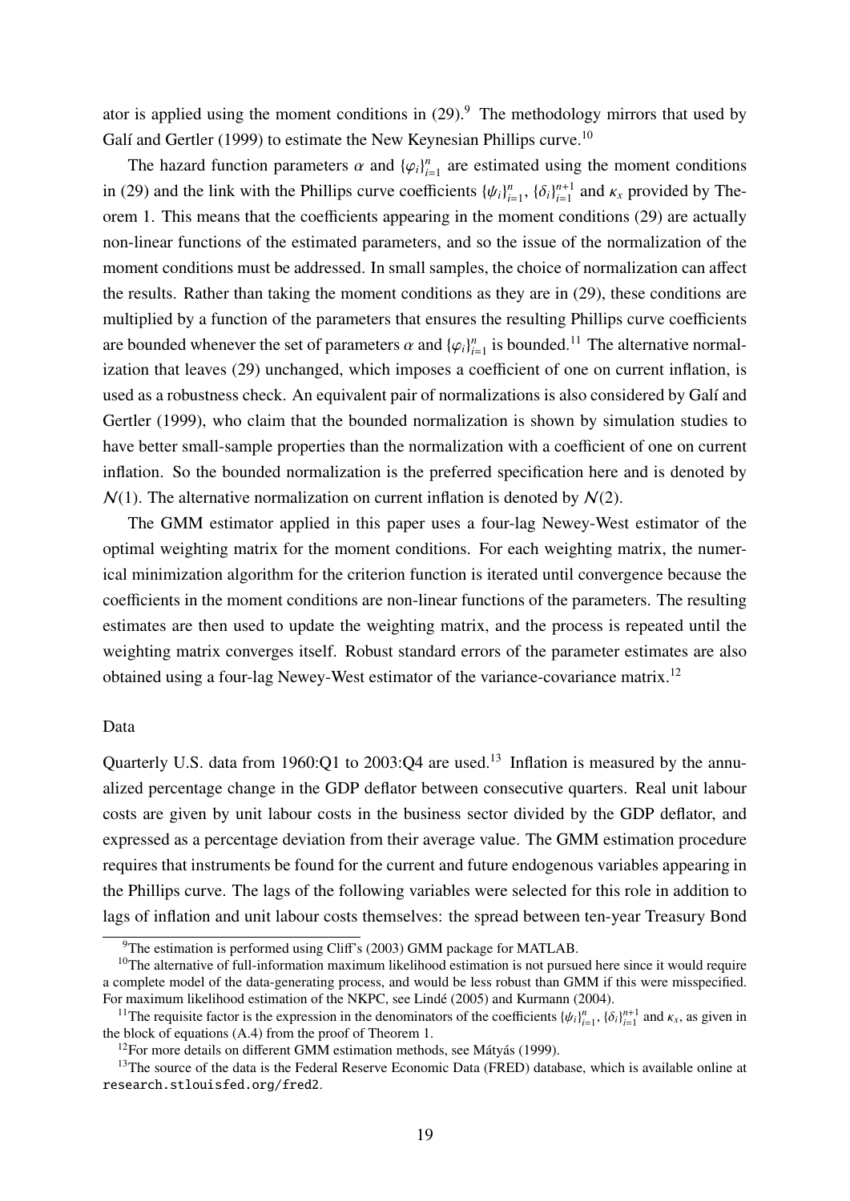ator is applied using the moment conditions in (29).[9] The methodology mirrors that used by Galí and Gertler (1999) to estimate the New Keynesian Phillips curve.[10]

The hazard function parameters $\alpha$ and $\{\varphi_i\}_{i=1}^n$ are estimated using the moment conditions in (29) and the link with the Phillips curve coefficients $\{\psi_i\}_{i=1}^n$, $\{\delta_i\}_{i=1}^{n+1}$ and $\kappa_x$ provided by Theorem 1. This means that the coefficients appearing in the moment conditions (29) are actually non-linear functions of the estimated parameters, and so the issue of the normalization of the moment conditions must be addressed. In small samples, the choice of normalization can affect the results. Rather than taking the moment conditions as they are in (29), these conditions are multiplied by a function of the parameters that ensures the resulting Phillips curve coefficients are bounded whenever the set of parameters $\alpha$ and $\{\varphi_i\}_{i=1}^n$ is bounded.[11] The alternative normalization that leaves (29) unchanged, which imposes a coefficient of one on current inflation, is used as a robustness check. An equivalent pair of normalizations is also considered by Galí and Gertler (1999), who claim that the bounded normalization is shown by simulation studies to have better small-sample properties than the normalization with a coefficient of one on current inflation. So the bounded normalization is the preferred specification here and is denoted by $\mathcal{N}(1)$. The alternative normalization on current inflation is denoted by $\mathcal{N}(2)$.

The GMM estimator applied in this paper uses a four-lag Newey-West estimator of the optimal weighting matrix for the moment conditions. For each weighting matrix, the numerical minimization algorithm for the criterion function is iterated until convergence because the coefficients in the moment conditions are non-linear functions of the parameters. The resulting estimates are then used to update the weighting matrix, and the process is repeated until the weighting matrix converges itself. Robust standard errors of the parameter estimates are also obtained using a four-lag Newey-West estimator of the variance-covariance matrix.[12]

### Data

Quarterly U.S. data from 1960:Q1 to 2003:Q4 are used.[13] Inflation is measured by the annualized percentage change in the GDP deflator between consecutive quarters. Real unit labour costs are given by unit labour costs in the business sector divided by the GDP deflator, and expressed as a percentage deviation from their average value. The GMM estimation procedure requires that instruments be found for the current and future endogenous variables appearing in the Phillips curve. The lags of the following variables were selected for this role in addition to lags of inflation and unit labour costs themselves: the spread between ten-year Treasury Bond

---

[9] The estimation is performed using Cliff's (2003) GMM package for MATLAB.

[10] The alternative of full-information maximum likelihood estimation is not pursued here since it would require a complete model of the data-generating process, and would be less robust than GMM if this were misspecified. For maximum likelihood estimation of the NKPC, see Lindé (2005) and Kurmann (2004).

[11] The requisite factor is the expression in the denominators of the coefficients $\{\psi_i\}_{i=1}^n$, $\{\delta_i\}_{i=1}^{n+1}$ and $\kappa_x$, as given in the block of equations (A.4) from the proof of Theorem 1.

[12] For more details on different GMM estimation methods, see Mátyás (1999).

[13] The source of the data is the Federal Reserve Economic Data (FRED) database, which is available online at `research.stlouisfed.org/fred2`.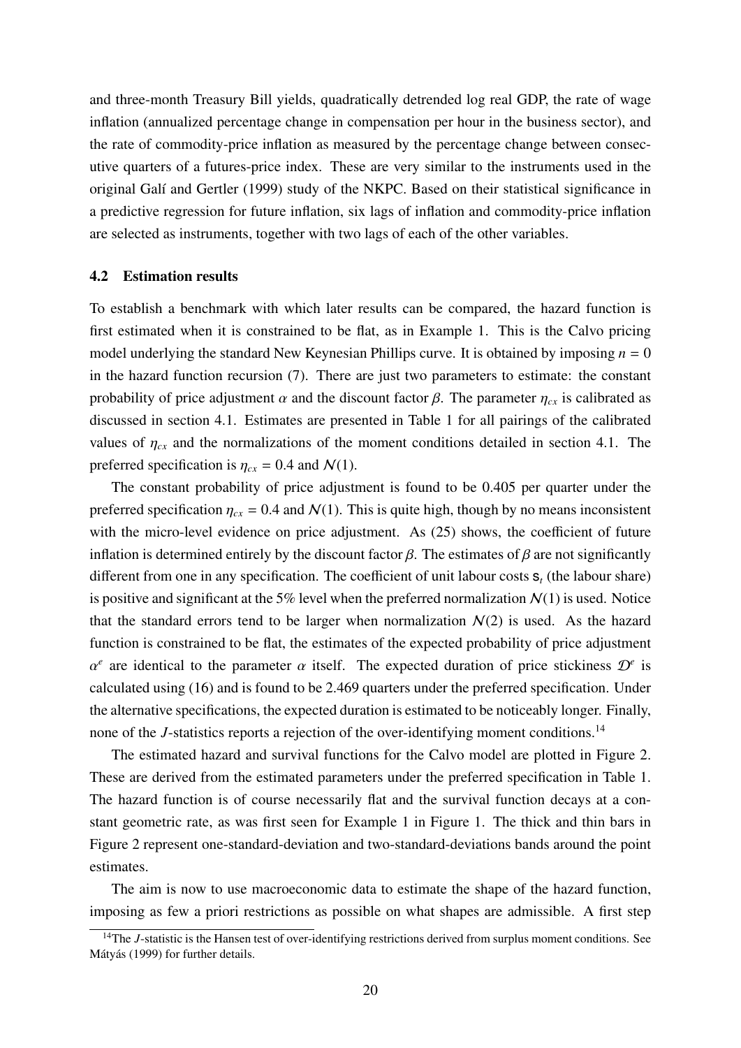and three-month Treasury Bill yields, quadratically detrended log real GDP, the rate of wage inflation (annualized percentage change in compensation per hour in the business sector), and the rate of commodity-price inflation as measured by the percentage change between consecutive quarters of a futures-price index. These are very similar to the instruments used in the original Galí and Gertler (1999) study of the NKPC. Based on their statistical significance in a predictive regression for future inflation, six lags of inflation and commodity-price inflation are selected as instruments, together with two lags of each of the other variables.

### 4.2 Estimation results

To establish a benchmark with which later results can be compared, the hazard function is first estimated when it is constrained to be flat, as in Example 1. This is the Calvo pricing model underlying the standard New Keynesian Phillips curve. It is obtained by imposing $n = 0$ in the hazard function recursion (7). There are just two parameters to estimate: the constant probability of price adjustment $\alpha$ and the discount factor $\beta$. The parameter $\eta_{cx}$ is calibrated as discussed in section 4.1. Estimates are presented in Table 1 for all pairings of the calibrated values of $\eta_{cx}$ and the normalizations of the moment conditions detailed in section 4.1. The preferred specification is $\eta_{cx} = 0.4$ and $\mathcal{N}(1)$.

The constant probability of price adjustment is found to be 0.405 per quarter under the preferred specification $\eta_{cx} = 0.4$ and $\mathcal{N}(1)$. This is quite high, though by no means inconsistent with the micro-level evidence on price adjustment. As (25) shows, the coefficient of future inflation is determined entirely by the discount factor $\beta$. The estimates of $\beta$ are not significantly different from one in any specification. The coefficient of unit labour costs $\mathsf{s}_t$ (the labour share) is positive and significant at the 5% level when the preferred normalization $\mathcal{N}(1)$ is used. Notice that the standard errors tend to be larger when normalization $\mathcal{N}(2)$ is used. As the hazard function is constrained to be flat, the estimates of the expected probability of price adjustment $\alpha^e$ are identical to the parameter $\alpha$ itself. The expected duration of price stickiness $\mathcal{D}^e$ is calculated using (16) and is found to be 2.469 quarters under the preferred specification. Under the alternative specifications, the expected duration is estimated to be noticeably longer. Finally, none of the $J$-statistics reports a rejection of the over-identifying moment conditions.[14]

The estimated hazard and survival functions for the Calvo model are plotted in Figure 2. These are derived from the estimated parameters under the preferred specification in Table 1. The hazard function is of course necessarily flat and the survival function decays at a constant geometric rate, as was first seen for Example 1 in Figure 1. The thick and thin bars in Figure 2 represent one-standard-deviation and two-standard-deviations bands around the point estimates.

The aim is now to use macroeconomic data to estimate the shape of the hazard function, imposing as few a priori restrictions as possible on what shapes are admissible. A first step

[14] The $J$-statistic is the Hansen test of over-identifying restrictions derived from surplus moment conditions. See Mátyás (1999) for further details.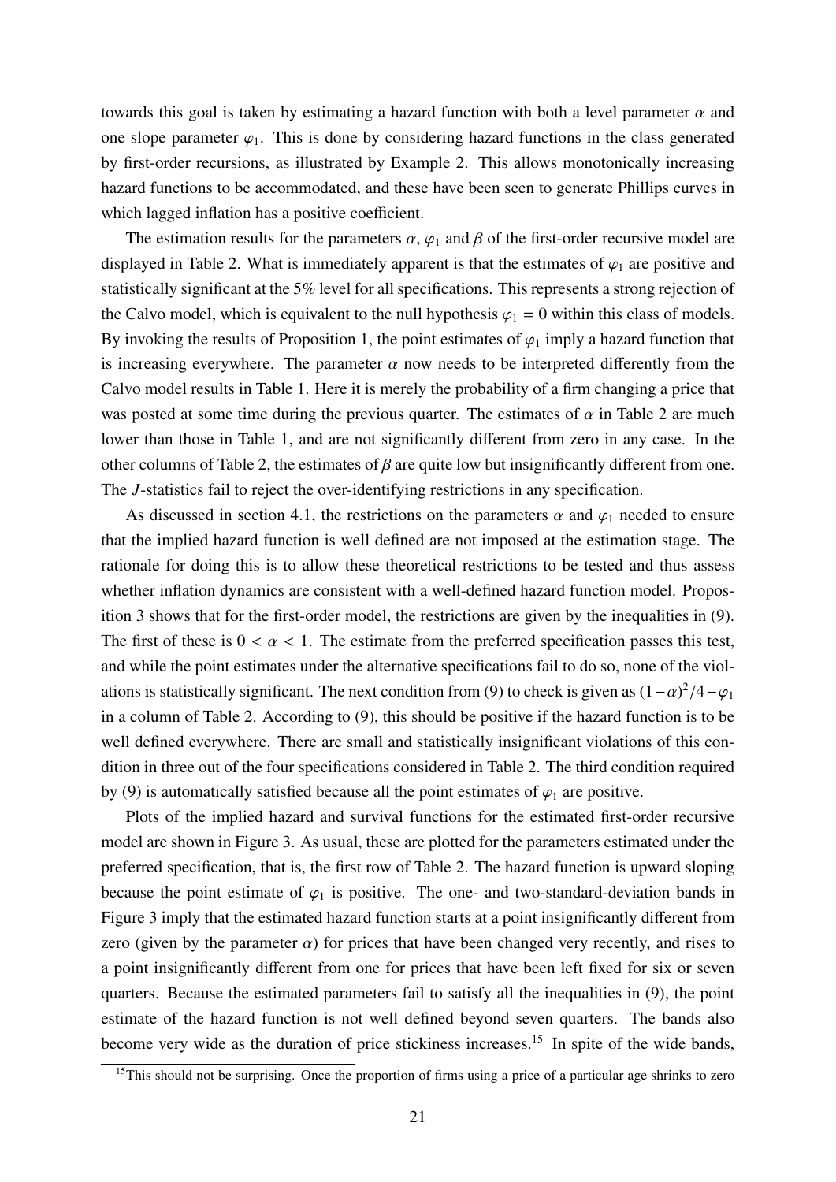towards this goal is taken by estimating a hazard function with both a level parameter $\alpha$ and one slope parameter $\varphi_1$. This is done by considering hazard functions in the class generated by first-order recursions, as illustrated by Example 2. This allows monotonically increasing hazard functions to be accommodated, and these have been seen to generate Phillips curves in which lagged inflation has a positive coefficient.

The estimation results for the parameters $\alpha$, $\varphi_1$ and $\beta$ of the first-order recursive model are displayed in Table 2. What is immediately apparent is that the estimates of $\varphi_1$ are positive and statistically significant at the 5% level for all specifications. This represents a strong rejection of the Calvo model, which is equivalent to the null hypothesis $\varphi_1 = 0$ within this class of models. By invoking the results of Proposition 1, the point estimates of $\varphi_1$ imply a hazard function that is increasing everywhere. The parameter $\alpha$ now needs to be interpreted differently from the Calvo model results in Table 1. Here it is merely the probability of a firm changing a price that was posted at some time during the previous quarter. The estimates of $\alpha$ in Table 2 are much lower than those in Table 1, and are not significantly different from zero in any case. In the other columns of Table 2, the estimates of $\beta$ are quite low but insignificantly different from one. The $J$-statistics fail to reject the over-identifying restrictions in any specification.

As discussed in section 4.1, the restrictions on the parameters $\alpha$ and $\varphi_1$ needed to ensure that the implied hazard function is well defined are not imposed at the estimation stage. The rationale for doing this is to allow these theoretical restrictions to be tested and thus assess whether inflation dynamics are consistent with a well-defined hazard function model. Proposition 3 shows that for the first-order model, the restrictions are given by the inequalities in (9). The first of these is $0 < \alpha < 1$. The estimate from the preferred specification passes this test, and while the point estimates under the alternative specifications fail to do so, none of the violations is statistically significant. The next condition from (9) to check is given as $(1-\alpha)^2/4-\varphi_1$ in a column of Table 2. According to (9), this should be positive if the hazard function is to be well defined everywhere. There are small and statistically insignificant violations of this condition in three out of the four specifications considered in Table 2. The third condition required by (9) is automatically satisfied because all the point estimates of $\varphi_1$ are positive.

Plots of the implied hazard and survival functions for the estimated first-order recursive model are shown in Figure 3. As usual, these are plotted for the parameters estimated under the preferred specification, that is, the first row of Table 2. The hazard function is upward sloping because the point estimate of $\varphi_1$ is positive. The one- and two-standard-deviation bands in Figure 3 imply that the estimated hazard function starts at a point insignificantly different from zero (given by the parameter $\alpha$) for prices that have been changed very recently, and rises to a point insignificantly different from one for prices that have been left fixed for six or seven quarters. Because the estimated parameters fail to satisfy all the inequalities in (9), the point estimate of the hazard function is not well defined beyond seven quarters. The bands also become very wide as the duration of price stickiness increases.[15] In spite of the wide bands,

[15] This should not be surprising. Once the proportion of firms using a price of a particular age shrinks to zero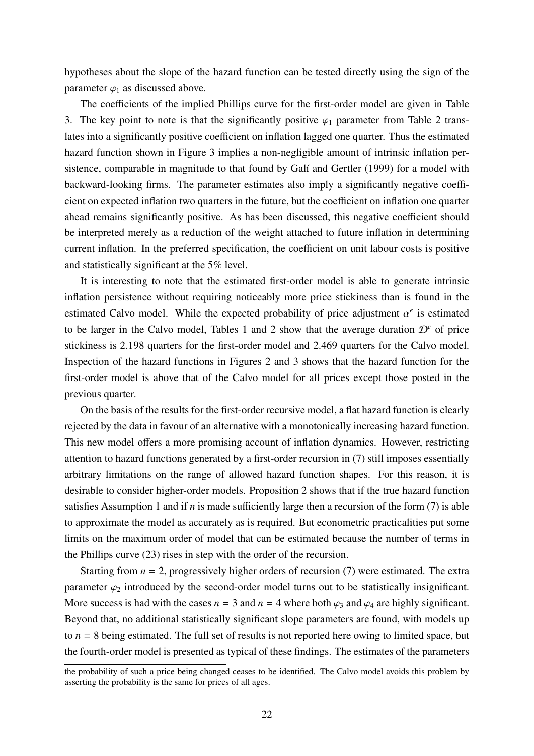hypotheses about the slope of the hazard function can be tested directly using the sign of the parameter $\varphi_1$ as discussed above.

The coefficients of the implied Phillips curve for the first-order model are given in Table 3. The key point to note is that the significantly positive $\varphi_1$ parameter from Table 2 translates into a significantly positive coefficient on inflation lagged one quarter. Thus the estimated hazard function shown in Figure 3 implies a non-negligible amount of intrinsic inflation persistence, comparable in magnitude to that found by Galí and Gertler (1999) for a model with backward-looking firms. The parameter estimates also imply a significantly negative coefficient on expected inflation two quarters in the future, but the coefficient on inflation one quarter ahead remains significantly positive. As has been discussed, this negative coefficient should be interpreted merely as a reduction of the weight attached to future inflation in determining current inflation. In the preferred specification, the coefficient on unit labour costs is positive and statistically significant at the 5% level.

It is interesting to note that the estimated first-order model is able to generate intrinsic inflation persistence without requiring noticeably more price stickiness than is found in the estimated Calvo model. While the expected probability of price adjustment $\alpha^e$ is estimated to be larger in the Calvo model, Tables 1 and 2 show that the average duration $\mathcal{D}^e$ of price stickiness is 2.198 quarters for the first-order model and 2.469 quarters for the Calvo model. Inspection of the hazard functions in Figures 2 and 3 shows that the hazard function for the first-order model is above that of the Calvo model for all prices except those posted in the previous quarter.

On the basis of the results for the first-order recursive model, a flat hazard function is clearly rejected by the data in favour of an alternative with a monotonically increasing hazard function. This new model offers a more promising account of inflation dynamics. However, restricting attention to hazard functions generated by a first-order recursion in (7) still imposes essentially arbitrary limitations on the range of allowed hazard function shapes. For this reason, it is desirable to consider higher-order models. Proposition 2 shows that if the true hazard function satisfies Assumption 1 and if $n$ is made sufficiently large then a recursion of the form (7) is able to approximate the model as accurately as is required. But econometric practicalities put some limits on the maximum order of model that can be estimated because the number of terms in the Phillips curve (23) rises in step with the order of the recursion.

Starting from $n = 2$, progressively higher orders of recursion (7) were estimated. The extra parameter $\varphi_2$ introduced by the second-order model turns out to be statistically insignificant. More success is had with the cases $n = 3$ and $n = 4$ where both $\varphi_3$ and $\varphi_4$ are highly significant. Beyond that, no additional statistically significant slope parameters are found, with models up to $n = 8$ being estimated. The full set of results is not reported here owing to limited space, but the fourth-order model is presented as typical of these findings. The estimates of the parameters

---

the probability of such a price being changed ceases to be identified. The Calvo model avoids this problem by asserting the probability is the same for prices of all ages.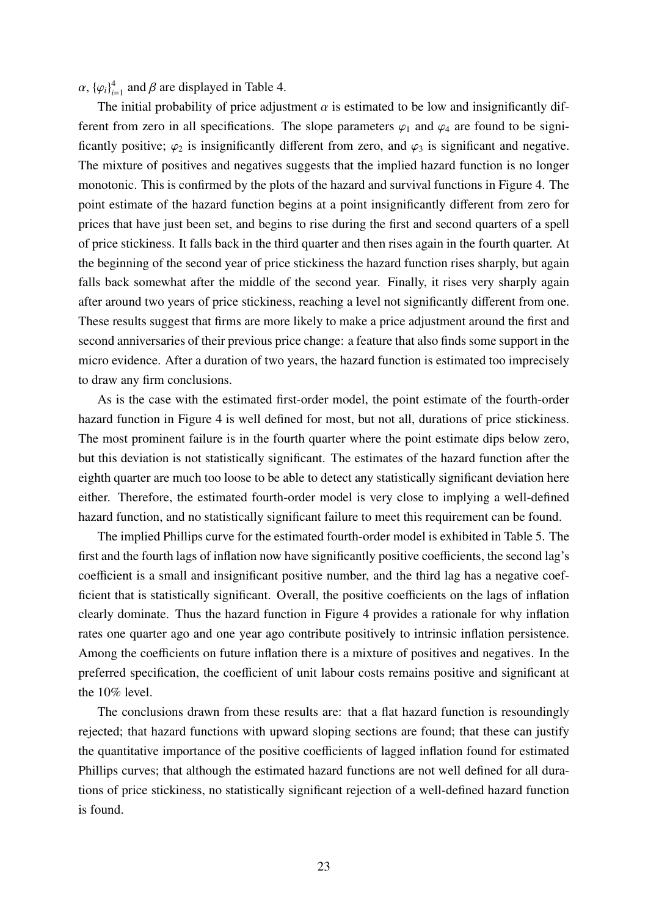$\alpha$, $\{\varphi_i\}_{i=1}^4$ and $\beta$ are displayed in Table 4.

The initial probability of price adjustment $\alpha$ is estimated to be low and insignificantly different from zero in all specifications. The slope parameters $\varphi_1$ and $\varphi_4$ are found to be significantly positive; $\varphi_2$ is insignificantly different from zero, and $\varphi_3$ is significant and negative. The mixture of positives and negatives suggests that the implied hazard function is no longer monotonic. This is confirmed by the plots of the hazard and survival functions in Figure 4. The point estimate of the hazard function begins at a point insignificantly different from zero for prices that have just been set, and begins to rise during the first and second quarters of a spell of price stickiness. It falls back in the third quarter and then rises again in the fourth quarter. At the beginning of the second year of price stickiness the hazard function rises sharply, but again falls back somewhat after the middle of the second year. Finally, it rises very sharply again after around two years of price stickiness, reaching a level not significantly different from one. These results suggest that firms are more likely to make a price adjustment around the first and second anniversaries of their previous price change: a feature that also finds some support in the micro evidence. After a duration of two years, the hazard function is estimated too imprecisely to draw any firm conclusions.

As is the case with the estimated first-order model, the point estimate of the fourth-order hazard function in Figure 4 is well defined for most, but not all, durations of price stickiness. The most prominent failure is in the fourth quarter where the point estimate dips below zero, but this deviation is not statistically significant. The estimates of the hazard function after the eighth quarter are much too loose to be able to detect any statistically significant deviation here either. Therefore, the estimated fourth-order model is very close to implying a well-defined hazard function, and no statistically significant failure to meet this requirement can be found.

The implied Phillips curve for the estimated fourth-order model is exhibited in Table 5. The first and the fourth lags of inflation now have significantly positive coefficients, the second lag's coefficient is a small and insignificant positive number, and the third lag has a negative coefficient that is statistically significant. Overall, the positive coefficients on the lags of inflation clearly dominate. Thus the hazard function in Figure 4 provides a rationale for why inflation rates one quarter ago and one year ago contribute positively to intrinsic inflation persistence. Among the coefficients on future inflation there is a mixture of positives and negatives. In the preferred specification, the coefficient of unit labour costs remains positive and significant at the 10% level.

The conclusions drawn from these results are: that a flat hazard function is resoundingly rejected; that hazard functions with upward sloping sections are found; that these can justify the quantitative importance of the positive coefficients of lagged inflation found for estimated Phillips curves; that although the estimated hazard functions are not well defined for all durations of price stickiness, no statistically significant rejection of a well-defined hazard function is found.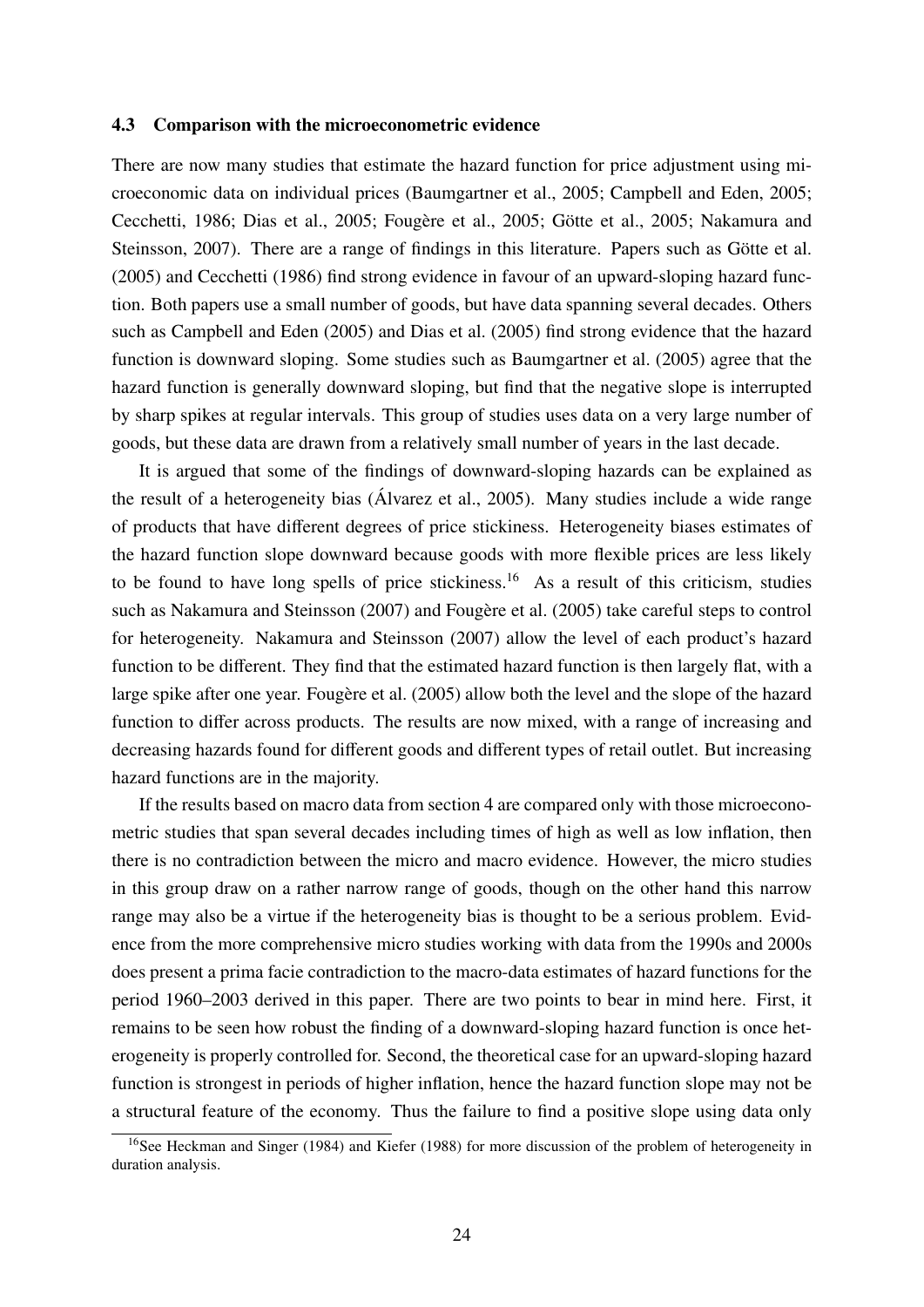### 4.3 Comparison with the microeconometric evidence

There are now many studies that estimate the hazard function for price adjustment using microeconomic data on individual prices (Baumgartner et al., 2005; Campbell and Eden, 2005; Cecchetti, 1986; Dias et al., 2005; Fougère et al., 2005; Götte et al., 2005; Nakamura and Steinsson, 2007). There are a range of findings in this literature. Papers such as Götte et al. (2005) and Cecchetti (1986) find strong evidence in favour of an upward-sloping hazard function. Both papers use a small number of goods, but have data spanning several decades. Others such as Campbell and Eden (2005) and Dias et al. (2005) find strong evidence that the hazard function is downward sloping. Some studies such as Baumgartner et al. (2005) agree that the hazard function is generally downward sloping, but find that the negative slope is interrupted by sharp spikes at regular intervals. This group of studies uses data on a very large number of goods, but these data are drawn from a relatively small number of years in the last decade.

It is argued that some of the findings of downward-sloping hazards can be explained as the result of a heterogeneity bias (Álvarez et al., 2005). Many studies include a wide range of products that have different degrees of price stickiness. Heterogeneity biases estimates of the hazard function slope downward because goods with more flexible prices are less likely to be found to have long spells of price stickiness.[16] As a result of this criticism, studies such as Nakamura and Steinsson (2007) and Fougère et al. (2005) take careful steps to control for heterogeneity. Nakamura and Steinsson (2007) allow the level of each product's hazard function to be different. They find that the estimated hazard function is then largely flat, with a large spike after one year. Fougère et al. (2005) allow both the level and the slope of the hazard function to differ across products. The results are now mixed, with a range of increasing and decreasing hazards found for different goods and different types of retail outlet. But increasing hazard functions are in the majority.

If the results based on macro data from section 4 are compared only with those microeconometric studies that span several decades including times of high as well as low inflation, then there is no contradiction between the micro and macro evidence. However, the micro studies in this group draw on a rather narrow range of goods, though on the other hand this narrow range may also be a virtue if the heterogeneity bias is thought to be a serious problem. Evidence from the more comprehensive micro studies working with data from the 1990s and 2000s does present a prima facie contradiction to the macro-data estimates of hazard functions for the period 1960–2003 derived in this paper. There are two points to bear in mind here. First, it remains to be seen how robust the finding of a downward-sloping hazard function is once heterogeneity is properly controlled for. Second, the theoretical case for an upward-sloping hazard function is strongest in periods of higher inflation, hence the hazard function slope may not be a structural feature of the economy. Thus the failure to find a positive slope using data only

[16] See Heckman and Singer (1984) and Kiefer (1988) for more discussion of the problem of heterogeneity in duration analysis.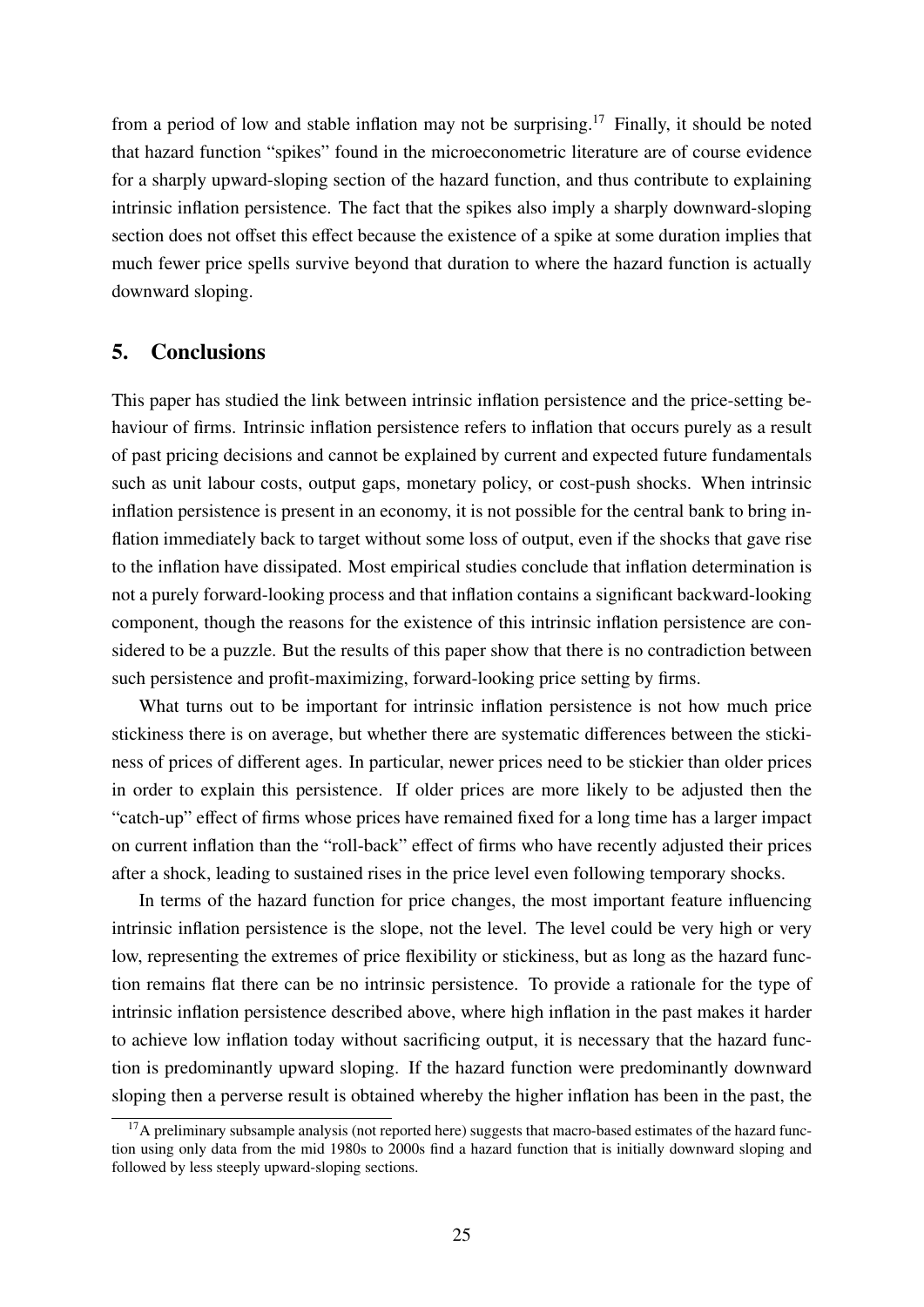from a period of low and stable inflation may not be surprising.[17] Finally, it should be noted that hazard function "spikes" found in the microeconometric literature are of course evidence for a sharply upward-sloping section of the hazard function, and thus contribute to explaining intrinsic inflation persistence. The fact that the spikes also imply a sharply downward-sloping section does not offset this effect because the existence of a spike at some duration implies that much fewer price spells survive beyond that duration to where the hazard function is actually downward sloping.

## 5. Conclusions

This paper has studied the link between intrinsic inflation persistence and the price-setting behaviour of firms. Intrinsic inflation persistence refers to inflation that occurs purely as a result of past pricing decisions and cannot be explained by current and expected future fundamentals such as unit labour costs, output gaps, monetary policy, or cost-push shocks. When intrinsic inflation persistence is present in an economy, it is not possible for the central bank to bring inflation immediately back to target without some loss of output, even if the shocks that gave rise to the inflation have dissipated. Most empirical studies conclude that inflation determination is not a purely forward-looking process and that inflation contains a significant backward-looking component, though the reasons for the existence of this intrinsic inflation persistence are considered to be a puzzle. But the results of this paper show that there is no contradiction between such persistence and profit-maximizing, forward-looking price setting by firms.

What turns out to be important for intrinsic inflation persistence is not how much price stickiness there is on average, but whether there are systematic differences between the stickiness of prices of different ages. In particular, newer prices need to be stickier than older prices in order to explain this persistence. If older prices are more likely to be adjusted then the "catch-up" effect of firms whose prices have remained fixed for a long time has a larger impact on current inflation than the "roll-back" effect of firms who have recently adjusted their prices after a shock, leading to sustained rises in the price level even following temporary shocks.

In terms of the hazard function for price changes, the most important feature influencing intrinsic inflation persistence is the slope, not the level. The level could be very high or very low, representing the extremes of price flexibility or stickiness, but as long as the hazard function remains flat there can be no intrinsic persistence. To provide a rationale for the type of intrinsic inflation persistence described above, where high inflation in the past makes it harder to achieve low inflation today without sacrificing output, it is necessary that the hazard function is predominantly upward sloping. If the hazard function were predominantly downward sloping then a perverse result is obtained whereby the higher inflation has been in the past, the

[17] A preliminary subsample analysis (not reported here) suggests that macro-based estimates of the hazard function using only data from the mid 1980s to 2000s find a hazard function that is initially downward sloping and followed by less steeply upward-sloping sections.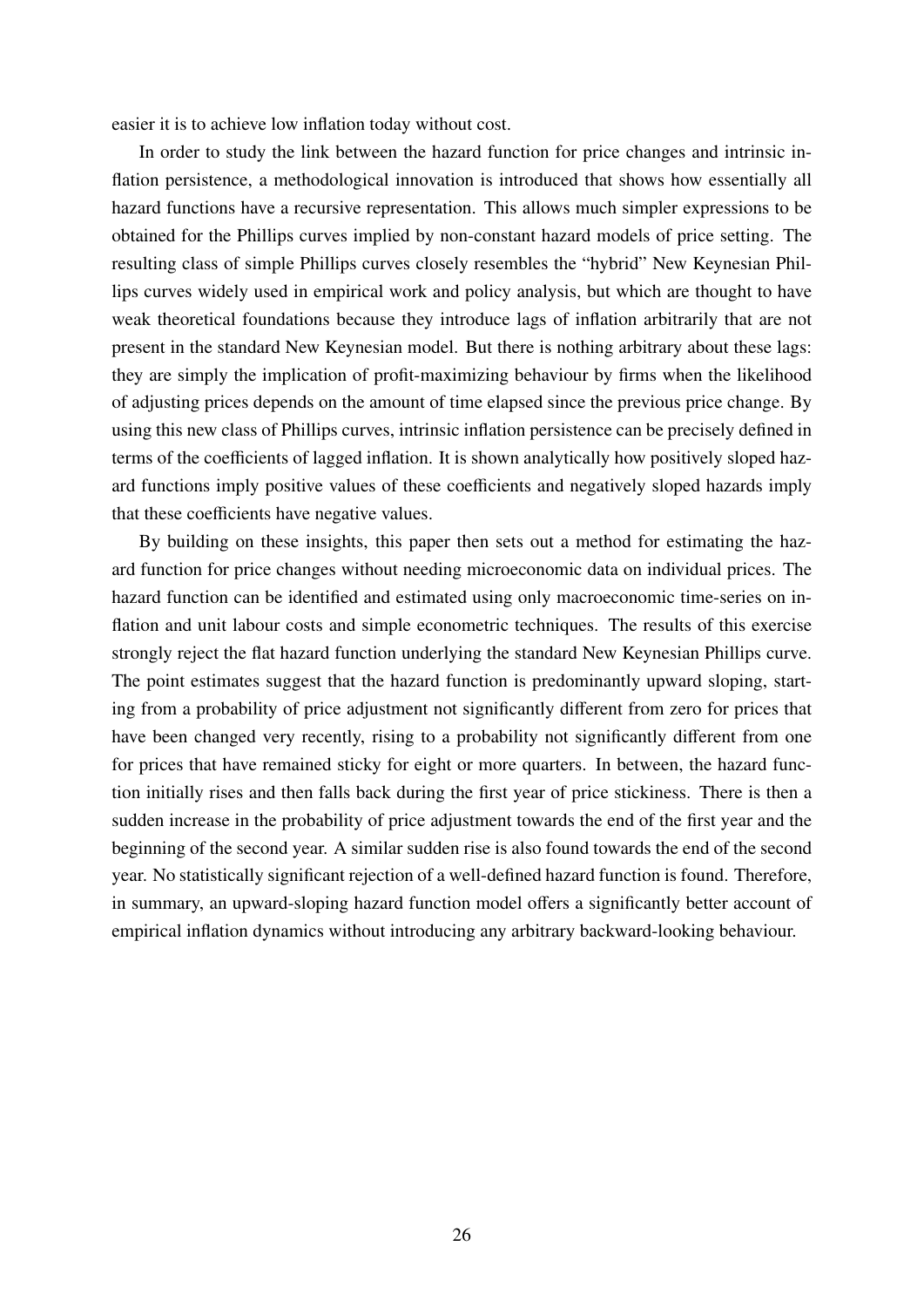easier it is to achieve low inflation today without cost.

In order to study the link between the hazard function for price changes and intrinsic inflation persistence, a methodological innovation is introduced that shows how essentially all hazard functions have a recursive representation. This allows much simpler expressions to be obtained for the Phillips curves implied by non-constant hazard models of price setting. The resulting class of simple Phillips curves closely resembles the "hybrid" New Keynesian Phillips curves widely used in empirical work and policy analysis, but which are thought to have weak theoretical foundations because they introduce lags of inflation arbitrarily that are not present in the standard New Keynesian model. But there is nothing arbitrary about these lags: they are simply the implication of profit-maximizing behaviour by firms when the likelihood of adjusting prices depends on the amount of time elapsed since the previous price change. By using this new class of Phillips curves, intrinsic inflation persistence can be precisely defined in terms of the coefficients of lagged inflation. It is shown analytically how positively sloped hazard functions imply positive values of these coefficients and negatively sloped hazards imply that these coefficients have negative values.

By building on these insights, this paper then sets out a method for estimating the hazard function for price changes without needing microeconomic data on individual prices. The hazard function can be identified and estimated using only macroeconomic time-series on inflation and unit labour costs and simple econometric techniques. The results of this exercise strongly reject the flat hazard function underlying the standard New Keynesian Phillips curve. The point estimates suggest that the hazard function is predominantly upward sloping, starting from a probability of price adjustment not significantly different from zero for prices that have been changed very recently, rising to a probability not significantly different from one for prices that have remained sticky for eight or more quarters. In between, the hazard function initially rises and then falls back during the first year of price stickiness. There is then a sudden increase in the probability of price adjustment towards the end of the first year and the beginning of the second year. A similar sudden rise is also found towards the end of the second year. No statistically significant rejection of a well-defined hazard function is found. Therefore, in summary, an upward-sloping hazard function model offers a significantly better account of empirical inflation dynamics without introducing any arbitrary backward-looking behaviour.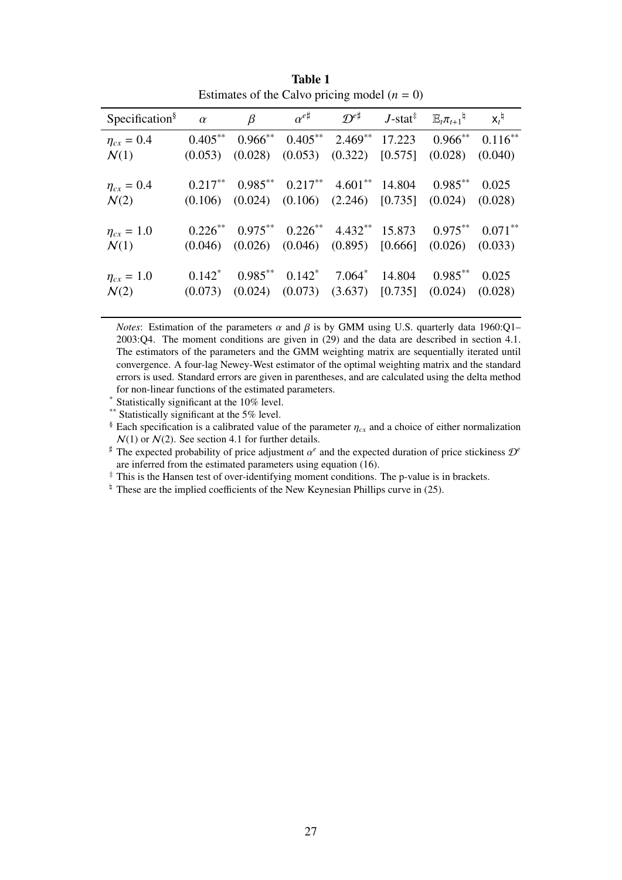**Table 1**

Estimates of the Calvo pricing model ($n = 0$)

| Specification[§] | $\alpha$ | $\beta$ | $\alpha^{e\sharp}$ | $\mathcal{D}^{e\sharp}$ | $J$-stat[‡] | $\mathbb{E}_t\pi_{t+1}$[♮] | $\mathsf{x}_t$[♮] |
|---|---|---|---|---|---|---|---|
| $\eta_{cx} = 0.4$ | $0.405^{**}$ | $0.966^{**}$ | $0.405^{**}$ | $2.469^{**}$ | 17.223 | $0.966^{**}$ | $0.116^{**}$ |
| $\mathcal{N}(1)$ | (0.053) | (0.028) | (0.053) | (0.322) | [0.575] | (0.028) | (0.040) |
| $\eta_{cx} = 0.4$ | $0.217^{**}$ | $0.985^{**}$ | $0.217^{**}$ | $4.601^{**}$ | 14.804 | $0.985^{**}$ | 0.025 |
| $\mathcal{N}(2)$ | (0.106) | (0.024) | (0.106) | (2.246) | [0.735] | (0.024) | (0.028) |
| $\eta_{cx} = 1.0$ | $0.226^{**}$ | $0.975^{**}$ | $0.226^{**}$ | $4.432^{**}$ | 15.873 | $0.975^{**}$ | $0.071^{**}$ |
| $\mathcal{N}(1)$ | (0.046) | (0.026) | (0.046) | (0.895) | [0.666] | (0.026) | (0.033) |
| $\eta_{cx} = 1.0$ | $0.142^{*}$ | $0.985^{**}$ | $0.142^{*}$ | $7.064^{*}$ | 14.804 | $0.985^{**}$ | 0.025 |
| $\mathcal{N}(2)$ | (0.073) | (0.024) | (0.073) | (3.637) | [0.735] | (0.024) | (0.028) |

*Notes*: Estimation of the parameters $\alpha$ and $\beta$ is by GMM using U.S. quarterly data 1960:Q1–2003:Q4. The moment conditions are given in (29) and the data are described in section 4.1. The estimators of the parameters and the GMM weighting matrix are sequentially iterated until convergence. A four-lag Newey-West estimator of the optimal weighting matrix and the standard errors is used. Standard errors are given in parentheses, and are calculated using the delta method for non-linear functions of the estimated parameters.

[*] Statistically significant at the 10% level.

[**] Statistically significant at the 5% level.

[§] Each specification is a calibrated value of the parameter $\eta_{cx}$ and a choice of either normalization $\mathcal{N}(1)$ or $\mathcal{N}(2)$. See section 4.1 for further details.

[♯] The expected probability of price adjustment $\alpha^e$ and the expected duration of price stickiness $\mathcal{D}^e$ are inferred from the estimated parameters using equation (16).

[‡] This is the Hansen test of over-identifying moment conditions. The p-value is in brackets.

[♮] These are the implied coefficients of the New Keynesian Phillips curve in (25).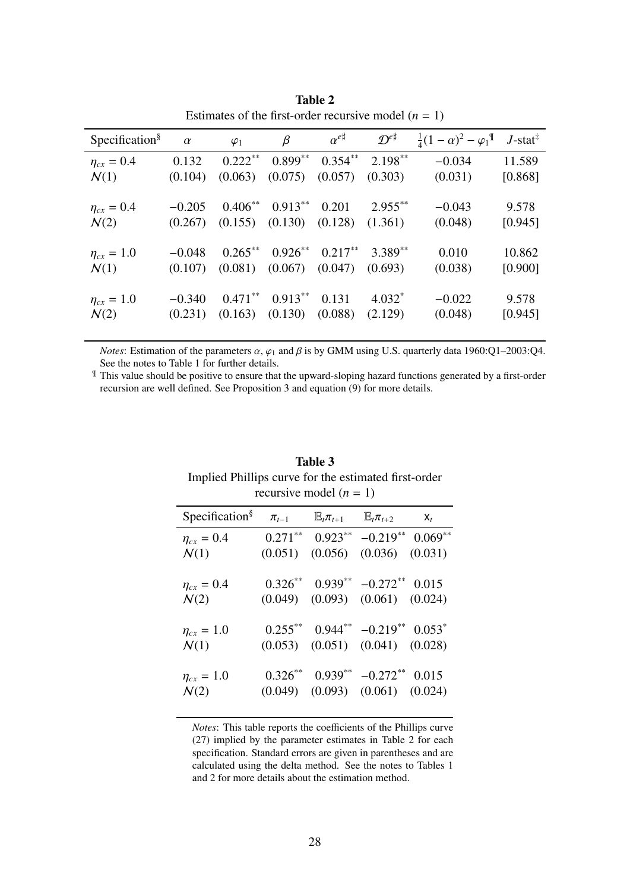**Table 2**
Estimates of the first-order recursive model ($n = 1$)

| Specification[§] | $\alpha$ | $\varphi_1$ | $\beta$ | $\alpha^{e\sharp}$ | $\mathcal{D}^{e\sharp}$ | $\frac{1}{4}(1-\alpha)^2 - \varphi_1$[¶] | $J$-stat[‡] |
|---|---|---|---|---|---|---|---|
| $\eta_{cx} = 0.4$ | 0.132 | $0.222^{**}$ | $0.899^{**}$ | $0.354^{**}$ | $2.198^{**}$ | −0.034 | 11.589 |
| $\mathcal{N}(1)$ | (0.104) | (0.063) | (0.075) | (0.057) | (0.303) | (0.031) | [0.868] |
| $\eta_{cx} = 0.4$ | −0.205 | $0.406^{**}$ | $0.913^{**}$ | 0.201 | $2.955^{**}$ | −0.043 | 9.578 |
| $\mathcal{N}(2)$ | (0.267) | (0.155) | (0.130) | (0.128) | (1.361) | (0.048) | [0.945] |
| $\eta_{cx} = 1.0$ | −0.048 | $0.265^{**}$ | $0.926^{**}$ | $0.217^{**}$ | $3.389^{**}$ | 0.010 | 10.862 |
| $\mathcal{N}(1)$ | (0.107) | (0.081) | (0.067) | (0.047) | (0.693) | (0.038) | [0.900] |
| $\eta_{cx} = 1.0$ | −0.340 | $0.471^{**}$ | $0.913^{**}$ | 0.131 | $4.032^{*}$ | −0.022 | 9.578 |
| $\mathcal{N}(2)$ | (0.231) | (0.163) | (0.130) | (0.088) | (2.129) | (0.048) | [0.945] |

*Notes*: Estimation of the parameters $\alpha$, $\varphi_1$ and $\beta$ is by GMM using U.S. quarterly data 1960:Q1–2003:Q4. See the notes to Table 1 for further details.

[¶] This value should be positive to ensure that the upward-sloping hazard functions generated by a first-order recursion are well defined. See Proposition 3 and equation (9) for more details.

**Table 3**
Implied Phillips curve for the estimated first-order recursive model ($n = 1$)

| Specification[§] | $\pi_{t-1}$ | $\mathbb{E}_t\pi_{t+1}$ | $\mathbb{E}_t\pi_{t+2}$ | $\mathsf{x}_t$ |
|---|---|---|---|---|
| $\eta_{cx} = 0.4$ | $0.271^{**}$ | $0.923^{**}$ | $-0.219^{**}$ | $0.069^{**}$ |
| $\mathcal{N}(1)$ | (0.051) | (0.056) | (0.036) | (0.031) |
| $\eta_{cx} = 0.4$ | $0.326^{**}$ | $0.939^{**}$ | $-0.272^{**}$ | 0.015 |
| $\mathcal{N}(2)$ | (0.049) | (0.093) | (0.061) | (0.024) |
| $\eta_{cx} = 1.0$ | $0.255^{**}$ | $0.944^{**}$ | $-0.219^{**}$ | $0.053^{*}$ |
| $\mathcal{N}(1)$ | (0.053) | (0.051) | (0.041) | (0.028) |
| $\eta_{cx} = 1.0$ | $0.326^{**}$ | $0.939^{**}$ | $-0.272^{**}$ | 0.015 |
| $\mathcal{N}(2)$ | (0.049) | (0.093) | (0.061) | (0.024) |

*Notes*: This table reports the coefficients of the Phillips curve (27) implied by the parameter estimates in Table 2 for each specification. Standard errors are given in parentheses and are calculated using the delta method. See the notes to Tables 1 and 2 for more details about the estimation method.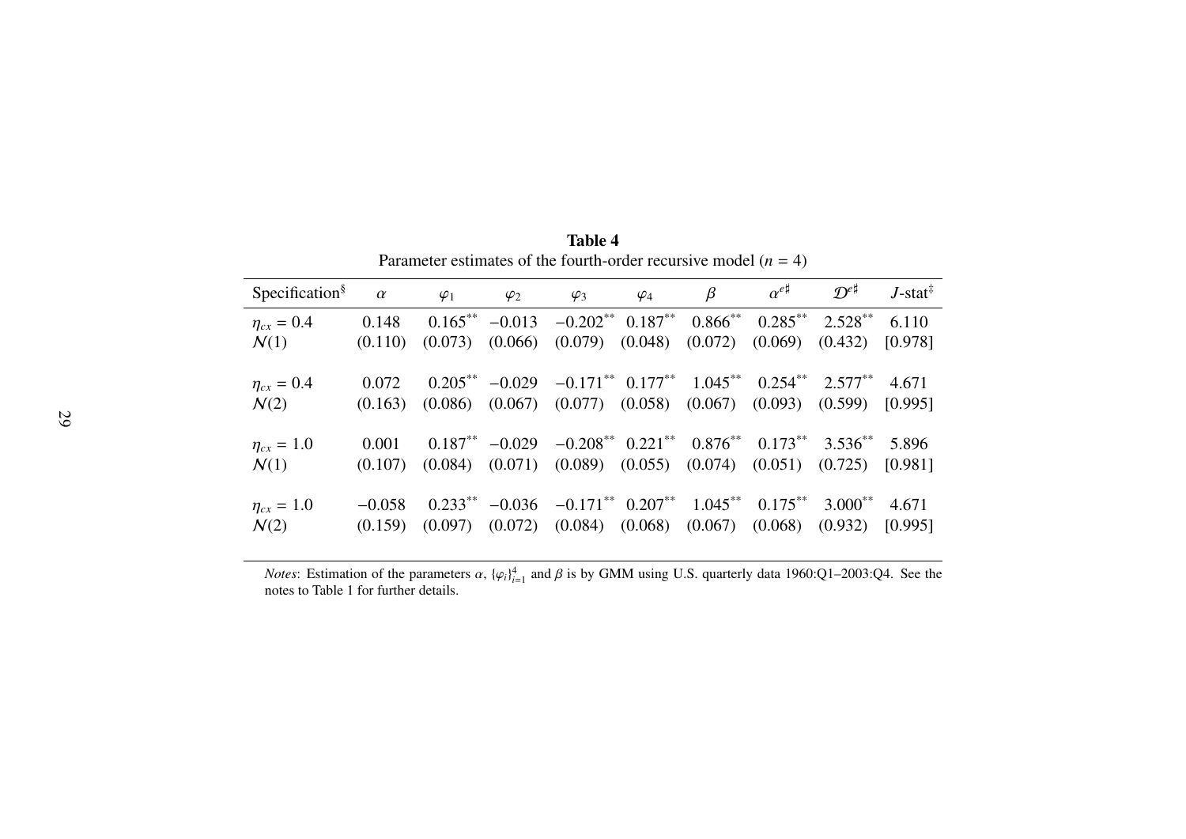**Table 4**

Parameter estimates of the fourth-order recursive model ($n = 4$)

| Specification[§] | $\alpha$ | $\varphi_1$ | $\varphi_2$ | $\varphi_3$ | $\varphi_4$ | $\beta$ | $\alpha^{e\sharp}$ | $\mathcal{D}^{e\sharp}$ | $J$-stat[‡] |
|---|---|---|---|---|---|---|---|---|---|
| $\eta_{cx} = 0.4$ | 0.148 | $0.165^{**}$ | −0.013 | $-0.202^{**}$ | $0.187^{**}$ | $0.866^{**}$ | $0.285^{**}$ | $2.528^{**}$ | 6.110 |
| $\mathcal{N}(1)$ | (0.110) | (0.073) | (0.066) | (0.079) | (0.048) | (0.072) | (0.069) | (0.432) | [0.978] |
| $\eta_{cx} = 0.4$ | 0.072 | $0.205^{**}$ | −0.029 | $-0.171^{**}$ | $0.177^{**}$ | $1.045^{**}$ | $0.254^{**}$ | $2.577^{**}$ | 4.671 |
| $\mathcal{N}(2)$ | (0.163) | (0.086) | (0.067) | (0.077) | (0.058) | (0.067) | (0.093) | (0.599) | [0.995] |
| $\eta_{cx} = 1.0$ | 0.001 | $0.187^{**}$ | −0.029 | $-0.208^{**}$ | $0.221^{**}$ | $0.876^{**}$ | $0.173^{**}$ | $3.536^{**}$ | 5.896 |
| $\mathcal{N}(1)$ | (0.107) | (0.084) | (0.071) | (0.089) | (0.055) | (0.074) | (0.051) | (0.725) | [0.981] |
| $\eta_{cx} = 1.0$ | −0.058 | $0.233^{**}$ | −0.036 | $-0.171^{**}$ | $0.207^{**}$ | $1.045^{**}$ | $0.175^{**}$ | $3.000^{**}$ | 4.671 |
| $\mathcal{N}(2)$ | (0.159) | (0.097) | (0.072) | (0.084) | (0.068) | (0.067) | (0.068) | (0.932) | [0.995] |

*Notes*: Estimation of the parameters $\alpha$, $\{\varphi_i\}_{i=1}^{4}$ and $\beta$ is by GMM using U.S. quarterly data 1960:Q1–2003:Q4. See the notes to Table 1 for further details.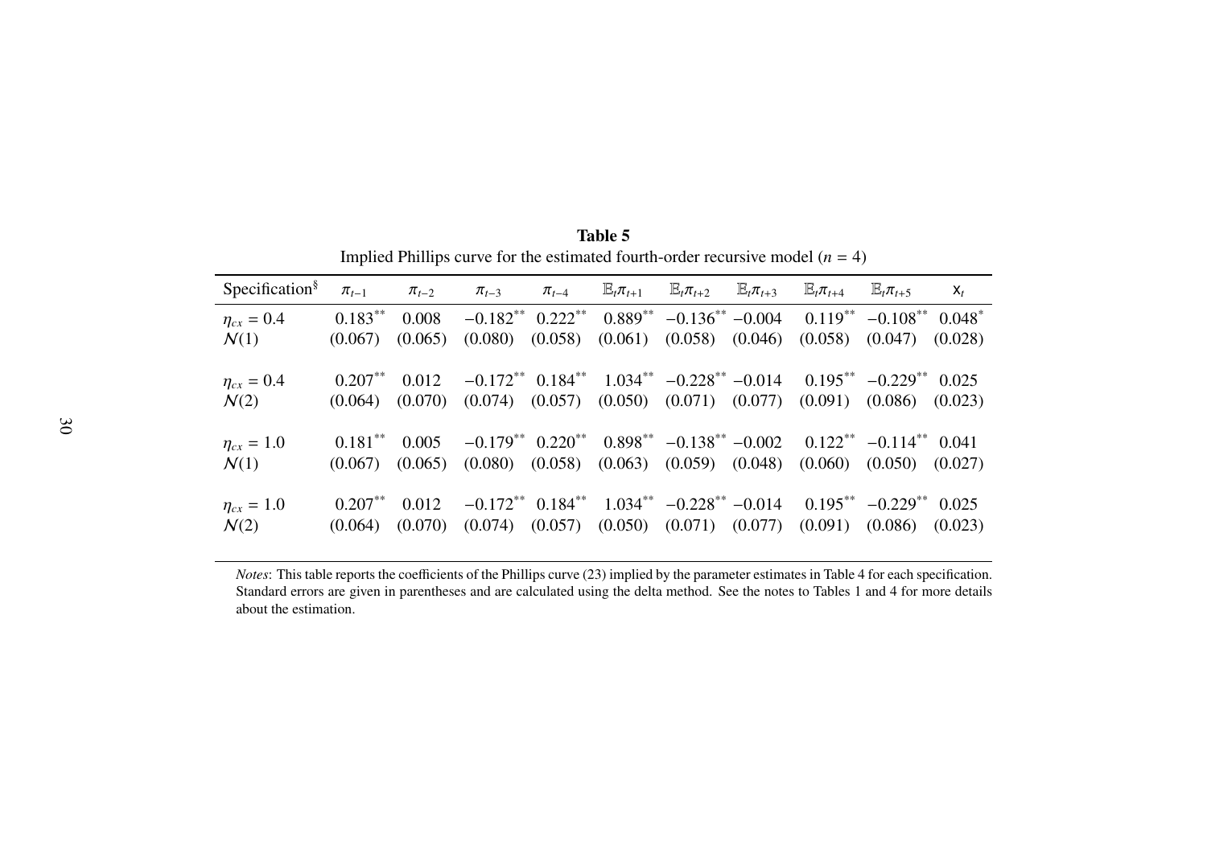**Table 5**

Implied Phillips curve for the estimated fourth-order recursive model ($n = 4$)

| Specification[§] | $\pi_{t-1}$ | $\pi_{t-2}$ | $\pi_{t-3}$ | $\pi_{t-4}$ | $\mathbb{E}_t\pi_{t+1}$ | $\mathbb{E}_t\pi_{t+2}$ | $\mathbb{E}_t\pi_{t+3}$ | $\mathbb{E}_t\pi_{t+4}$ | $\mathbb{E}_t\pi_{t+5}$ | $\mathsf{x}_t$ |
|---|---|---|---|---|---|---|---|---|---|---|
| $\eta_{cx} = 0.4$ | $0.183^{**}$ | 0.008 | $-0.182^{**}$ | $0.222^{**}$ | $0.889^{**}$ | $-0.136^{**}$ | $-0.004$ | $0.119^{**}$ | $-0.108^{**}$ | $0.048^{*}$ |
| $\mathcal{N}(1)$ | (0.067) | (0.065) | (0.080) | (0.058) | (0.061) | (0.058) | (0.046) | (0.058) | (0.047) | (0.028) |
| $\eta_{cx} = 0.4$ | $0.207^{**}$ | 0.012 | $-0.172^{**}$ | $0.184^{**}$ | $1.034^{**}$ | $-0.228^{**}$ | $-0.014$ | $0.195^{**}$ | $-0.229^{**}$ | 0.025 |
| $\mathcal{N}(2)$ | (0.064) | (0.070) | (0.074) | (0.057) | (0.050) | (0.071) | (0.077) | (0.091) | (0.086) | (0.023) |
| $\eta_{cx} = 1.0$ | $0.181^{**}$ | 0.005 | $-0.179^{**}$ | $0.220^{**}$ | $0.898^{**}$ | $-0.138^{**}$ | $-0.002$ | $0.122^{**}$ | $-0.114^{**}$ | 0.041 |
| $\mathcal{N}(1)$ | (0.067) | (0.065) | (0.080) | (0.058) | (0.063) | (0.059) | (0.048) | (0.060) | (0.050) | (0.027) |
| $\eta_{cx} = 1.0$ | $0.207^{**}$ | 0.012 | $-0.172^{**}$ | $0.184^{**}$ | $1.034^{**}$ | $-0.228^{**}$ | $-0.014$ | $0.195^{**}$ | $-0.229^{**}$ | 0.025 |
| $\mathcal{N}(2)$ | (0.064) | (0.070) | (0.074) | (0.057) | (0.050) | (0.071) | (0.077) | (0.091) | (0.086) | (0.023) |

*Notes*: This table reports the coefficients of the Phillips curve (23) implied by the parameter estimates in Table 4 for each specification. Standard errors are given in parentheses and are calculated using the delta method. See the notes to Tables 1 and 4 for more details about the estimation.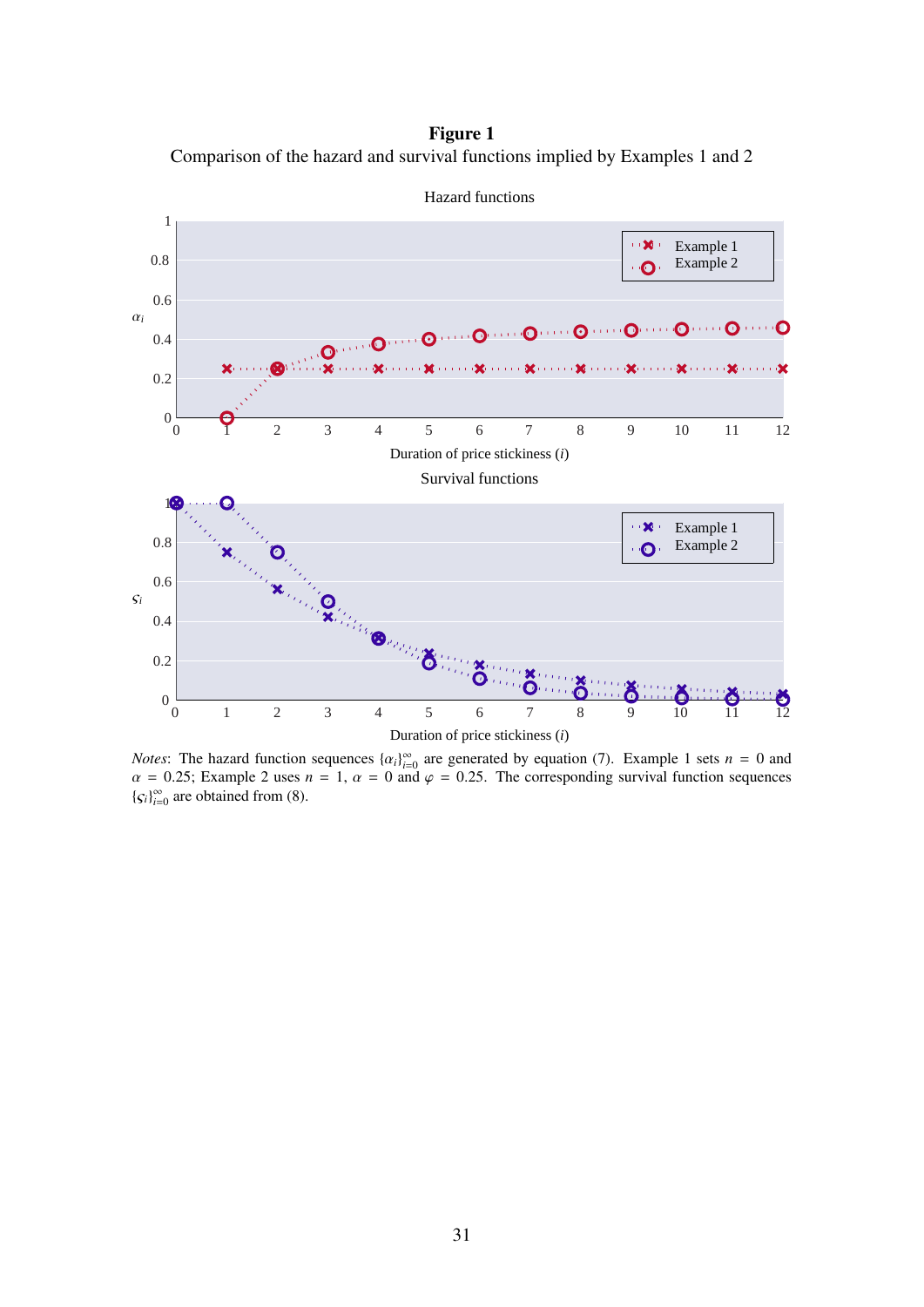**Figure 1**

Comparison of the hazard and survival functions implied by Examples 1 and 2

Hazard functions

Survival functions

*Notes*: The hazard function sequences $\{\alpha_i\}_{i=0}^{\infty}$ are generated by equation (7). Example 1 sets $n = 0$ and $\alpha = 0.25$; Example 2 uses $n = 1$, $\alpha = 0$ and $\varphi = 0.25$. The corresponding survival function sequences $\{\varsigma_i\}_{i=0}^{\infty}$ are obtained from (8).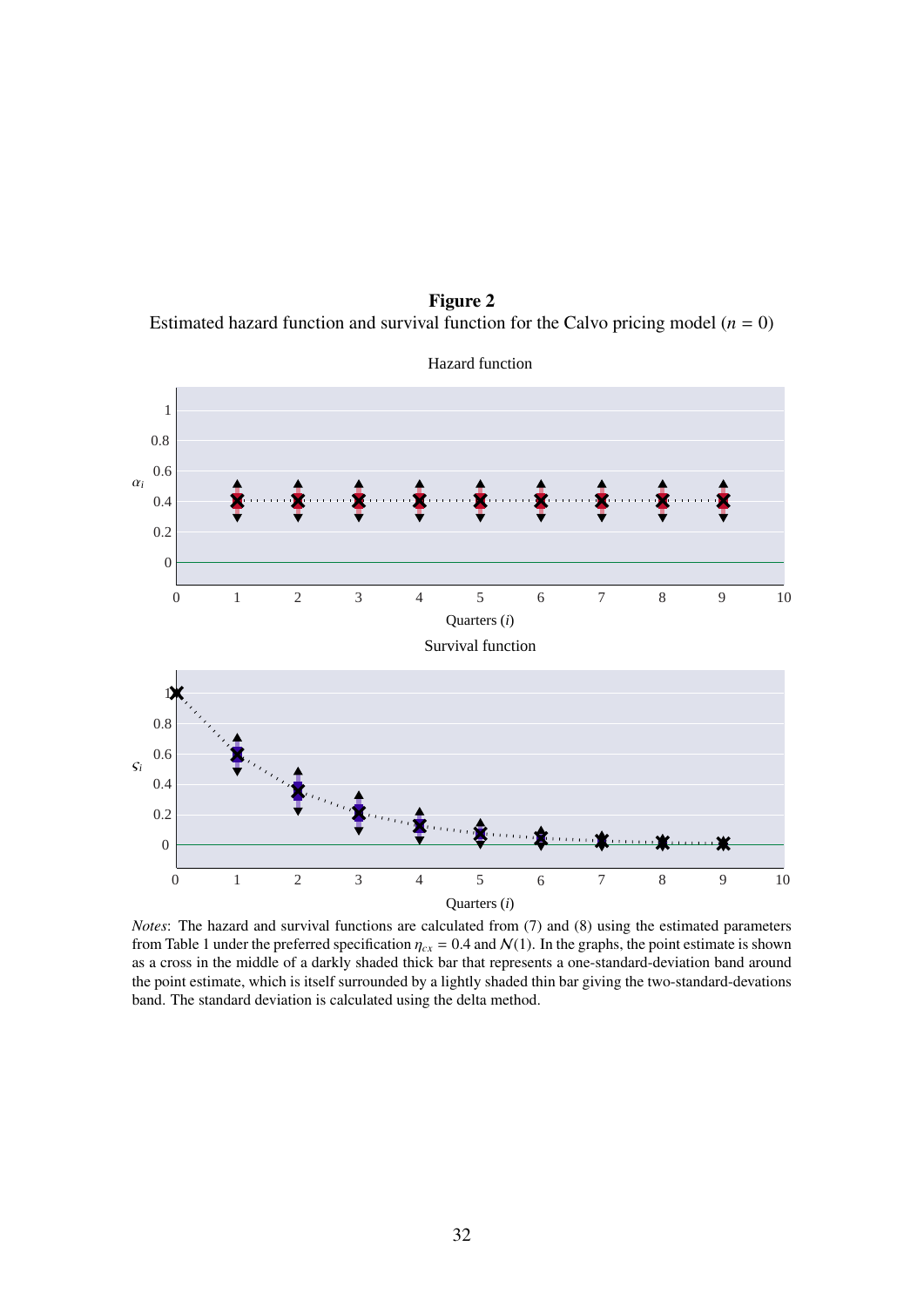**Figure 2**

Estimated hazard function and survival function for the Calvo pricing model ($n = 0$)

*Notes*: The hazard and survival functions are calculated from (7) and (8) using the estimated parameters from Table 1 under the preferred specification $\eta_{cx} = 0.4$ and $\mathcal{N}(1)$. In the graphs, the point estimate is shown as a cross in the middle of a darkly shaded thick bar that represents a one-standard-deviation band around the point estimate, which is itself surrounded by a lightly shaded thin bar giving the two-standard-devations band. The standard deviation is calculated using the delta method.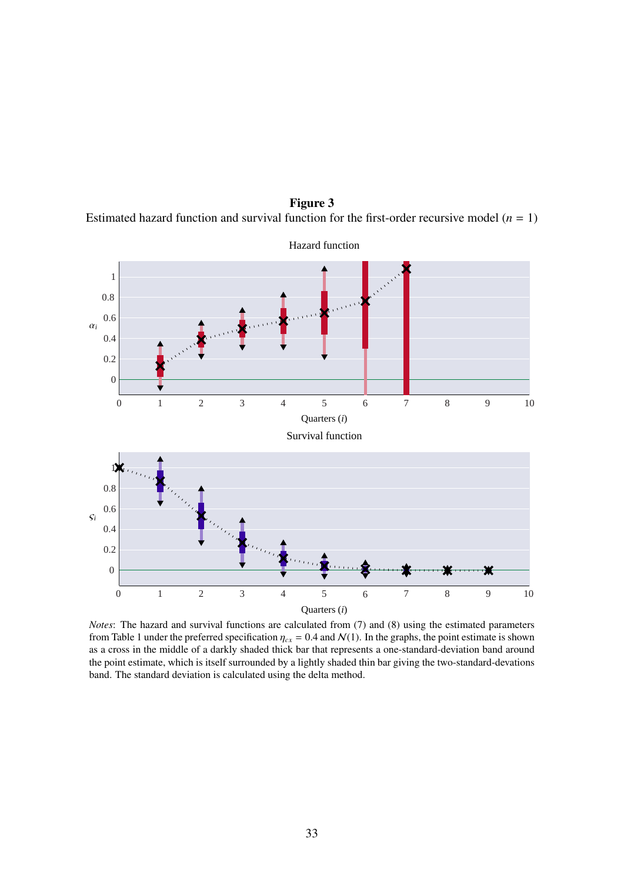**Figure 3**

Estimated hazard function and survival function for the first-order recursive model ($n = 1$)

*Notes*: The hazard and survival functions are calculated from (7) and (8) using the estimated parameters from Table 1 under the preferred specification $\eta_{cx} = 0.4$ and $\mathcal{N}(1)$. In the graphs, the point estimate is shown as a cross in the middle of a darkly shaded thick bar that represents a one-standard-deviation band around the point estimate, which is itself surrounded by a lightly shaded thin bar giving the two-standard-devations band. The standard deviation is calculated using the delta method.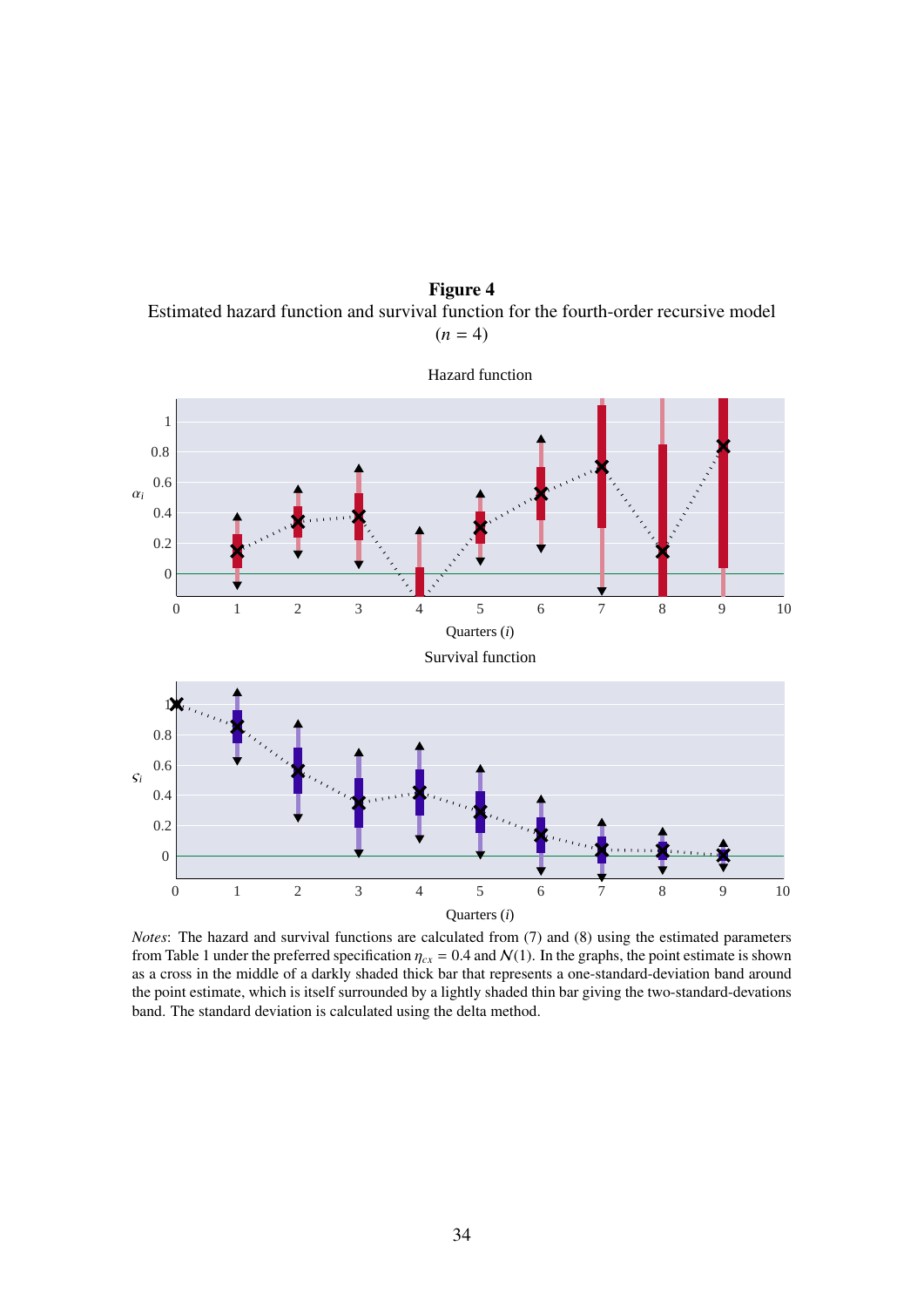**Figure 4**

Estimated hazard function and survival function for the fourth-order recursive model ($n = 4$)

Hazard function

Survival function

*Notes*: The hazard and survival functions are calculated from (7) and (8) using the estimated parameters from Table 1 under the preferred specification $\eta_{cx} = 0.4$ and $\mathcal{N}(1)$. In the graphs, the point estimate is shown as a cross in the middle of a darkly shaded thick bar that represents a one-standard-deviation band around the point estimate, which is itself surrounded by a lightly shaded thin bar giving the two-standard-devations band. The standard deviation is calculated using the delta method.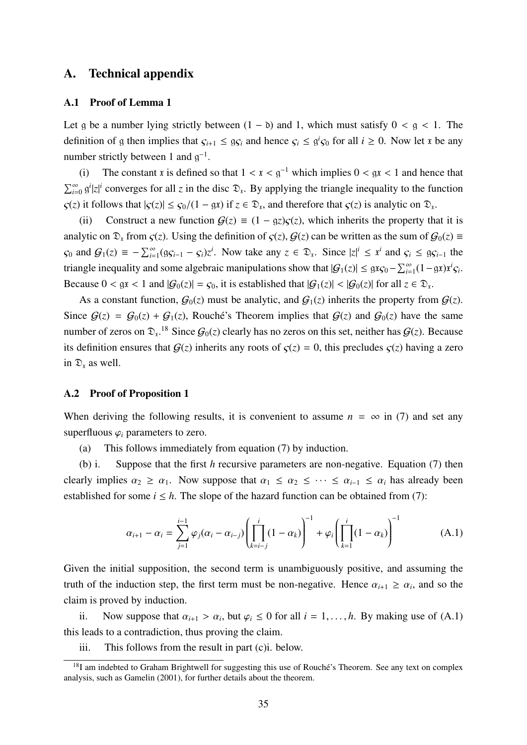## A. Technical appendix

### A.1 Proof of Lemma 1

Let $\mathfrak{g}$ be a number lying strictly between $(1-\mathfrak{d})$ and 1, which must satisfy $0 < \mathfrak{g} < 1$. The definition of $\mathfrak{g}$ then implies that $\varsigma_{i+1} \leq \mathfrak{g}\varsigma_i$ and hence $\varsigma_i \leq \mathfrak{g}^i\varsigma_0$ for all $i \geq 0$. Now let $\mathfrak{x}$ be any number strictly between 1 and $\mathfrak{g}^{-1}$.

(i) The constant $\mathfrak{x}$ is defined so that $1 < \mathfrak{x} < \mathfrak{g}^{-1}$ which implies $0 < \mathfrak{g}\mathfrak{x} < 1$ and hence that $\sum_{i=0}^{\infty} \mathfrak{g}^i |z|^i$ converges for all $z$ in the disc $\mathfrak{D}_\mathfrak{x}$. By applying the triangle inequality to the function $\varsigma(z)$ it follows that $|\varsigma(z)| \leq \varsigma_0/(1-\mathfrak{g}\mathfrak{x})$ if $z \in \mathfrak{D}_\mathfrak{x}$, and therefore that $\varsigma(z)$ is analytic on $\mathfrak{D}_\mathfrak{x}$.

(ii) Construct a new function $\mathcal{G}(z) \equiv (1-\mathfrak{g}z)\varsigma(z)$, which inherits the property that it is analytic on $\mathfrak{D}_\mathfrak{x}$ from $\varsigma(z)$. Using the definition of $\varsigma(z)$, $\mathcal{G}(z)$ can be written as the sum of $\mathcal{G}_0(z) \equiv \varsigma_0$ and $\mathcal{G}_1(z) \equiv -\sum_{i=1}^{\infty}(\mathfrak{g}\varsigma_{i-1} - \varsigma_i)z^i$. Now take any $z \in \mathfrak{D}_\mathfrak{x}$. Since $|z|^i \leq \mathfrak{x}^i$ and $\varsigma_i \leq \mathfrak{g}\varsigma_{i-1}$ the triangle inequality and some algebraic manipulations show that $|\mathcal{G}_1(z)| \leq \mathfrak{g}\mathfrak{x}\varsigma_0 - \sum_{i=1}^{\infty}(1-\mathfrak{g}\mathfrak{x})\mathfrak{x}^i\varsigma_i$. Because $0 < \mathfrak{g}\mathfrak{x} < 1$ and $|\mathcal{G}_0(z)| = \varsigma_0$, it is established that $|\mathcal{G}_1(z)| < |\mathcal{G}_0(z)|$ for all $z \in \mathfrak{D}_\mathfrak{x}$.

As a constant function, $\mathcal{G}_0(z)$ must be analytic, and $\mathcal{G}_1(z)$ inherits the property from $\mathcal{G}(z)$. Since $\mathcal{G}(z) = \mathcal{G}_0(z) + \mathcal{G}_1(z)$, Rouché's Theorem implies that $\mathcal{G}(z)$ and $\mathcal{G}_0(z)$ have the same number of zeros on $\mathfrak{D}_\mathfrak{x}$.[18] Since $\mathcal{G}_0(z)$ clearly has no zeros on this set, neither has $\mathcal{G}(z)$. Because its definition ensures that $\mathcal{G}(z)$ inherits any roots of $\varsigma(z) = 0$, this precludes $\varsigma(z)$ having a zero in $\mathfrak{D}_\mathfrak{x}$ as well.

### A.2 Proof of Proposition 1

When deriving the following results, it is convenient to assume $n = \infty$ in (7) and set any superfluous $\varphi_i$ parameters to zero.

(a) This follows immediately from equation (7) by induction.

(b) i. Suppose that the first $h$ recursive parameters are non-negative. Equation (7) then clearly implies $\alpha_2 \geq \alpha_1$. Now suppose that $\alpha_1 \leq \alpha_2 \leq \cdots \leq \alpha_{i-1} \leq \alpha_i$ has already been established for some $i \leq h$. The slope of the hazard function can be obtained from (7):

$$\alpha_{i+1} - \alpha_i = \sum_{j=1}^{i-1} \varphi_j(\alpha_i - \alpha_{i-j}) \left( \prod_{k=i-j}^{i} (1-\alpha_k) \right)^{-1} + \varphi_i \left( \prod_{k=1}^{i} (1-\alpha_k) \right)^{-1} \tag{A.1}$$

Given the initial supposition, the second term is unambiguously positive, and assuming the truth of the induction step, the first term must be non-negative. Hence $\alpha_{i+1} \geq \alpha_i$, and so the claim is proved by induction.

ii. Now suppose that $\alpha_{i+1} > \alpha_i$, but $\varphi_i \leq 0$ for all $i = 1, \ldots, h$. By making use of (A.1) this leads to a contradiction, thus proving the claim.

iii. This follows from the result in part (c)i. below.

[18] I am indebted to Graham Brightwell for suggesting this use of Rouché's Theorem. See any text on complex analysis, such as Gamelin (2001), for further details about the theorem.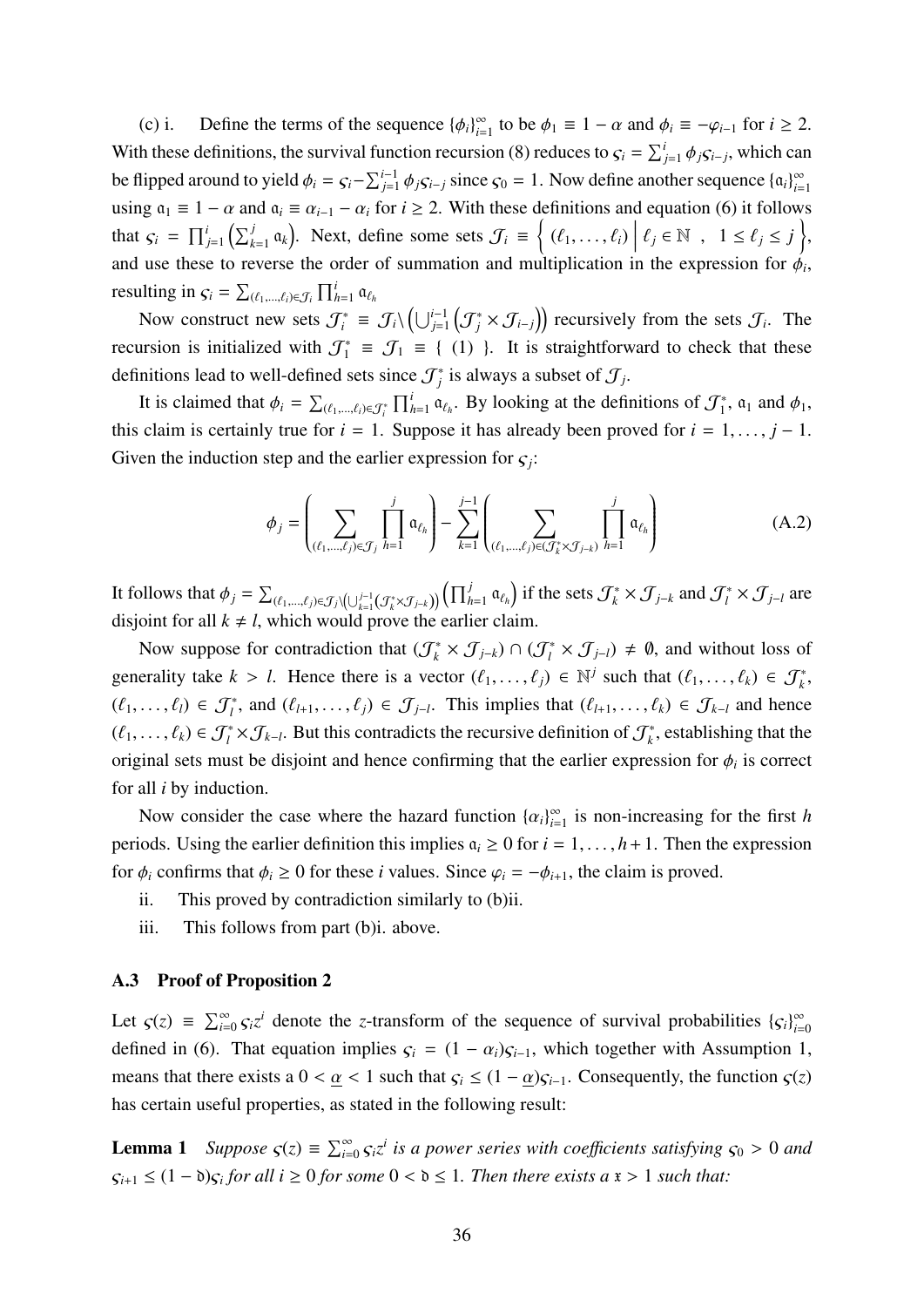(c) i. Define the terms of the sequence $\{\phi_i\}_{i=1}^{\infty}$ to be $\phi_1 \equiv 1-\alpha$ and $\phi_i \equiv -\varphi_{i-1}$ for $i \geq 2$. With these definitions, the survival function recursion (8) reduces to $\varsigma_i = \sum_{j=1}^{i} \phi_j \varsigma_{i-j}$, which can be flipped around to yield $\phi_i = \varsigma_i - \sum_{j=1}^{i-1} \phi_j \varsigma_{i-j}$ since $\varsigma_0 = 1$. Now define another sequence $\{\mathfrak{a}_i\}_{i=1}^{\infty}$ using $\mathfrak{a}_1 \equiv 1-\alpha$ and $\mathfrak{a}_i \equiv \alpha_{i-1} - \alpha_i$ for $i \geq 2$. With these definitions and equation (6) it follows that $\varsigma_i = \prod_{j=1}^{i} \left( \sum_{k=1}^{j} \mathfrak{a}_k \right)$. Next, define some sets $\mathcal{J}_i \equiv \left\{ (\ell_1, \ldots, \ell_i) \,\middle|\, \ell_j \in \mathbb{N} \;,\; 1 \leq \ell_j \leq j \right\}$, and use these to reverse the order of summation and multiplication in the expression for $\phi_i$, resulting in $\varsigma_i = \sum_{(\ell_1,\ldots,\ell_i)\in\mathcal{J}_i} \prod_{h=1}^{i} \mathfrak{a}_{\ell_h}$

Now construct new sets $\mathcal{J}_i^* \equiv \mathcal{J}_i \backslash \left( \bigcup_{j=1}^{i-1} \left( \mathcal{J}_j^* \times \mathcal{J}_{i-j} \right) \right)$ recursively from the sets $\mathcal{J}_i$. The recursion is initialized with $\mathcal{J}_1^* \equiv \mathcal{J}_1 \equiv \{ \ (1) \ \}$. It is straightforward to check that these definitions lead to well-defined sets since $\mathcal{J}_j^*$ is always a subset of $\mathcal{J}_j$.

It is claimed that $\phi_i = \sum_{(\ell_1,\ldots,\ell_i)\in\mathcal{J}_i^*} \prod_{h=1}^{i} \mathfrak{a}_{\ell_h}$. By looking at the definitions of $\mathcal{J}_1^*$, $\mathfrak{a}_1$ and $\phi_1$, this claim is certainly true for $i = 1$. Suppose it has already been proved for $i = 1, \ldots, j-1$. Given the induction step and the earlier expression for $\varsigma_j$:

$$
\phi_j = \left( \sum_{(\ell_1,\ldots,\ell_j)\in\mathcal{J}_j} \prod_{h=1}^{j} \mathfrak{a}_{\ell_h} \right) - \sum_{k=1}^{j-1} \left( \sum_{(\ell_1,\ldots,\ell_j)\in(\mathcal{J}_k^*\times\mathcal{J}_{j-k})} \prod_{h=1}^{j} \mathfrak{a}_{\ell_h} \right) \tag{A.2}
$$

It follows that $\phi_j = \sum_{(\ell_1,\ldots,\ell_j)\in\mathcal{J}_j\backslash\left(\bigcup_{k=1}^{j-1}(\mathcal{J}_k^*\times\mathcal{J}_{j-k})\right)} \left( \prod_{h=1}^{j} \mathfrak{a}_{\ell_h} \right)$ if the sets $\mathcal{J}_k^* \times \mathcal{J}_{j-k}$ and $\mathcal{J}_l^* \times \mathcal{J}_{j-l}$ are disjoint for all $k \neq l$, which would prove the earlier claim.

Now suppose for contradiction that $(\mathcal{J}_k^* \times \mathcal{J}_{j-k}) \cap (\mathcal{J}_l^* \times \mathcal{J}_{j-l}) \neq \emptyset$, and without loss of generality take $k > l$. Hence there is a vector $(\ell_1, \ldots, \ell_j) \in \mathbb{N}^j$ such that $(\ell_1, \ldots, \ell_k) \in \mathcal{J}_k^*$, $(\ell_1, \ldots, \ell_l) \in \mathcal{J}_l^*$, and $(\ell_{l+1}, \ldots, \ell_j) \in \mathcal{J}_{j-l}$. This implies that $(\ell_{l+1}, \ldots, \ell_k) \in \mathcal{J}_{k-l}$ and hence $(\ell_1, \ldots, \ell_k) \in \mathcal{J}_l^* \times \mathcal{J}_{k-l}$. But this contradicts the recursive definition of $\mathcal{J}_k^*$, establishing that the original sets must be disjoint and hence confirming that the earlier expression for $\phi_i$ is correct for all $i$ by induction.

Now consider the case where the hazard function $\{\alpha_i\}_{i=1}^{\infty}$ is non-increasing for the first $h$ periods. Using the earlier definition this implies $\mathfrak{a}_i \geq 0$ for $i = 1, \ldots, h+1$. Then the expression for $\phi_i$ confirms that $\phi_i \geq 0$ for these $i$ values. Since $\varphi_i = -\phi_{i+1}$, the claim is proved.

ii. This proved by contradiction similarly to (b)ii.

iii. This follows from part (b)i. above.

### A.3 Proof of Proposition 2

Let $\varsigma(z) \equiv \sum_{i=0}^{\infty} \varsigma_i z^i$ denote the $z$-transform of the sequence of survival probabilities $\{\varsigma_i\}_{i=0}^{\infty}$ defined in (6). That equation implies $\varsigma_i = (1-\alpha_i)\varsigma_{i-1}$, which together with Assumption 1, means that there exists a $0 < \underline{\alpha} < 1$ such that $\varsigma_i \leq (1-\underline{\alpha})\varsigma_{i-1}$. Consequently, the function $\varsigma(z)$ has certain useful properties, as stated in the following result:

**Lemma 1** *Suppose $\varsigma(z) \equiv \sum_{i=0}^{\infty} \varsigma_i z^i$ is a power series with coefficients satisfying $\varsigma_0 > 0$ and $\varsigma_{i+1} \leq (1-\mathfrak{d})\varsigma_i$ for all $i \geq 0$ for some $0 < \mathfrak{d} \leq 1$. Then there exists a $\mathfrak{x} > 1$ such that:*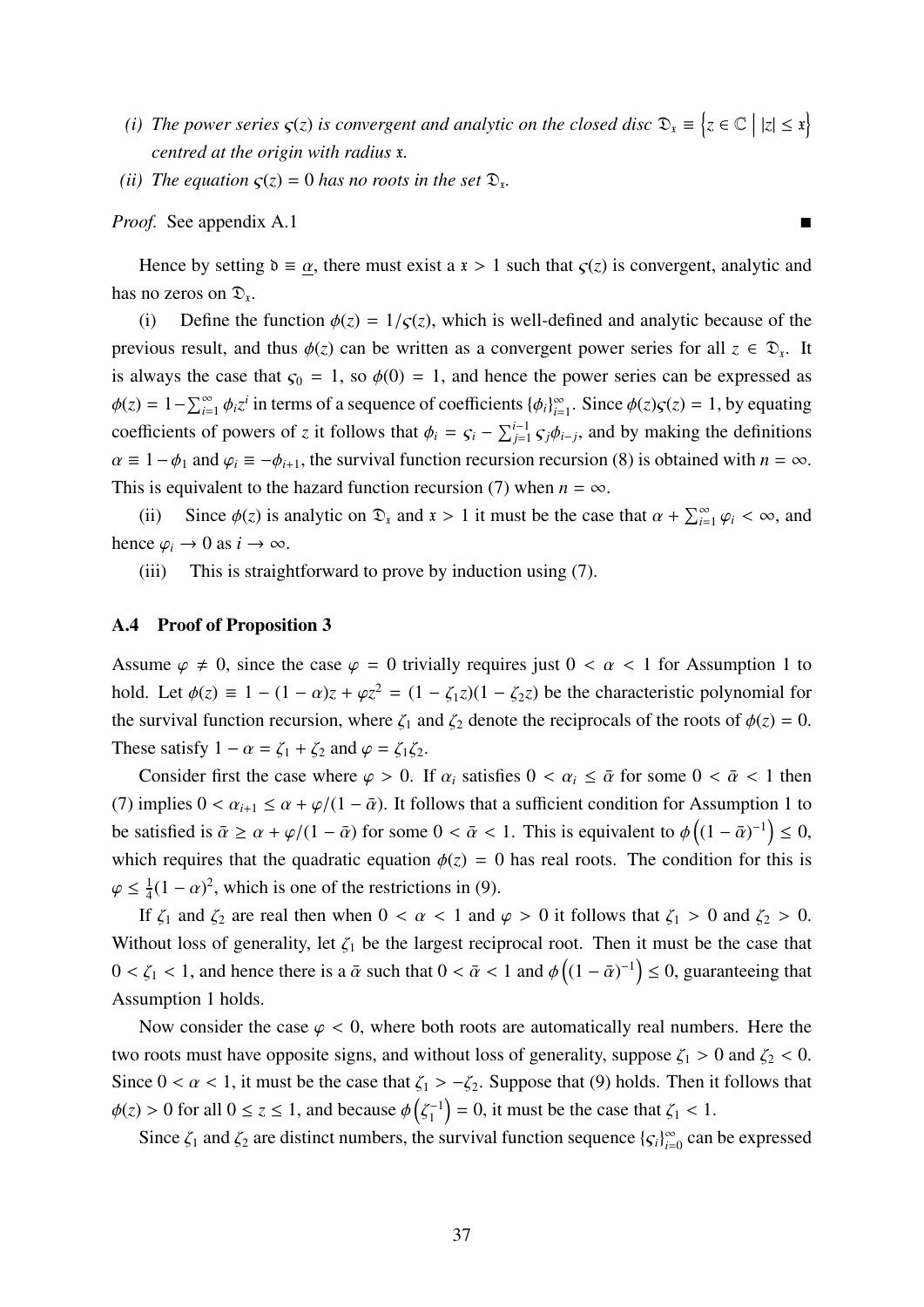*(i) The power series $\varsigma(z)$ is convergent and analytic on the closed disc $\mathfrak{D}_{\mathfrak{x}} \equiv \left\{z \in \mathbb{C} \mid |z| \leq \mathfrak{x}\right\}$ centred at the origin with radius $\mathfrak{x}$.*

*(ii) The equation $\varsigma(z) = 0$ has no roots in the set $\mathfrak{D}_{\mathfrak{x}}$.*

*Proof.* See appendix A.1 ∎

Hence by setting $\mathfrak{d} \equiv \underline{\alpha}$, there must exist a $\mathfrak{x} > 1$ such that $\varsigma(z)$ is convergent, analytic and has no zeros on $\mathfrak{D}_{\mathfrak{x}}$.

(i) Define the function $\phi(z) = 1/\varsigma(z)$, which is well-defined and analytic because of the previous result, and thus $\phi(z)$ can be written as a convergent power series for all $z \in \mathfrak{D}_{\mathfrak{x}}$. It is always the case that $\varsigma_0 = 1$, so $\phi(0) = 1$, and hence the power series can be expressed as $\phi(z) = 1 - \sum_{i=1}^{\infty} \phi_i z^i$ in terms of a sequence of coefficients $\{\phi_i\}_{i=1}^{\infty}$. Since $\phi(z)\varsigma(z) = 1$, by equating coefficients of powers of $z$ it follows that $\phi_i = \varsigma_i - \sum_{j=1}^{i-1} \varsigma_j \phi_{i-j}$, and by making the definitions $\alpha \equiv 1 - \phi_1$ and $\varphi_i \equiv -\phi_{i+1}$, the survival function recursion recursion (8) is obtained with $n = \infty$. This is equivalent to the hazard function recursion (7) when $n = \infty$.

(ii) Since $\phi(z)$ is analytic on $\mathfrak{D}_{\mathfrak{x}}$ and $\mathfrak{x} > 1$ it must be the case that $\alpha + \sum_{i=1}^{\infty} \varphi_i < \infty$, and hence $\varphi_i \to 0$ as $i \to \infty$.

(iii) This is straightforward to prove by induction using (7).

### A.4 Proof of Proposition 3

Assume $\varphi \neq 0$, since the case $\varphi = 0$ trivially requires just $0 < \alpha < 1$ for Assumption 1 to hold. Let $\phi(z) \equiv 1 - (1 - \alpha)z + \varphi z^2 = (1 - \zeta_1 z)(1 - \zeta_2 z)$ be the characteristic polynomial for the survival function recursion, where $\zeta_1$ and $\zeta_2$ denote the reciprocals of the roots of $\phi(z) = 0$. These satisfy $1 - \alpha = \zeta_1 + \zeta_2$ and $\varphi = \zeta_1\zeta_2$.

Consider first the case where $\varphi > 0$. If $\alpha_i$ satisfies $0 < \alpha_i \leq \bar{\alpha}$ for some $0 < \bar{\alpha} < 1$ then (7) implies $0 < \alpha_{i+1} \leq \alpha + \varphi/(1 - \bar{\alpha})$. It follows that a sufficient condition for Assumption 1 to be satisfied is $\bar{\alpha} \geq \alpha + \varphi/(1 - \bar{\alpha})$ for some $0 < \bar{\alpha} < 1$. This is equivalent to $\phi\left((1 - \bar{\alpha})^{-1}\right) \leq 0$, which requires that the quadratic equation $\phi(z) = 0$ has real roots. The condition for this is $\varphi \leq \frac{1}{4}(1 - \alpha)^2$, which is one of the restrictions in (9).

If $\zeta_1$ and $\zeta_2$ are real then when $0 < \alpha < 1$ and $\varphi > 0$ it follows that $\zeta_1 > 0$ and $\zeta_2 > 0$. Without loss of generality, let $\zeta_1$ be the largest reciprocal root. Then it must be the case that $0 < \zeta_1 < 1$, and hence there is a $\bar{\alpha}$ such that $0 < \bar{\alpha} < 1$ and $\phi\left((1 - \bar{\alpha})^{-1}\right) \leq 0$, guaranteeing that Assumption 1 holds.

Now consider the case $\varphi < 0$, where both roots are automatically real numbers. Here the two roots must have opposite signs, and without loss of generality, suppose $\zeta_1 > 0$ and $\zeta_2 < 0$. Since $0 < \alpha < 1$, it must be the case that $\zeta_1 > -\zeta_2$. Suppose that (9) holds. Then it follows that $\phi(z) > 0$ for all $0 \leq z \leq 1$, and because $\phi\left(\zeta_1^{-1}\right) = 0$, it must be the case that $\zeta_1 < 1$.

Since $\zeta_1$ and $\zeta_2$ are distinct numbers, the survival function sequence $\{\varsigma_i\}_{i=0}^{\infty}$ can be expressed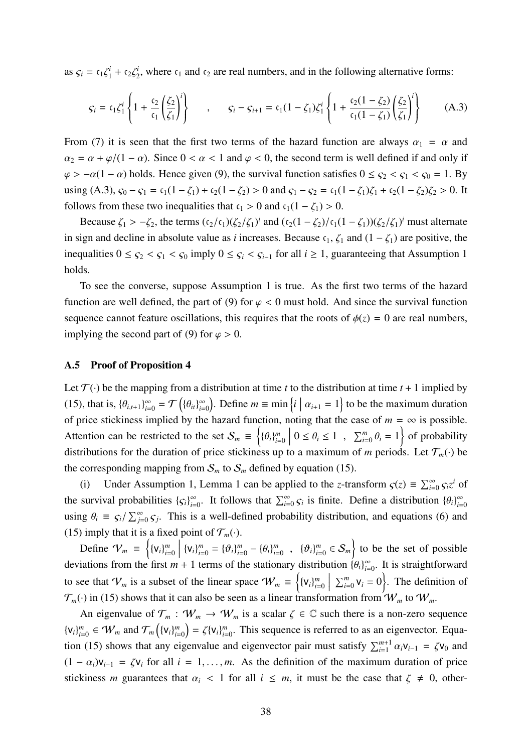as $\varsigma_i = \mathfrak{c}_1\zeta_1^i + \mathfrak{c}_2\zeta_2^i$, where $\mathfrak{c}_1$ and $\mathfrak{c}_2$ are real numbers, and in the following alternative forms:

$$\varsigma_i = \mathfrak{c}_1\zeta_1^i\left\{1 + \frac{\mathfrak{c}_2}{\mathfrak{c}_1}\left(\frac{\zeta_2}{\zeta_1}\right)^i\right\} \quad , \quad \varsigma_i - \varsigma_{i+1} = \mathfrak{c}_1(1-\zeta_1)\zeta_1^i\left\{1 + \frac{\mathfrak{c}_2(1-\zeta_2)}{\mathfrak{c}_1(1-\zeta_1)}\left(\frac{\zeta_2}{\zeta_1}\right)^i\right\} \tag{A.3}$$

From (7) it is seen that the first two terms of the hazard function are always $\alpha_1 = \alpha$ and $\alpha_2 = \alpha + \varphi/(1-\alpha)$. Since $0 < \alpha < 1$ and $\varphi < 0$, the second term is well defined if and only if $\varphi > -\alpha(1-\alpha)$ holds. Hence given (9), the survival function satisfies $0 \le \varsigma_2 < \varsigma_1 < \varsigma_0 = 1$. By using (A.3), $\varsigma_0 - \varsigma_1 = \mathfrak{c}_1(1-\zeta_1) + \mathfrak{c}_2(1-\zeta_2) > 0$ and $\varsigma_1 - \varsigma_2 = \mathfrak{c}_1(1-\zeta_1)\zeta_1 + \mathfrak{c}_2(1-\zeta_2)\zeta_2 > 0$. It follows from these two inequalities that $\mathfrak{c}_1 > 0$ and $\mathfrak{c}_1(1-\zeta_1) > 0$.

Because $\zeta_1 > -\zeta_2$, the terms $(\mathfrak{c}_2/\mathfrak{c}_1)(\zeta_2/\zeta_1)^i$ and $(\mathfrak{c}_2(1-\zeta_2)/\mathfrak{c}_1(1-\zeta_1))(\zeta_2/\zeta_1)^i$ must alternate in sign and decline in absolute value as $i$ increases. Because $\mathfrak{c}_1$, $\zeta_1$ and $(1-\zeta_1)$ are positive, the inequalities $0 \le \varsigma_2 < \varsigma_1 < \varsigma_0$ imply $0 \le \varsigma_i < \varsigma_{i-1}$ for all $i \ge 1$, guaranteeing that Assumption 1 holds.

To see the converse, suppose Assumption 1 is true. As the first two terms of the hazard function are well defined, the part of (9) for $\varphi < 0$ must hold. And since the survival function sequence cannot feature oscillations, this requires that the roots of $\phi(z) = 0$ are real numbers, implying the second part of (9) for $\varphi > 0$.

### A.5 Proof of Proposition 4

Let $\mathcal{T}(\cdot)$ be the mapping from a distribution at time $t$ to the distribution at time $t+1$ implied by (15), that is, $\{\theta_{i,t+1}\}_{i=0}^{\infty} = \mathcal{T}\left(\{\theta_{it}\}_{i=0}^{\infty}\right)$. Define $m \equiv \min\left\{i \mid \alpha_{i+1} = 1\right\}$ to be the maximum duration of price stickiness implied by the hazard function, noting that the case of $m = \infty$ is possible. Attention can be restricted to the set $\mathcal{S}_m \equiv \left\{\{\theta_i\}_{i=0}^m \,\middle|\, 0 \le \theta_i \le 1 \;,\; \sum_{i=0}^m \theta_i = 1\right\}$ of probability distributions for the duration of price stickiness up to a maximum of $m$ periods. Let $\mathcal{T}_m(\cdot)$ be the corresponding mapping from $\mathcal{S}_m$ to $\mathcal{S}_m$ defined by equation (15).

(i) Under Assumption 1, Lemma 1 can be applied to the $z$-transform $\varsigma(z) \equiv \sum_{i=0}^{\infty}\varsigma_i z^i$ of the survival probabilities $\{\varsigma_i\}_{i=0}^{\infty}$. It follows that $\sum_{i=0}^{\infty}\varsigma_i$ is finite. Define a distribution $\{\theta_i\}_{i=0}^{\infty}$ using $\theta_i \equiv \varsigma_i / \sum_{j=0}^{\infty}\varsigma_j$. This is a well-defined probability distribution, and equations (6) and (15) imply that it is a fixed point of $\mathcal{T}_m(\cdot)$.

Define $\mathcal{V}_m \equiv \left\{\{\mathsf{v}_i\}_{i=0}^m \,\middle|\, \{\mathsf{v}_i\}_{i=0}^m = \{\vartheta_i\}_{i=0}^m - \{\theta_i\}_{i=0}^m \;,\; \{\vartheta_i\}_{i=0}^m \in \mathcal{S}_m\right\}$ to be the set of possible deviations from the first $m+1$ terms of the stationary distribution $\{\theta_i\}_{i=0}^{\infty}$. It is straightforward to see that $\mathcal{V}_m$ is a subset of the linear space $\mathcal{W}_m \equiv \left\{\{\mathsf{v}_i\}_{i=0}^m \,\middle|\, \sum_{i=0}^m \mathsf{v}_i = 0\right\}$. The definition of $\mathcal{T}_m(\cdot)$ in (15) shows that it can also be seen as a linear transformation from $\mathcal{W}_m$ to $\mathcal{W}_m$.

An eigenvalue of $\mathcal{T}_m : \mathcal{W}_m \to \mathcal{W}_m$ is a scalar $\zeta \in \mathbb{C}$ such there is a non-zero sequence $\{\mathsf{v}_i\}_{i=0}^m \in \mathcal{W}_m$ and $\mathcal{T}_m\left(\{\mathsf{v}_i\}_{i=0}^m\right) = \zeta\{\mathsf{v}_i\}_{i=0}^m$. This sequence is referred to as an eigenvector. Equation (15) shows that any eigenvalue and eigenvector pair must satisfy $\sum_{i=1}^{m+1}\alpha_i\mathsf{v}_{i-1} = \zeta\mathsf{v}_0$ and $(1-\alpha_i)\mathsf{v}_{i-1} = \zeta\mathsf{v}_i$ for all $i = 1, \ldots, m$. As the definition of the maximum duration of price stickiness $m$ guarantees that $\alpha_i < 1$ for all $i \le m$, it must be the case that $\zeta \ne 0$, other-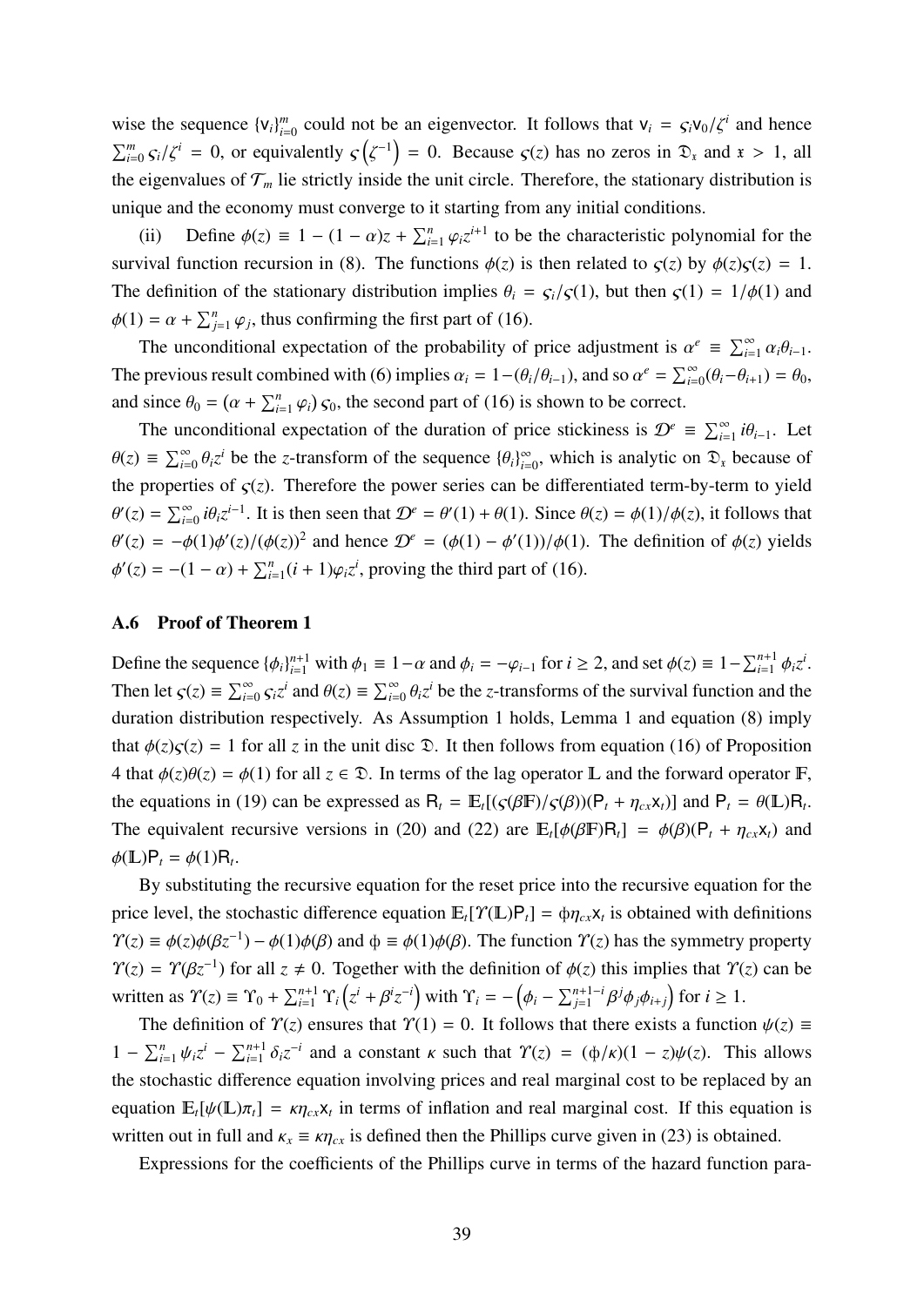wise the sequence $\{\mathsf{v}_i\}_{i=0}^{m}$ could not be an eigenvector. It follows that $\mathsf{v}_i = \varsigma_i \mathsf{v}_0/\zeta^i$ and hence $\sum_{i=0}^{m} \varsigma_i/\zeta^i = 0$, or equivalently $\varsigma\left(\zeta^{-1}\right) = 0$. Because $\varsigma(z)$ has no zeros in $\mathfrak{D}_{\mathfrak{x}}$ and $\mathfrak{x} > 1$, all the eigenvalues of $\mathcal{T}_m$ lie strictly inside the unit circle. Therefore, the stationary distribution is unique and the economy must converge to it starting from any initial conditions.

(ii) Define $\phi(z) \equiv 1 - (1-\alpha)z + \sum_{i=1}^{n} \varphi_i z^{i+1}$ to be the characteristic polynomial for the survival function recursion in (8). The functions $\phi(z)$ is then related to $\varsigma(z)$ by $\phi(z)\varsigma(z) = 1$. The definition of the stationary distribution implies $\theta_i = \varsigma_i/\varsigma(1)$, but then $\varsigma(1) = 1/\phi(1)$ and $\phi(1) = \alpha + \sum_{j=1}^{n} \varphi_j$, thus confirming the first part of (16).

The unconditional expectation of the probability of price adjustment is $\alpha^e \equiv \sum_{i=1}^{\infty} \alpha_i \theta_{i-1}$. The previous result combined with (6) implies $\alpha_i = 1-(\theta_i/\theta_{i-1})$, and so $\alpha^e = \sum_{i=0}^{\infty}(\theta_i - \theta_{i+1}) = \theta_0$, and since $\theta_0 = (\alpha + \sum_{i=1}^{n} \varphi_i)\,\varsigma_0$, the second part of (16) is shown to be correct.

The unconditional expectation of the duration of price stickiness is $\mathcal{D}^e \equiv \sum_{i=1}^{\infty} i\theta_{i-1}$. Let $\theta(z) \equiv \sum_{i=0}^{\infty} \theta_i z^i$ be the $z$-transform of the sequence $\{\theta_i\}_{i=0}^{\infty}$, which is analytic on $\mathfrak{D}_{\mathfrak{x}}$ because of the properties of $\varsigma(z)$. Therefore the power series can be differentiated term-by-term to yield $\theta'(z) = \sum_{i=0}^{\infty} i\theta_i z^{i-1}$. It is then seen that $\mathcal{D}^e = \theta'(1) + \theta(1)$. Since $\theta(z) = \phi(1)/\phi(z)$, it follows that $\theta'(z) = -\phi(1)\phi'(z)/(\phi(z))^2$ and hence $\mathcal{D}^e = (\phi(1) - \phi'(1))/\phi(1)$. The definition of $\phi(z)$ yields $\phi'(z) = -(1-\alpha) + \sum_{i=1}^{n}(i+1)\varphi_i z^i$, proving the third part of (16).

### A.6 Proof of Theorem 1

Define the sequence $\{\phi_i\}_{i=1}^{n+1}$ with $\phi_1 \equiv 1-\alpha$ and $\phi_i = -\varphi_{i-1}$ for $i \geq 2$, and set $\phi(z) \equiv 1 - \sum_{i=1}^{n+1} \phi_i z^i$. Then let $\varsigma(z) \equiv \sum_{i=0}^{\infty} \varsigma_i z^i$ and $\theta(z) \equiv \sum_{i=0}^{\infty} \theta_i z^i$ be the $z$-transforms of the survival function and the duration distribution respectively. As Assumption 1 holds, Lemma 1 and equation (8) imply that $\phi(z)\varsigma(z) = 1$ for all $z$ in the unit disc $\mathfrak{D}$. It then follows from equation (16) of Proposition 4 that $\phi(z)\theta(z) = \phi(1)$ for all $z \in \mathfrak{D}$. In terms of the lag operator $\mathbb{L}$ and the forward operator $\mathbb{F}$, the equations in (19) can be expressed as $\mathsf{R}_t = \mathbb{E}_t[(\varsigma(\beta\mathbb{F})/\varsigma(\beta))(\mathsf{P}_t + \eta_{cx}\mathsf{x}_t)]$ and $\mathsf{P}_t = \theta(\mathbb{L})\mathsf{R}_t$. The equivalent recursive versions in (20) and (22) are $\mathbb{E}_t[\phi(\beta\mathbb{F})\mathsf{R}_t] = \phi(\beta)(\mathsf{P}_t + \eta_{cx}\mathsf{x}_t)$ and $\phi(\mathbb{L})\mathsf{P}_t = \phi(1)\mathsf{R}_t$.

By substituting the recursive equation for the reset price into the recursive equation for the price level, the stochastic difference equation $\mathbb{E}_t[\Upsilon(\mathbb{L})\mathsf{P}_t] = \phi\eta_{cx}\mathsf{x}_t$ is obtained with definitions $\Upsilon(z) \equiv \phi(z)\phi(\beta z^{-1}) - \phi(1)\phi(\beta)$ and $\phi \equiv \phi(1)\phi(\beta)$. The function $\Upsilon(z)$ has the symmetry property $\Upsilon(z) = \Upsilon(\beta z^{-1})$ for all $z \neq 0$. Together with the definition of $\phi(z)$ this implies that $\Upsilon(z)$ can be written as $\Upsilon(z) \equiv \Upsilon_0 + \sum_{i=1}^{n+1} \Upsilon_i\left(z^i + \beta^i z^{-i}\right)$ with $\Upsilon_i = -\left(\phi_i - \sum_{j=1}^{n+1-i} \beta^j \phi_j \phi_{i+j}\right)$ for $i \geq 1$.

The definition of $\Upsilon(z)$ ensures that $\Upsilon(1) = 0$. It follows that there exists a function $\psi(z) \equiv 1 - \sum_{i=1}^{n} \psi_i z^i - \sum_{i=1}^{n+1} \delta_i z^{-i}$ and a constant $\kappa$ such that $\Upsilon(z) = (\phi/\kappa)(1-z)\psi(z)$. This allows the stochastic difference equation involving prices and real marginal cost to be replaced by an equation $\mathbb{E}_t[\psi(\mathbb{L})\pi_t] = \kappa\eta_{cx}\mathsf{x}_t$ in terms of inflation and real marginal cost. If this equation is written out in full and $\kappa_x \equiv \kappa\eta_{cx}$ is defined then the Phillips curve given in (23) is obtained.

Expressions for the coefficients of the Phillips curve in terms of the hazard function para-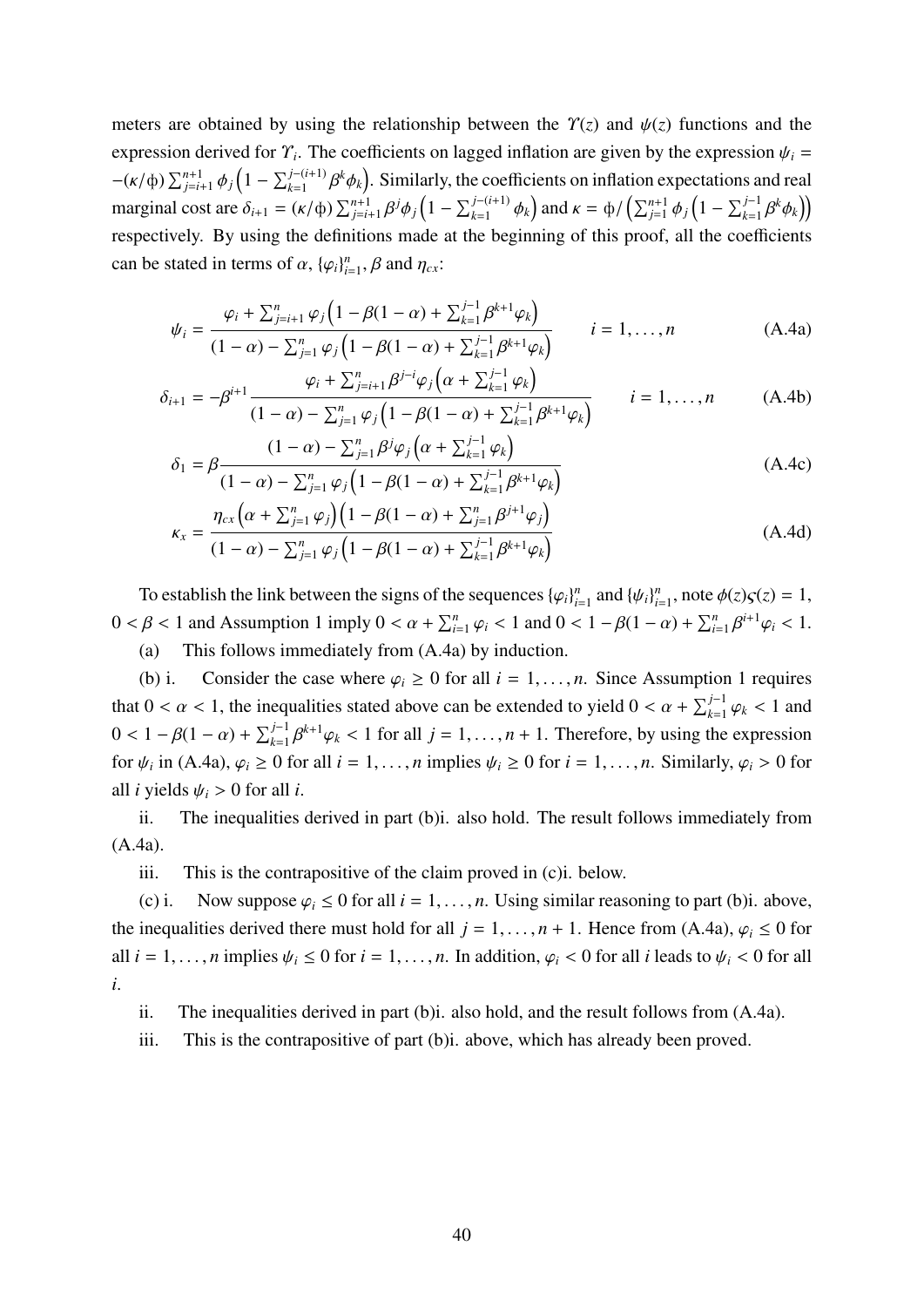meters are obtained by using the relationship between the $\Upsilon(z)$ and $\psi(z)$ functions and the expression derived for $\Upsilon_i$. The coefficients on lagged inflation are given by the expression $\psi_i = -(\kappa/\phi)\sum_{j=i+1}^{n+1}\phi_j\left(1-\sum_{k=1}^{j-(i+1)}\beta^k\phi_k\right)$. Similarly, the coefficients on inflation expectations and real marginal cost are $\delta_{i+1} = (\kappa/\phi)\sum_{j=i+1}^{n+1}\beta^j\phi_j\left(1-\sum_{k=1}^{j-(i+1)}\phi_k\right)$ and $\kappa = \phi/\left(\sum_{j=1}^{n+1}\phi_j\left(1-\sum_{k=1}^{j-1}\beta^k\phi_k\right)\right)$ respectively. By using the definitions made at the beginning of this proof, all the coefficients can be stated in terms of $\alpha$, $\{\varphi_i\}_{i=1}^n$, $\beta$ and $\eta_{cx}$:

$$\psi_i = \frac{\varphi_i + \sum_{j=i+1}^{n}\varphi_j\left(1-\beta(1-\alpha)+\sum_{k=1}^{j-1}\beta^{k+1}\varphi_k\right)}{(1-\alpha)-\sum_{j=1}^{n}\varphi_j\left(1-\beta(1-\alpha)+\sum_{k=1}^{j-1}\beta^{k+1}\varphi_k\right)} \qquad i = 1,\ldots,n \tag{A.4a}$$

$$\delta_{i+1} = -\beta^{i+1}\frac{\varphi_i + \sum_{j=i+1}^{n}\beta^{j-i}\varphi_j\left(\alpha+\sum_{k=1}^{j-1}\varphi_k\right)}{(1-\alpha)-\sum_{j=1}^{n}\varphi_j\left(1-\beta(1-\alpha)+\sum_{k=1}^{j-1}\beta^{k+1}\varphi_k\right)} \qquad i = 1,\ldots,n \tag{A.4b}$$

$$\delta_1 = \beta\frac{(1-\alpha)-\sum_{j=1}^{n}\beta^j\varphi_j\left(\alpha+\sum_{k=1}^{j-1}\varphi_k\right)}{(1-\alpha)-\sum_{j=1}^{n}\varphi_j\left(1-\beta(1-\alpha)+\sum_{k=1}^{j-1}\beta^{k+1}\varphi_k\right)} \tag{A.4c}$$

$$\kappa_x = \frac{\eta_{cx}\left(\alpha+\sum_{j=1}^{n}\varphi_j\right)\left(1-\beta(1-\alpha)+\sum_{j=1}^{n}\beta^{j+1}\varphi_j\right)}{(1-\alpha)-\sum_{j=1}^{n}\varphi_j\left(1-\beta(1-\alpha)+\sum_{k=1}^{j-1}\beta^{k+1}\varphi_k\right)} \tag{A.4d}$$

To establish the link between the signs of the sequences $\{\varphi_i\}_{i=1}^n$ and $\{\psi_i\}_{i=1}^n$, note $\phi(z)\varsigma(z) = 1$, $0 < \beta < 1$ and Assumption 1 imply $0 < \alpha + \sum_{i=1}^n \varphi_i < 1$ and $0 < 1-\beta(1-\alpha)+\sum_{i=1}^n \beta^{i+1}\varphi_i < 1$.

(a) This follows immediately from (A.4a) by induction.

(b) i. Consider the case where $\varphi_i \geq 0$ for all $i = 1,\ldots,n$. Since Assumption 1 requires that $0 < \alpha < 1$, the inequalities stated above can be extended to yield $0 < \alpha + \sum_{k=1}^{j-1}\varphi_k < 1$ and $0 < 1-\beta(1-\alpha)+\sum_{k=1}^{j-1}\beta^{k+1}\varphi_k < 1$ for all $j = 1,\ldots,n+1$. Therefore, by using the expression for $\psi_i$ in (A.4a), $\varphi_i \geq 0$ for all $i = 1,\ldots,n$ implies $\psi_i \geq 0$ for $i = 1,\ldots,n$. Similarly, $\varphi_i > 0$ for all $i$ yields $\psi_i > 0$ for all $i$.

ii. The inequalities derived in part (b)i. also hold. The result follows immediately from (A.4a).

iii. This is the contrapositive of the claim proved in (c)i. below.

(c) i. Now suppose $\varphi_i \leq 0$ for all $i = 1,\ldots,n$. Using similar reasoning to part (b)i. above, the inequalities derived there must hold for all $j = 1,\ldots,n+1$. Hence from (A.4a), $\varphi_i \leq 0$ for all $i = 1,\ldots,n$ implies $\psi_i \leq 0$ for $i = 1,\ldots,n$. In addition, $\varphi_i < 0$ for all $i$ leads to $\psi_i < 0$ for all $i$.

ii. The inequalities derived in part (b)i. also hold, and the result follows from (A.4a).

iii. This is the contrapositive of part (b)i. above, which has already been proved.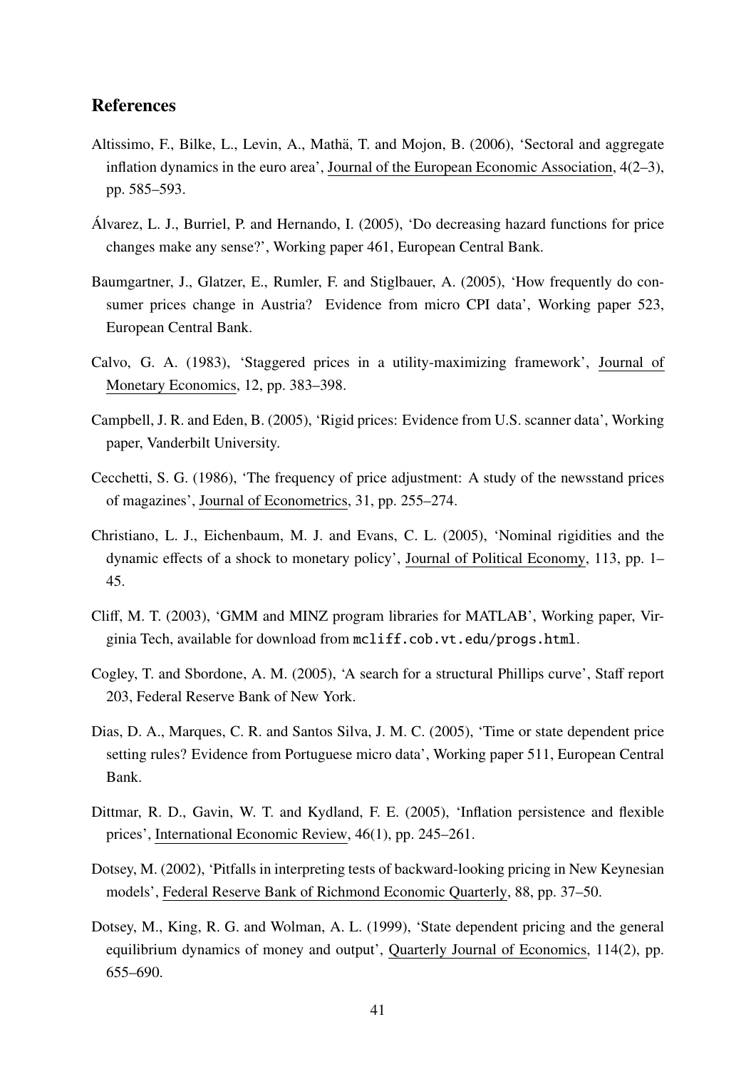## References

Altissimo, F., Bilke, L., Levin, A., Mathä, T. and Mojon, B. (2006), 'Sectoral and aggregate inflation dynamics in the euro area', Journal of the European Economic Association, 4(2–3), pp. 585–593.

Álvarez, L. J., Burriel, P. and Hernando, I. (2005), 'Do decreasing hazard functions for price changes make any sense?', Working paper 461, European Central Bank.

Baumgartner, J., Glatzer, E., Rumler, F. and Stiglbauer, A. (2005), 'How frequently do consumer prices change in Austria? Evidence from micro CPI data', Working paper 523, European Central Bank.

Calvo, G. A. (1983), 'Staggered prices in a utility-maximizing framework', Journal of Monetary Economics, 12, pp. 383–398.

Campbell, J. R. and Eden, B. (2005), 'Rigid prices: Evidence from U.S. scanner data', Working paper, Vanderbilt University.

Cecchetti, S. G. (1986), 'The frequency of price adjustment: A study of the newsstand prices of magazines', Journal of Econometrics, 31, pp. 255–274.

Christiano, L. J., Eichenbaum, M. J. and Evans, C. L. (2005), 'Nominal rigidities and the dynamic effects of a shock to monetary policy', Journal of Political Economy, 113, pp. 1–45.

Cliff, M. T. (2003), 'GMM and MINZ program libraries for MATLAB', Working paper, Virginia Tech, available for download from `mcliff.cob.vt.edu/progs.html`.

Cogley, T. and Sbordone, A. M. (2005), 'A search for a structural Phillips curve', Staff report 203, Federal Reserve Bank of New York.

Dias, D. A., Marques, C. R. and Santos Silva, J. M. C. (2005), 'Time or state dependent price setting rules? Evidence from Portuguese micro data', Working paper 511, European Central Bank.

Dittmar, R. D., Gavin, W. T. and Kydland, F. E. (2005), 'Inflation persistence and flexible prices', International Economic Review, 46(1), pp. 245–261.

Dotsey, M. (2002), 'Pitfalls in interpreting tests of backward-looking pricing in New Keynesian models', Federal Reserve Bank of Richmond Economic Quarterly, 88, pp. 37–50.

Dotsey, M., King, R. G. and Wolman, A. L. (1999), 'State dependent pricing and the general equilibrium dynamics of money and output', Quarterly Journal of Economics, 114(2), pp. 655–690.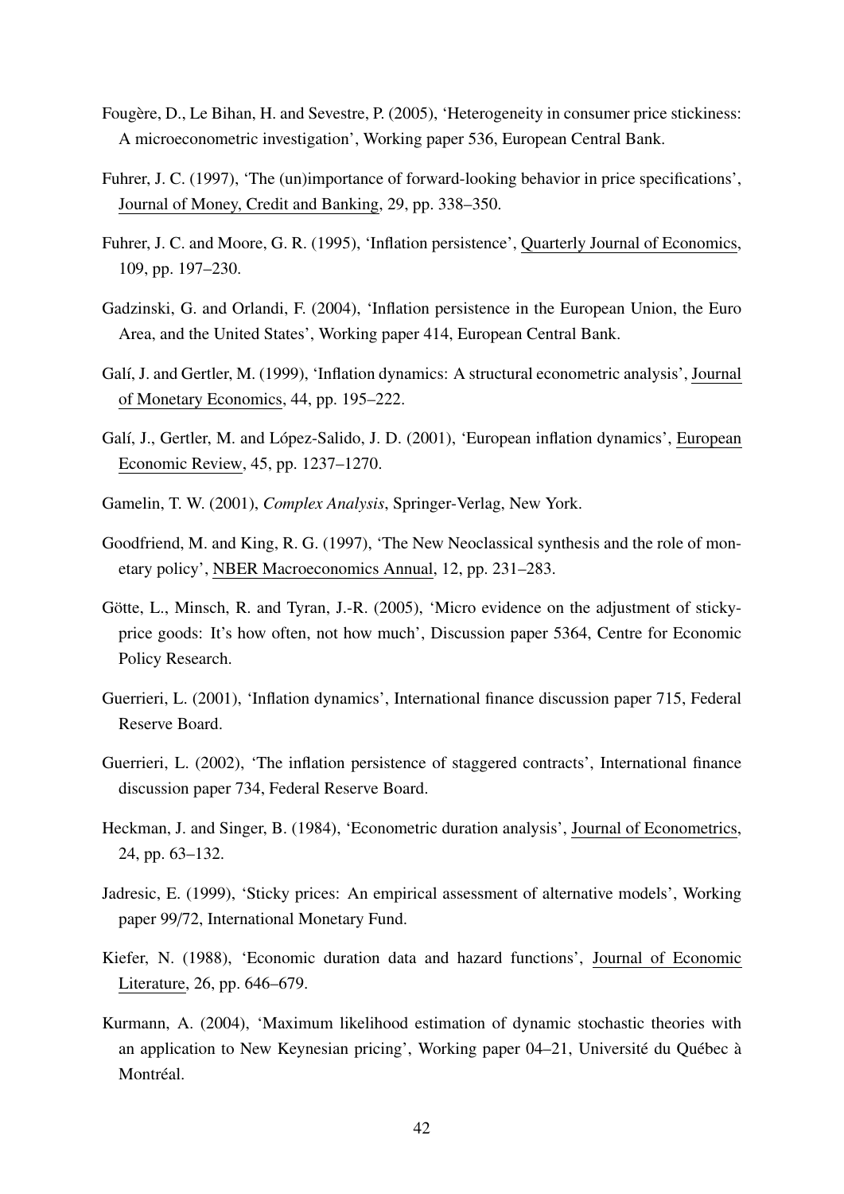Fougère, D., Le Bihan, H. and Sevestre, P. (2005), 'Heterogeneity in consumer price stickiness: A microeconometric investigation', Working paper 536, European Central Bank.

Fuhrer, J. C. (1997), 'The (un)importance of forward-looking behavior in price specifications', Journal of Money, Credit and Banking, 29, pp. 338–350.

Fuhrer, J. C. and Moore, G. R. (1995), 'Inflation persistence', Quarterly Journal of Economics, 109, pp. 197–230.

Gadzinski, G. and Orlandi, F. (2004), 'Inflation persistence in the European Union, the Euro Area, and the United States', Working paper 414, European Central Bank.

Galí, J. and Gertler, M. (1999), 'Inflation dynamics: A structural econometric analysis', Journal of Monetary Economics, 44, pp. 195–222.

Galí, J., Gertler, M. and López-Salido, J. D. (2001), 'European inflation dynamics', European Economic Review, 45, pp. 1237–1270.

Gamelin, T. W. (2001), *Complex Analysis*, Springer-Verlag, New York.

Goodfriend, M. and King, R. G. (1997), 'The New Neoclassical synthesis and the role of monetary policy', NBER Macroeconomics Annual, 12, pp. 231–283.

Götte, L., Minsch, R. and Tyran, J.-R. (2005), 'Micro evidence on the adjustment of sticky-price goods: It's how often, not how much', Discussion paper 5364, Centre for Economic Policy Research.

Guerrieri, L. (2001), 'Inflation dynamics', International finance discussion paper 715, Federal Reserve Board.

Guerrieri, L. (2002), 'The inflation persistence of staggered contracts', International finance discussion paper 734, Federal Reserve Board.

Heckman, J. and Singer, B. (1984), 'Econometric duration analysis', Journal of Econometrics, 24, pp. 63–132.

Jadresic, E. (1999), 'Sticky prices: An empirical assessment of alternative models', Working paper 99/72, International Monetary Fund.

Kiefer, N. (1988), 'Economic duration data and hazard functions', Journal of Economic Literature, 26, pp. 646–679.

Kurmann, A. (2004), 'Maximum likelihood estimation of dynamic stochastic theories with an application to New Keynesian pricing', Working paper 04–21, Université du Québec à Montréal.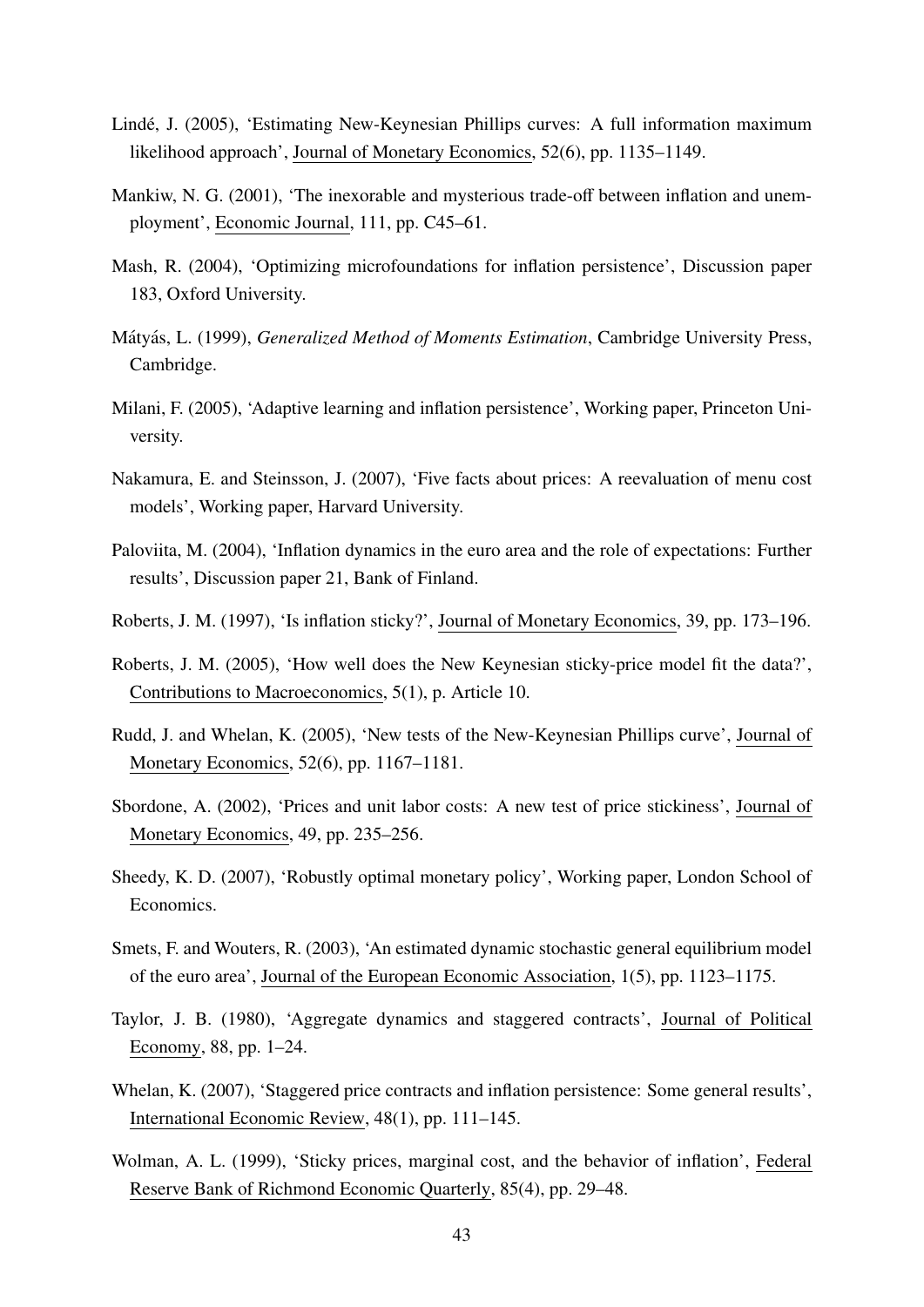Lindé, J. (2005), 'Estimating New-Keynesian Phillips curves: A full information maximum likelihood approach', Journal of Monetary Economics, 52(6), pp. 1135–1149.

Mankiw, N. G. (2001), 'The inexorable and mysterious trade-off between inflation and unemployment', Economic Journal, 111, pp. C45–61.

Mash, R. (2004), 'Optimizing microfoundations for inflation persistence', Discussion paper 183, Oxford University.

Mátyás, L. (1999), *Generalized Method of Moments Estimation*, Cambridge University Press, Cambridge.

Milani, F. (2005), 'Adaptive learning and inflation persistence', Working paper, Princeton University.

Nakamura, E. and Steinsson, J. (2007), 'Five facts about prices: A reevaluation of menu cost models', Working paper, Harvard University.

Paloviita, M. (2004), 'Inflation dynamics in the euro area and the role of expectations: Further results', Discussion paper 21, Bank of Finland.

Roberts, J. M. (1997), 'Is inflation sticky?', Journal of Monetary Economics, 39, pp. 173–196.

Roberts, J. M. (2005), 'How well does the New Keynesian sticky-price model fit the data?', Contributions to Macroeconomics, 5(1), p. Article 10.

Rudd, J. and Whelan, K. (2005), 'New tests of the New-Keynesian Phillips curve', Journal of Monetary Economics, 52(6), pp. 1167–1181.

Sbordone, A. (2002), 'Prices and unit labor costs: A new test of price stickiness', Journal of Monetary Economics, 49, pp. 235–256.

Sheedy, K. D. (2007), 'Robustly optimal monetary policy', Working paper, London School of Economics.

Smets, F. and Wouters, R. (2003), 'An estimated dynamic stochastic general equilibrium model of the euro area', Journal of the European Economic Association, 1(5), pp. 1123–1175.

Taylor, J. B. (1980), 'Aggregate dynamics and staggered contracts', Journal of Political Economy, 88, pp. 1–24.

Whelan, K. (2007), 'Staggered price contracts and inflation persistence: Some general results', International Economic Review, 48(1), pp. 111–145.

Wolman, A. L. (1999), 'Sticky prices, marginal cost, and the behavior of inflation', Federal Reserve Bank of Richmond Economic Quarterly, 85(4), pp. 29–48.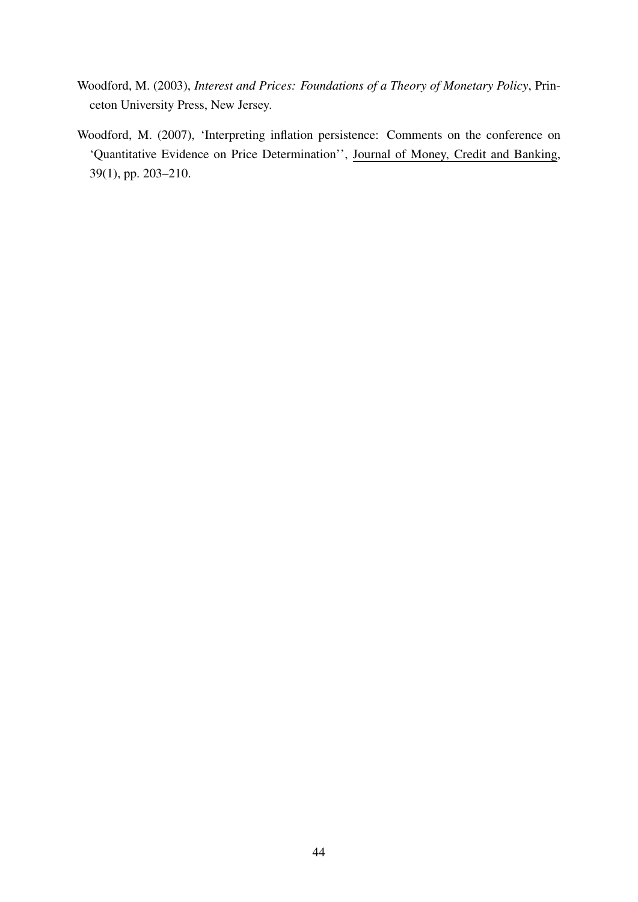Woodford, M. (2003), *Interest and Prices: Foundations of a Theory of Monetary Policy*, Princeton University Press, New Jersey.

Woodford, M. (2007), 'Interpreting inflation persistence: Comments on the conference on 'Quantitative Evidence on Price Determination'', Journal of Money, Credit and Banking, 39(1), pp. 203–210.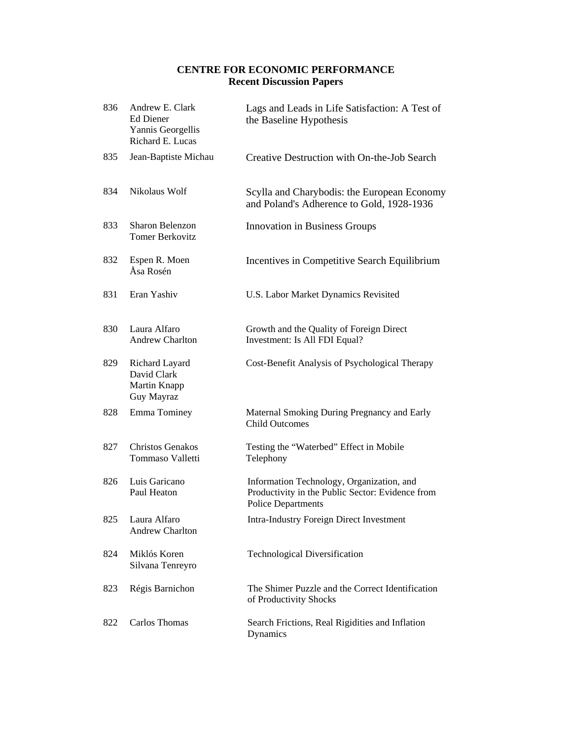**CENTRE FOR ECONOMIC PERFORMANCE**
**Recent Discussion Papers**

| | | |
|---|---|---|
| 836 | Andrew E. Clark<br>Ed Diener<br>Yannis Georgellis<br>Richard E. Lucas | Lags and Leads in Life Satisfaction: A Test of the Baseline Hypothesis |
| 835 | Jean-Baptiste Michau | Creative Destruction with On-the-Job Search |
| 834 | Nikolaus Wolf | Scylla and Charybodis: the European Economy and Poland's Adherence to Gold, 1928-1936 |
| 833 | Sharon Belenzon<br>Tomer Berkovitz | Innovation in Business Groups |
| 832 | Espen R. Moen<br>Åsa Rosén | Incentives in Competitive Search Equilibrium |
| 831 | Eran Yashiv | U.S. Labor Market Dynamics Revisited |
| 830 | Laura Alfaro<br>Andrew Charlton | Growth and the Quality of Foreign Direct Investment: Is All FDI Equal? |
| 829 | Richard Layard<br>David Clark<br>Martin Knapp<br>Guy Mayraz | Cost-Benefit Analysis of Psychological Therapy |
| 828 | Emma Tominey | Maternal Smoking During Pregnancy and Early Child Outcomes |
| 827 | Christos Genakos<br>Tommaso Valletti | Testing the "Waterbed" Effect in Mobile Telephony |
| 826 | Luis Garicano<br>Paul Heaton | Information Technology, Organization, and Productivity in the Public Sector: Evidence from Police Departments |
| 825 | Laura Alfaro<br>Andrew Charlton | Intra-Industry Foreign Direct Investment |
| 824 | Miklós Koren<br>Silvana Tenreyro | Technological Diversification |
| 823 | Régis Barnichon | The Shimer Puzzle and the Correct Identification of Productivity Shocks |
| 822 | Carlos Thomas | Search Frictions, Real Rigidities and Inflation Dynamics |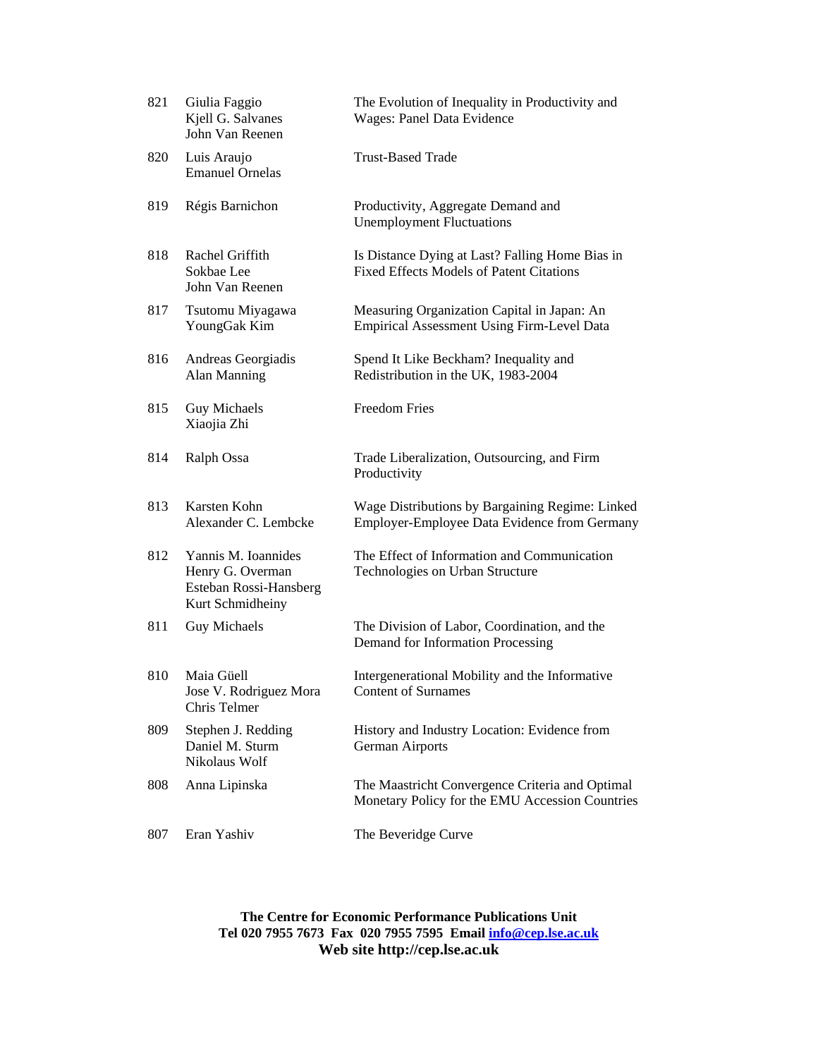| | | |
|---|---|---|
| 821 | Giulia Faggio<br>Kjell G. Salvanes<br>John Van Reenen | The Evolution of Inequality in Productivity and Wages: Panel Data Evidence |
| 820 | Luis Araujo<br>Emanuel Ornelas | Trust-Based Trade |
| 819 | Régis Barnichon | Productivity, Aggregate Demand and Unemployment Fluctuations |
| 818 | Rachel Griffith<br>Sokbae Lee<br>John Van Reenen | Is Distance Dying at Last? Falling Home Bias in Fixed Effects Models of Patent Citations |
| 817 | Tsutomu Miyagawa<br>YoungGak Kim | Measuring Organization Capital in Japan: An Empirical Assessment Using Firm-Level Data |
| 816 | Andreas Georgiadis<br>Alan Manning | Spend It Like Beckham? Inequality and Redistribution in the UK, 1983-2004 |
| 815 | Guy Michaels<br>Xiaojia Zhi | Freedom Fries |
| 814 | Ralph Ossa | Trade Liberalization, Outsourcing, and Firm Productivity |
| 813 | Karsten Kohn<br>Alexander C. Lembcke | Wage Distributions by Bargaining Regime: Linked Employer-Employee Data Evidence from Germany |
| 812 | Yannis M. Ioannides<br>Henry G. Overman<br>Esteban Rossi-Hansberg<br>Kurt Schmidheiny | The Effect of Information and Communication Technologies on Urban Structure |
| 811 | Guy Michaels | The Division of Labor, Coordination, and the Demand for Information Processing |
| 810 | Maia Güell<br>Jose V. Rodriguez Mora<br>Chris Telmer | Intergenerational Mobility and the Informative Content of Surnames |
| 809 | Stephen J. Redding<br>Daniel M. Sturm<br>Nikolaus Wolf | History and Industry Location: Evidence from German Airports |
| 808 | Anna Lipinska | The Maastricht Convergence Criteria and Optimal Monetary Policy for the EMU Accession Countries |
| 807 | Eran Yashiv | The Beveridge Curve |

**The Centre for Economic Performance Publications Unit**
**Tel 020 7955 7673 Fax 020 7955 7595 Email info@cep.lse.ac.uk**
**Web site http://cep.lse.ac.uk**